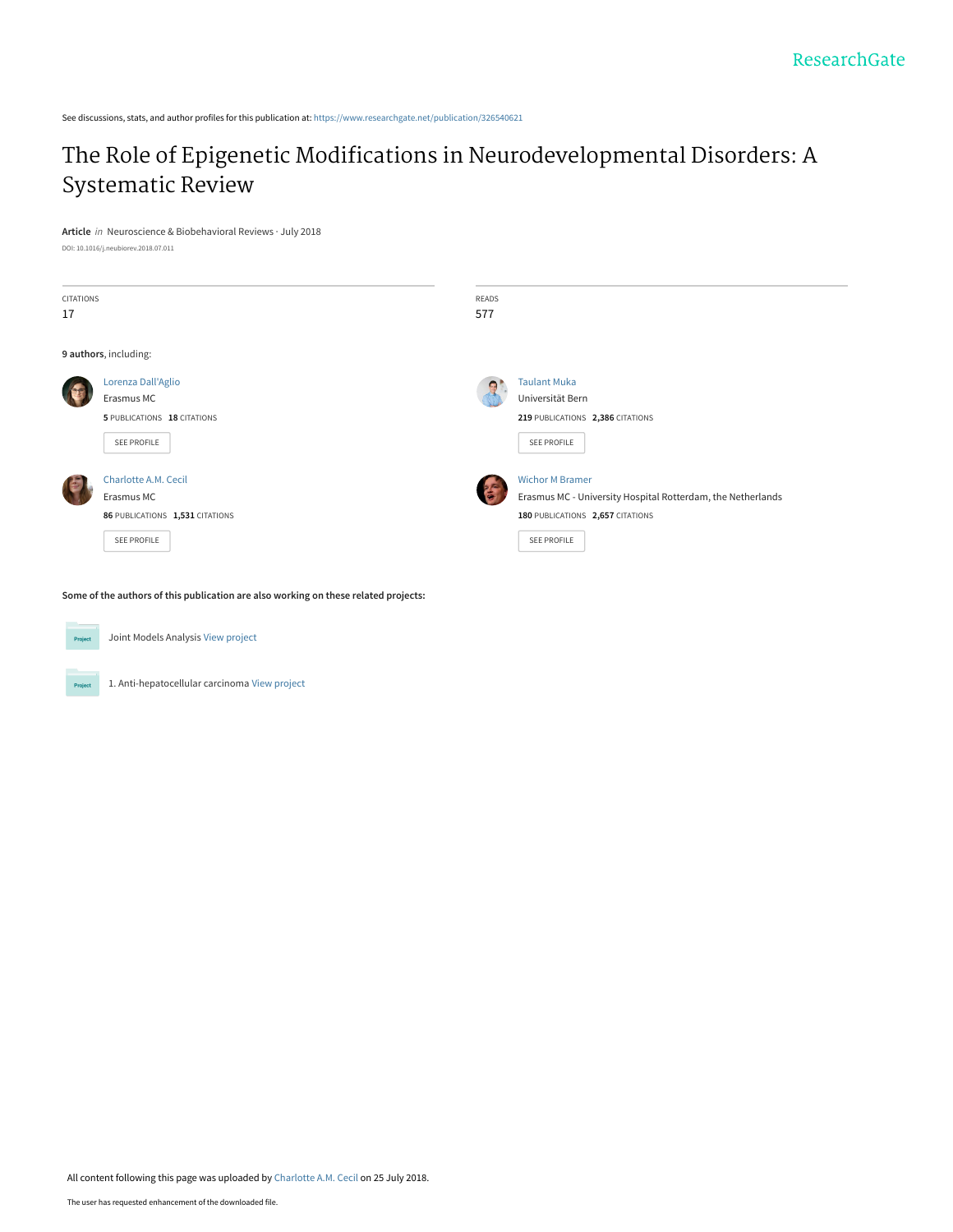ResearchGate

See discussions, stats, and author profiles for this publication at: https://www.researchgate.net/publication/326540621

# The Role of Epigenetic Modifications in Neurodevelopmental Disorders: A Systematic Review

**Article** *in* Neuroscience & Biobehavioral Reviews · July 2018

DOI: 10.1016/j.neubiorev.2018.07.011

| CITATIONS | READS |
| --- | --- |
| 17 | 577 |

**9 authors**, including:

Lorenza Dall'Aglio
Erasmus MC
**5** PUBLICATIONS **18** CITATIONS
SEE PROFILE

Taulant Muka
Universität Bern
**219** PUBLICATIONS **2,386** CITATIONS
SEE PROFILE

Charlotte A.M. Cecil
Erasmus MC
**86** PUBLICATIONS **1,531** CITATIONS
SEE PROFILE

Wichor M Bramer
Erasmus MC - University Hospital Rotterdam, the Netherlands
**180** PUBLICATIONS **2,657** CITATIONS
SEE PROFILE

**Some of the authors of this publication are also working on these related projects:**

Joint Models Analysis View project

1. Anti-hepatocellular carcinoma View project

All content following this page was uploaded by Charlotte A.M. Cecil on 25 July 2018.

The user has requested enhancement of the downloaded file.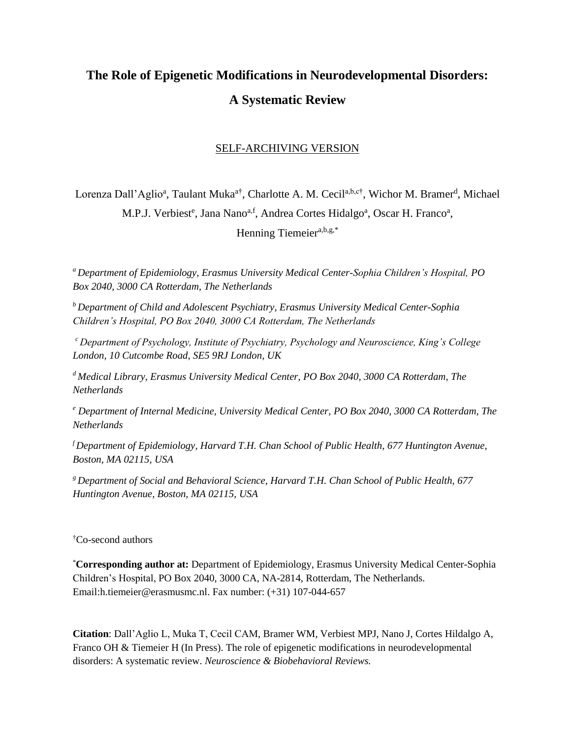# The Role of Epigenetic Modifications in Neurodevelopmental Disorders: A Systematic Review

SELF-ARCHIVING VERSION

Lorenza Dall'Aglio[a], Taulant Muka[a†], Charlotte A. M. Cecil[a,b,c†], Wichor M. Bramer[d], Michael M.P.J. Verbiest[e], Jana Nano[a,f], Andrea Cortes Hidalgo[a], Oscar H. Franco[a], Henning Tiemeier[a,b,g,*]

[a] *Department of Epidemiology, Erasmus University Medical Center-Sophia Children's Hospital, PO Box 2040, 3000 CA Rotterdam, The Netherlands*

[b] *Department of Child and Adolescent Psychiatry, Erasmus University Medical Center-Sophia Children's Hospital, PO Box 2040, 3000 CA Rotterdam, The Netherlands*

[c] *Department of Psychology, Institute of Psychiatry, Psychology and Neuroscience, King's College London, 10 Cutcombe Road, SE5 9RJ London, UK*

[d] *Medical Library, Erasmus University Medical Center, PO Box 2040, 3000 CA Rotterdam, The Netherlands*

[e] *Department of Internal Medicine, University Medical Center, PO Box 2040, 3000 CA Rotterdam, The Netherlands*

[f] *Department of Epidemiology, Harvard T.H. Chan School of Public Health, 677 Huntington Avenue, Boston, MA 02115, USA*

[g] *Department of Social and Behavioral Science, Harvard T.H. Chan School of Public Health, 677 Huntington Avenue, Boston, MA 02115, USA*

[†]Co-second authors

[*]**Corresponding author at:** Department of Epidemiology, Erasmus University Medical Center-Sophia Children's Hospital, PO Box 2040, 3000 CA, NA-2814, Rotterdam, The Netherlands. Email:h.tiemeier@erasmusmc.nl. Fax number: (+31) 107-044-657

**Citation**: Dall'Aglio L, Muka T, Cecil CAM, Bramer WM, Verbiest MPJ, Nano J, Cortes Hildalgo A, Franco OH & Tiemeier H (In Press). The role of epigenetic modifications in neurodevelopmental disorders: A systematic review. *Neuroscience & Biobehavioral Reviews.*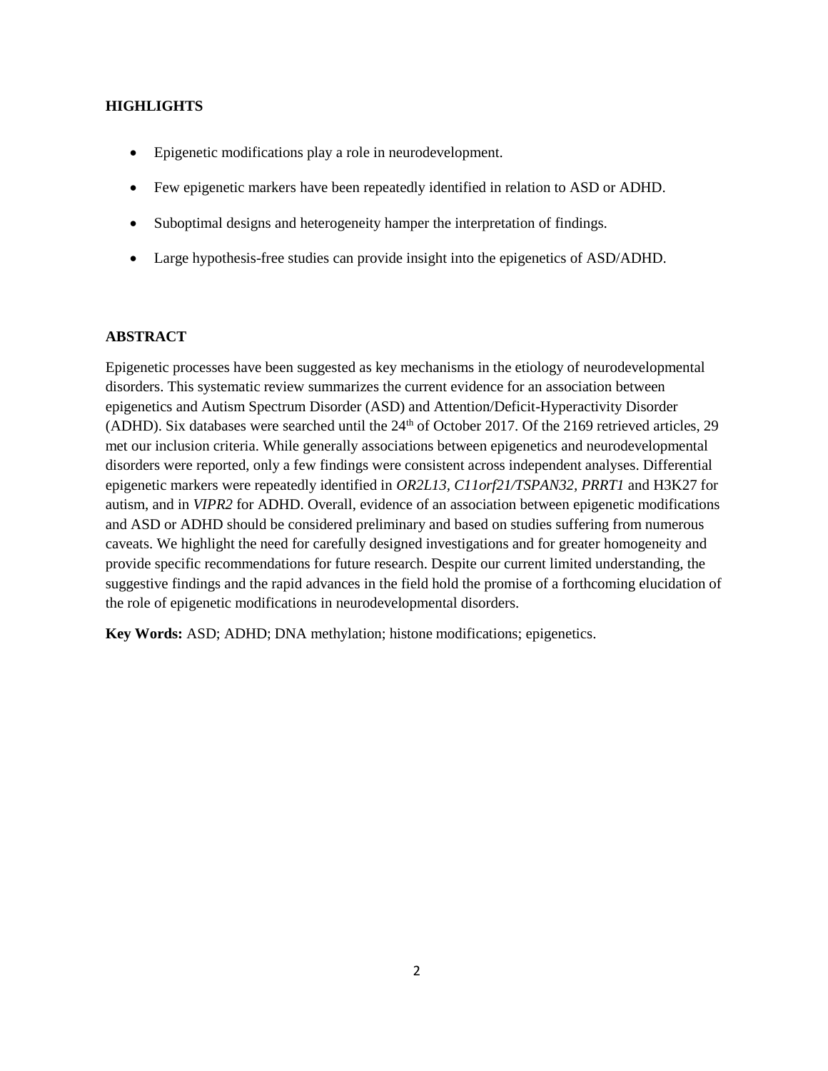**HIGHLIGHTS**

- Epigenetic modifications play a role in neurodevelopment.
- Few epigenetic markers have been repeatedly identified in relation to ASD or ADHD.
- Suboptimal designs and heterogeneity hamper the interpretation of findings.
- Large hypothesis-free studies can provide insight into the epigenetics of ASD/ADHD.

**ABSTRACT**

Epigenetic processes have been suggested as key mechanisms in the etiology of neurodevelopmental disorders. This systematic review summarizes the current evidence for an association between epigenetics and Autism Spectrum Disorder (ASD) and Attention/Deficit-Hyperactivity Disorder (ADHD). Six databases were searched until the 24th of October 2017. Of the 2169 retrieved articles, 29 met our inclusion criteria. While generally associations between epigenetics and neurodevelopmental disorders were reported, only a few findings were consistent across independent analyses. Differential epigenetic markers were repeatedly identified in *OR2L13, C11orf21/TSPAN32, PRRT1* and H3K27 for autism, and in *VIPR2* for ADHD. Overall, evidence of an association between epigenetic modifications and ASD or ADHD should be considered preliminary and based on studies suffering from numerous caveats. We highlight the need for carefully designed investigations and for greater homogeneity and provide specific recommendations for future research. Despite our current limited understanding, the suggestive findings and the rapid advances in the field hold the promise of a forthcoming elucidation of the role of epigenetic modifications in neurodevelopmental disorders.

**Key Words:** ASD; ADHD; DNA methylation; histone modifications; epigenetics.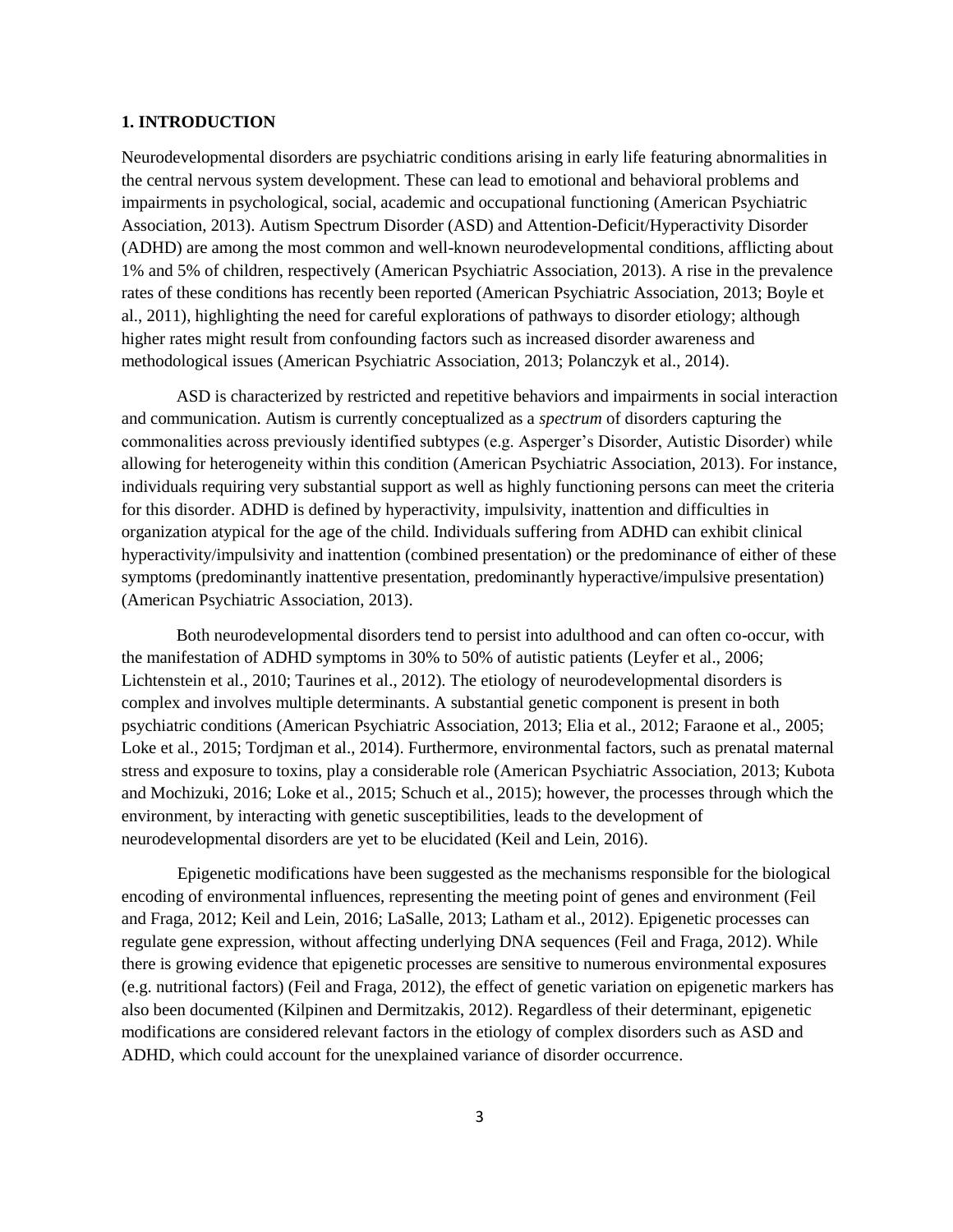## 1. INTRODUCTION

Neurodevelopmental disorders are psychiatric conditions arising in early life featuring abnormalities in the central nervous system development. These can lead to emotional and behavioral problems and impairments in psychological, social, academic and occupational functioning (American Psychiatric Association, 2013). Autism Spectrum Disorder (ASD) and Attention-Deficit/Hyperactivity Disorder (ADHD) are among the most common and well-known neurodevelopmental conditions, afflicting about 1% and 5% of children, respectively (American Psychiatric Association, 2013). A rise in the prevalence rates of these conditions has recently been reported (American Psychiatric Association, 2013; Boyle et al., 2011), highlighting the need for careful explorations of pathways to disorder etiology; although higher rates might result from confounding factors such as increased disorder awareness and methodological issues (American Psychiatric Association, 2013; Polanczyk et al., 2014).

ASD is characterized by restricted and repetitive behaviors and impairments in social interaction and communication. Autism is currently conceptualized as a *spectrum* of disorders capturing the commonalities across previously identified subtypes (e.g. Asperger's Disorder, Autistic Disorder) while allowing for heterogeneity within this condition (American Psychiatric Association, 2013). For instance, individuals requiring very substantial support as well as highly functioning persons can meet the criteria for this disorder. ADHD is defined by hyperactivity, impulsivity, inattention and difficulties in organization atypical for the age of the child. Individuals suffering from ADHD can exhibit clinical hyperactivity/impulsivity and inattention (combined presentation) or the predominance of either of these symptoms (predominantly inattentive presentation, predominantly hyperactive/impulsive presentation) (American Psychiatric Association, 2013).

Both neurodevelopmental disorders tend to persist into adulthood and can often co-occur, with the manifestation of ADHD symptoms in 30% to 50% of autistic patients (Leyfer et al., 2006; Lichtenstein et al., 2010; Taurines et al., 2012). The etiology of neurodevelopmental disorders is complex and involves multiple determinants. A substantial genetic component is present in both psychiatric conditions (American Psychiatric Association, 2013; Elia et al., 2012; Faraone et al., 2005; Loke et al., 2015; Tordjman et al., 2014). Furthermore, environmental factors, such as prenatal maternal stress and exposure to toxins, play a considerable role (American Psychiatric Association, 2013; Kubota and Mochizuki, 2016; Loke et al., 2015; Schuch et al., 2015); however, the processes through which the environment, by interacting with genetic susceptibilities, leads to the development of neurodevelopmental disorders are yet to be elucidated (Keil and Lein, 2016).

Epigenetic modifications have been suggested as the mechanisms responsible for the biological encoding of environmental influences, representing the meeting point of genes and environment (Feil and Fraga, 2012; Keil and Lein, 2016; LaSalle, 2013; Latham et al., 2012). Epigenetic processes can regulate gene expression, without affecting underlying DNA sequences (Feil and Fraga, 2012). While there is growing evidence that epigenetic processes are sensitive to numerous environmental exposures (e.g. nutritional factors) (Feil and Fraga, 2012), the effect of genetic variation on epigenetic markers has also been documented (Kilpinen and Dermitzakis, 2012). Regardless of their determinant, epigenetic modifications are considered relevant factors in the etiology of complex disorders such as ASD and ADHD, which could account for the unexplained variance of disorder occurrence.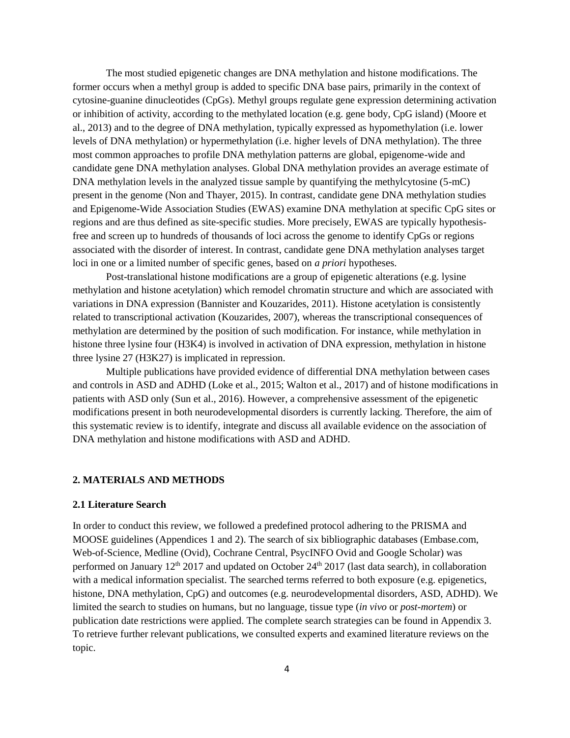The most studied epigenetic changes are DNA methylation and histone modifications. The former occurs when a methyl group is added to specific DNA base pairs, primarily in the context of cytosine-guanine dinucleotides (CpGs). Methyl groups regulate gene expression determining activation or inhibition of activity, according to the methylated location (e.g. gene body, CpG island) (Moore et al., 2013) and to the degree of DNA methylation, typically expressed as hypomethylation (i.e. lower levels of DNA methylation) or hypermethylation (i.e. higher levels of DNA methylation). The three most common approaches to profile DNA methylation patterns are global, epigenome-wide and candidate gene DNA methylation analyses. Global DNA methylation provides an average estimate of DNA methylation levels in the analyzed tissue sample by quantifying the methylcytosine (5-mC) present in the genome (Non and Thayer, 2015). In contrast, candidate gene DNA methylation studies and Epigenome-Wide Association Studies (EWAS) examine DNA methylation at specific CpG sites or regions and are thus defined as site-specific studies. More precisely, EWAS are typically hypothesis-free and screen up to hundreds of thousands of loci across the genome to identify CpGs or regions associated with the disorder of interest. In contrast, candidate gene DNA methylation analyses target loci in one or a limited number of specific genes, based on *a priori* hypotheses.

Post-translational histone modifications are a group of epigenetic alterations (e.g. lysine methylation and histone acetylation) which remodel chromatin structure and which are associated with variations in DNA expression (Bannister and Kouzarides, 2011). Histone acetylation is consistently related to transcriptional activation (Kouzarides, 2007), whereas the transcriptional consequences of methylation are determined by the position of such modification. For instance, while methylation in histone three lysine four (H3K4) is involved in activation of DNA expression, methylation in histone three lysine 27 (H3K27) is implicated in repression.

Multiple publications have provided evidence of differential DNA methylation between cases and controls in ASD and ADHD (Loke et al., 2015; Walton et al., 2017) and of histone modifications in patients with ASD only (Sun et al., 2016). However, a comprehensive assessment of the epigenetic modifications present in both neurodevelopmental disorders is currently lacking. Therefore, the aim of this systematic review is to identify, integrate and discuss all available evidence on the association of DNA methylation and histone modifications with ASD and ADHD.

## 2. MATERIALS AND METHODS

### 2.1 Literature Search

In order to conduct this review, we followed a predefined protocol adhering to the PRISMA and MOOSE guidelines (Appendices 1 and 2). The search of six bibliographic databases (Embase.com, Web-of-Science, Medline (Ovid), Cochrane Central, PsycINFO Ovid and Google Scholar) was performed on January 12th 2017 and updated on October 24th 2017 (last data search), in collaboration with a medical information specialist. The searched terms referred to both exposure (e.g. epigenetics, histone, DNA methylation, CpG) and outcomes (e.g. neurodevelopmental disorders, ASD, ADHD). We limited the search to studies on humans, but no language, tissue type (*in vivo* or *post-mortem*) or publication date restrictions were applied. The complete search strategies can be found in Appendix 3. To retrieve further relevant publications, we consulted experts and examined literature reviews on the topic.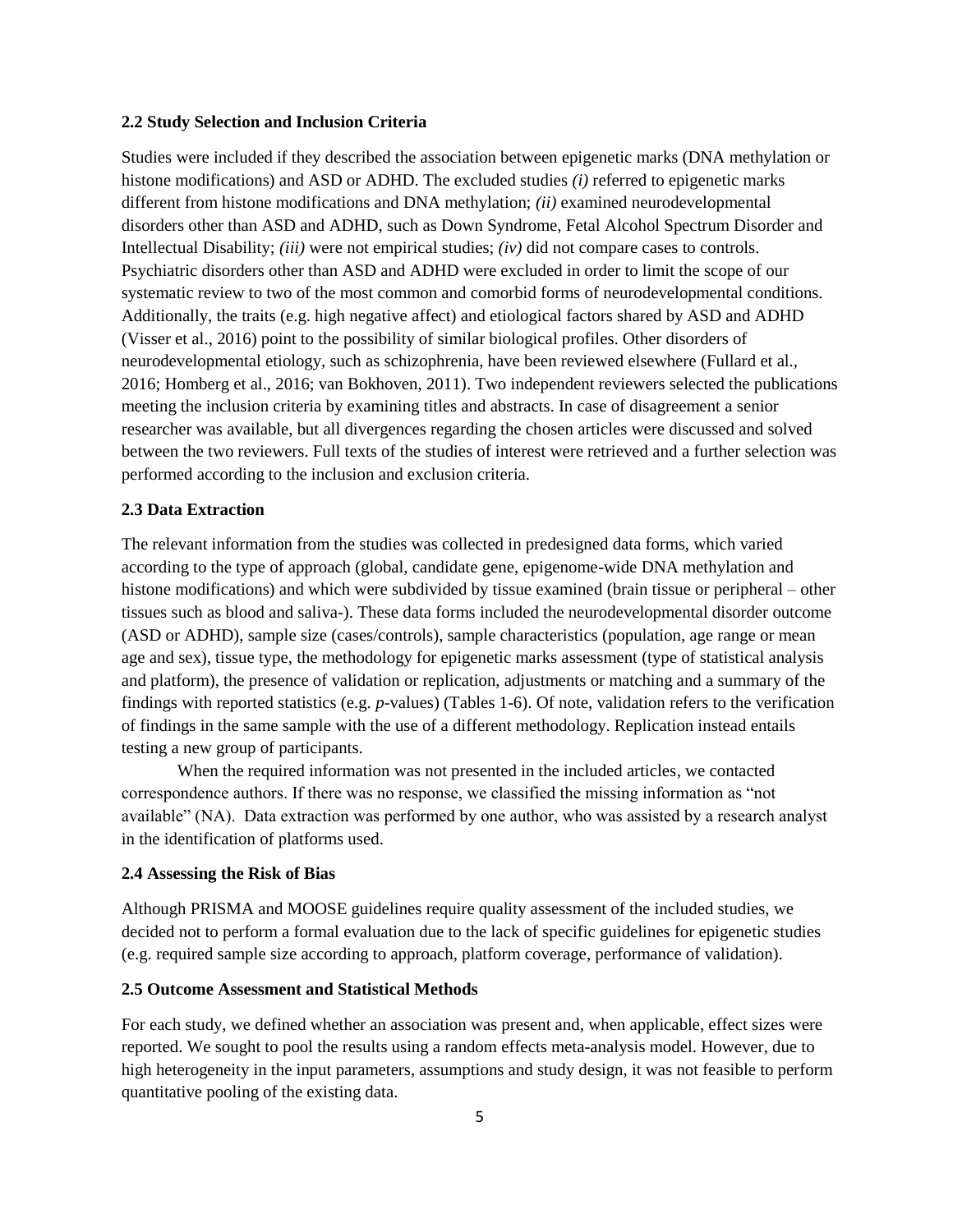### 2.2 Study Selection and Inclusion Criteria

Studies were included if they described the association between epigenetic marks (DNA methylation or histone modifications) and ASD or ADHD. The excluded studies *(i)* referred to epigenetic marks different from histone modifications and DNA methylation; *(ii)* examined neurodevelopmental disorders other than ASD and ADHD, such as Down Syndrome, Fetal Alcohol Spectrum Disorder and Intellectual Disability; *(iii)* were not empirical studies; *(iv)* did not compare cases to controls. Psychiatric disorders other than ASD and ADHD were excluded in order to limit the scope of our systematic review to two of the most common and comorbid forms of neurodevelopmental conditions. Additionally, the traits (e.g. high negative affect) and etiological factors shared by ASD and ADHD (Visser et al., 2016) point to the possibility of similar biological profiles. Other disorders of neurodevelopmental etiology, such as schizophrenia, have been reviewed elsewhere (Fullard et al., 2016; Homberg et al., 2016; van Bokhoven, 2011). Two independent reviewers selected the publications meeting the inclusion criteria by examining titles and abstracts. In case of disagreement a senior researcher was available, but all divergences regarding the chosen articles were discussed and solved between the two reviewers. Full texts of the studies of interest were retrieved and a further selection was performed according to the inclusion and exclusion criteria.

### 2.3 Data Extraction

The relevant information from the studies was collected in predesigned data forms, which varied according to the type of approach (global, candidate gene, epigenome-wide DNA methylation and histone modifications) and which were subdivided by tissue examined (brain tissue or peripheral – other tissues such as blood and saliva-). These data forms included the neurodevelopmental disorder outcome (ASD or ADHD), sample size (cases/controls), sample characteristics (population, age range or mean age and sex), tissue type, the methodology for epigenetic marks assessment (type of statistical analysis and platform), the presence of validation or replication, adjustments or matching and a summary of the findings with reported statistics (e.g. *p*-values) (Tables 1-6). Of note, validation refers to the verification of findings in the same sample with the use of a different methodology. Replication instead entails testing a new group of participants.

When the required information was not presented in the included articles, we contacted correspondence authors. If there was no response, we classified the missing information as "not available" (NA). Data extraction was performed by one author, who was assisted by a research analyst in the identification of platforms used.

### 2.4 Assessing the Risk of Bias

Although PRISMA and MOOSE guidelines require quality assessment of the included studies, we decided not to perform a formal evaluation due to the lack of specific guidelines for epigenetic studies (e.g. required sample size according to approach, platform coverage, performance of validation).

### 2.5 Outcome Assessment and Statistical Methods

For each study, we defined whether an association was present and, when applicable, effect sizes were reported. We sought to pool the results using a random effects meta-analysis model. However, due to high heterogeneity in the input parameters, assumptions and study design, it was not feasible to perform quantitative pooling of the existing data.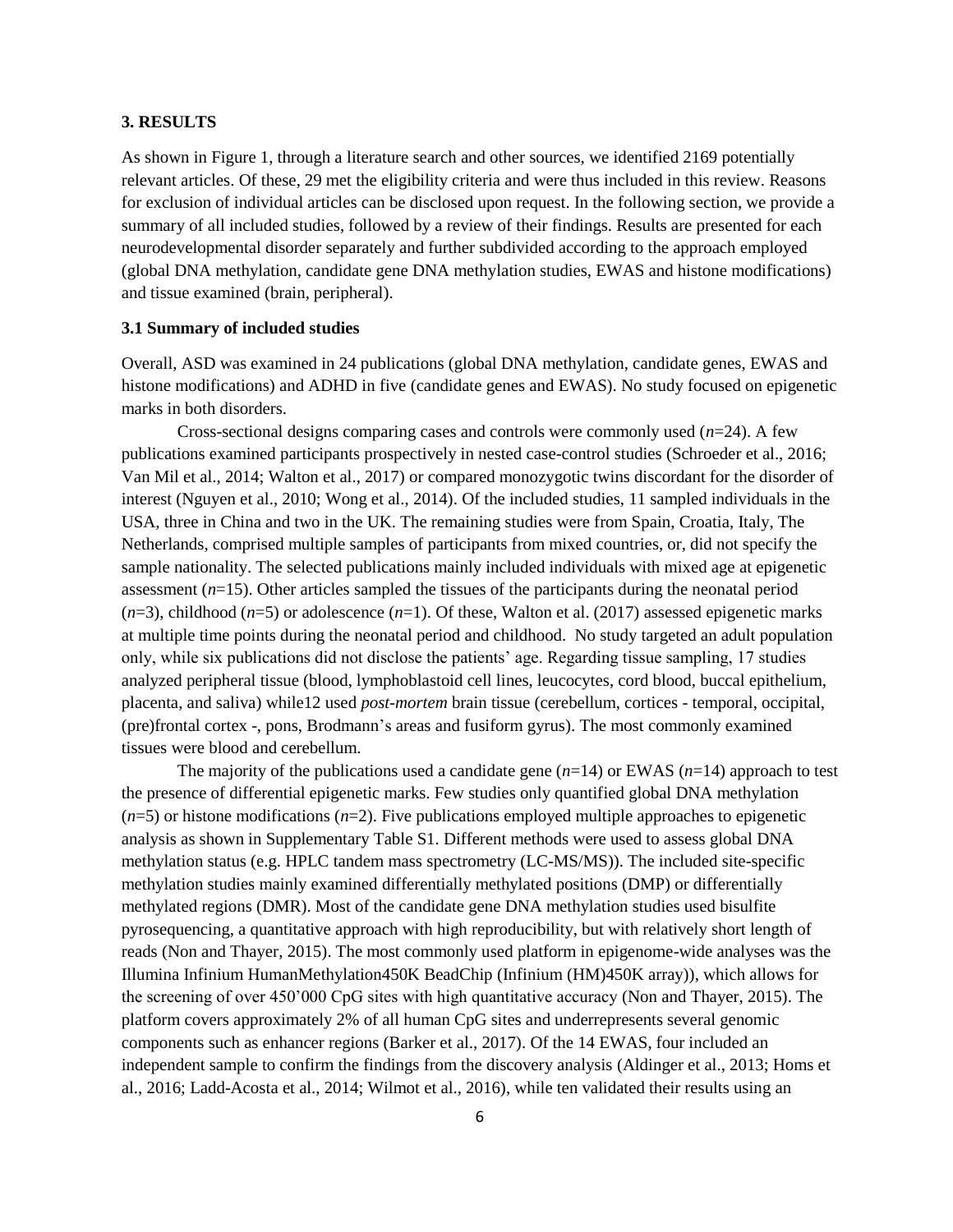## 3. RESULTS

As shown in Figure 1, through a literature search and other sources, we identified 2169 potentially relevant articles. Of these, 29 met the eligibility criteria and were thus included in this review. Reasons for exclusion of individual articles can be disclosed upon request. In the following section, we provide a summary of all included studies, followed by a review of their findings. Results are presented for each neurodevelopmental disorder separately and further subdivided according to the approach employed (global DNA methylation, candidate gene DNA methylation studies, EWAS and histone modifications) and tissue examined (brain, peripheral).

### 3.1 Summary of included studies

Overall, ASD was examined in 24 publications (global DNA methylation, candidate genes, EWAS and histone modifications) and ADHD in five (candidate genes and EWAS). No study focused on epigenetic marks in both disorders.

Cross-sectional designs comparing cases and controls were commonly used (*n*=24). A few publications examined participants prospectively in nested case-control studies (Schroeder et al., 2016; Van Mil et al., 2014; Walton et al., 2017) or compared monozygotic twins discordant for the disorder of interest (Nguyen et al., 2010; Wong et al., 2014). Of the included studies, 11 sampled individuals in the USA, three in China and two in the UK. The remaining studies were from Spain, Croatia, Italy, The Netherlands, comprised multiple samples of participants from mixed countries, or, did not specify the sample nationality. The selected publications mainly included individuals with mixed age at epigenetic assessment (*n*=15). Other articles sampled the tissues of the participants during the neonatal period (*n*=3), childhood (*n*=5) or adolescence (*n*=1). Of these, Walton et al. (2017) assessed epigenetic marks at multiple time points during the neonatal period and childhood. No study targeted an adult population only, while six publications did not disclose the patients' age. Regarding tissue sampling, 17 studies analyzed peripheral tissue (blood, lymphoblastoid cell lines, leucocytes, cord blood, buccal epithelium, placenta, and saliva) while12 used *post-mortem* brain tissue (cerebellum, cortices - temporal, occipital, (pre)frontal cortex -, pons, Brodmann's areas and fusiform gyrus). The most commonly examined tissues were blood and cerebellum.

The majority of the publications used a candidate gene (*n*=14) or EWAS (*n*=14) approach to test the presence of differential epigenetic marks. Few studies only quantified global DNA methylation (*n*=5) or histone modifications (*n*=2). Five publications employed multiple approaches to epigenetic analysis as shown in Supplementary Table S1. Different methods were used to assess global DNA methylation status (e.g. HPLC tandem mass spectrometry (LC-MS/MS)). The included site-specific methylation studies mainly examined differentially methylated positions (DMP) or differentially methylated regions (DMR). Most of the candidate gene DNA methylation studies used bisulfite pyrosequencing, a quantitative approach with high reproducibility, but with relatively short length of reads (Non and Thayer, 2015). The most commonly used platform in epigenome-wide analyses was the Illumina Infinium HumanMethylation450K BeadChip (Infinium (HM)450K array)), which allows for the screening of over 450'000 CpG sites with high quantitative accuracy (Non and Thayer, 2015). The platform covers approximately 2% of all human CpG sites and underrepresents several genomic components such as enhancer regions (Barker et al., 2017). Of the 14 EWAS, four included an independent sample to confirm the findings from the discovery analysis (Aldinger et al., 2013; Homs et al., 2016; Ladd-Acosta et al., 2014; Wilmot et al., 2016), while ten validated their results using an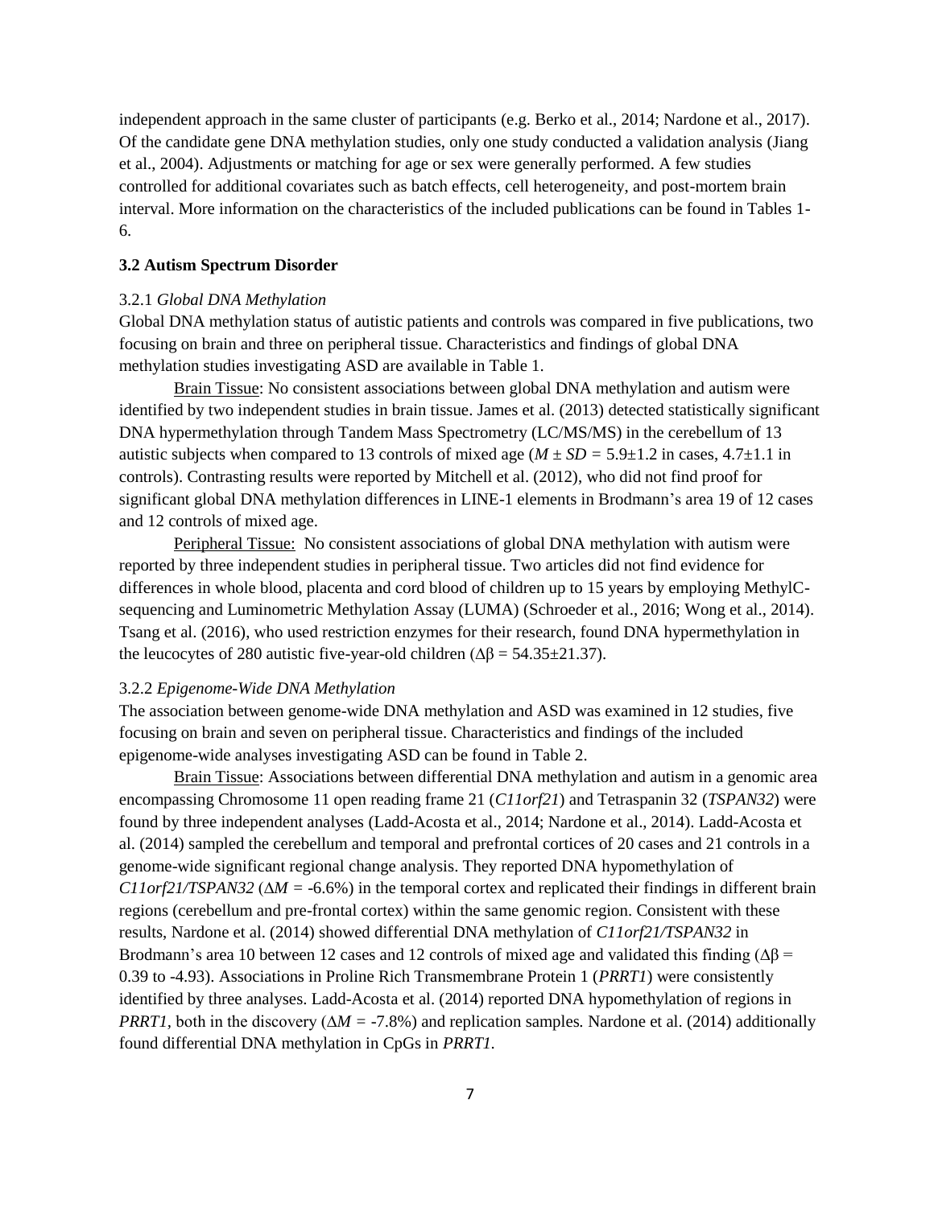independent approach in the same cluster of participants (e.g. Berko et al., 2014; Nardone et al., 2017). Of the candidate gene DNA methylation studies, only one study conducted a validation analysis (Jiang et al., 2004). Adjustments or matching for age or sex were generally performed. A few studies controlled for additional covariates such as batch effects, cell heterogeneity, and post-mortem brain interval. More information on the characteristics of the included publications can be found in Tables 1-6.

### 3.2 Autism Spectrum Disorder

#### 3.2.1 *Global DNA Methylation*

Global DNA methylation status of autistic patients and controls was compared in five publications, two focusing on brain and three on peripheral tissue. Characteristics and findings of global DNA methylation studies investigating ASD are available in Table 1.

Brain Tissue: No consistent associations between global DNA methylation and autism were identified by two independent studies in brain tissue. James et al. (2013) detected statistically significant DNA hypermethylation through Tandem Mass Spectrometry (LC/MS/MS) in the cerebellum of 13 autistic subjects when compared to 13 controls of mixed age ($M \pm SD = 5.9 \pm 1.2$ in cases, $4.7 \pm 1.1$ in controls). Contrasting results were reported by Mitchell et al. (2012), who did not find proof for significant global DNA methylation differences in LINE-1 elements in Brodmann's area 19 of 12 cases and 12 controls of mixed age.

Peripheral Tissue: No consistent associations of global DNA methylation with autism were reported by three independent studies in peripheral tissue. Two articles did not find evidence for differences in whole blood, placenta and cord blood of children up to 15 years by employing MethylC-sequencing and Luminometric Methylation Assay (LUMA) (Schroeder et al., 2016; Wong et al., 2014). Tsang et al. (2016), who used restriction enzymes for their research, found DNA hypermethylation in the leucocytes of 280 autistic five-year-old children ($\Delta\beta = 54.35 \pm 21.37$).

#### 3.2.2 *Epigenome-Wide DNA Methylation*

The association between genome-wide DNA methylation and ASD was examined in 12 studies, five focusing on brain and seven on peripheral tissue. Characteristics and findings of the included epigenome-wide analyses investigating ASD can be found in Table 2.

Brain Tissue: Associations between differential DNA methylation and autism in a genomic area encompassing Chromosome 11 open reading frame 21 (*C11orf21*) and Tetraspanin 32 (*TSPAN32*) were found by three independent analyses (Ladd-Acosta et al., 2014; Nardone et al., 2014). Ladd-Acosta et al. (2014) sampled the cerebellum and temporal and prefrontal cortices of 20 cases and 21 controls in a genome-wide significant regional change analysis. They reported DNA hypomethylation of *C11orf21/TSPAN32* ($\Delta M = -6.6\%$) in the temporal cortex and replicated their findings in different brain regions (cerebellum and pre-frontal cortex) within the same genomic region. Consistent with these results, Nardone et al. (2014) showed differential DNA methylation of *C11orf21/TSPAN32* in Brodmann's area 10 between 12 cases and 12 controls of mixed age and validated this finding ($\Delta\beta = 0.39$ to $-4.93$). Associations in Proline Rich Transmembrane Protein 1 (*PRRT1*) were consistently identified by three analyses. Ladd-Acosta et al. (2014) reported DNA hypomethylation of regions in *PRRT1*, both in the discovery ($\Delta M = -7.8\%$) and replication samples. Nardone et al. (2014) additionally found differential DNA methylation in CpGs in *PRRT1*.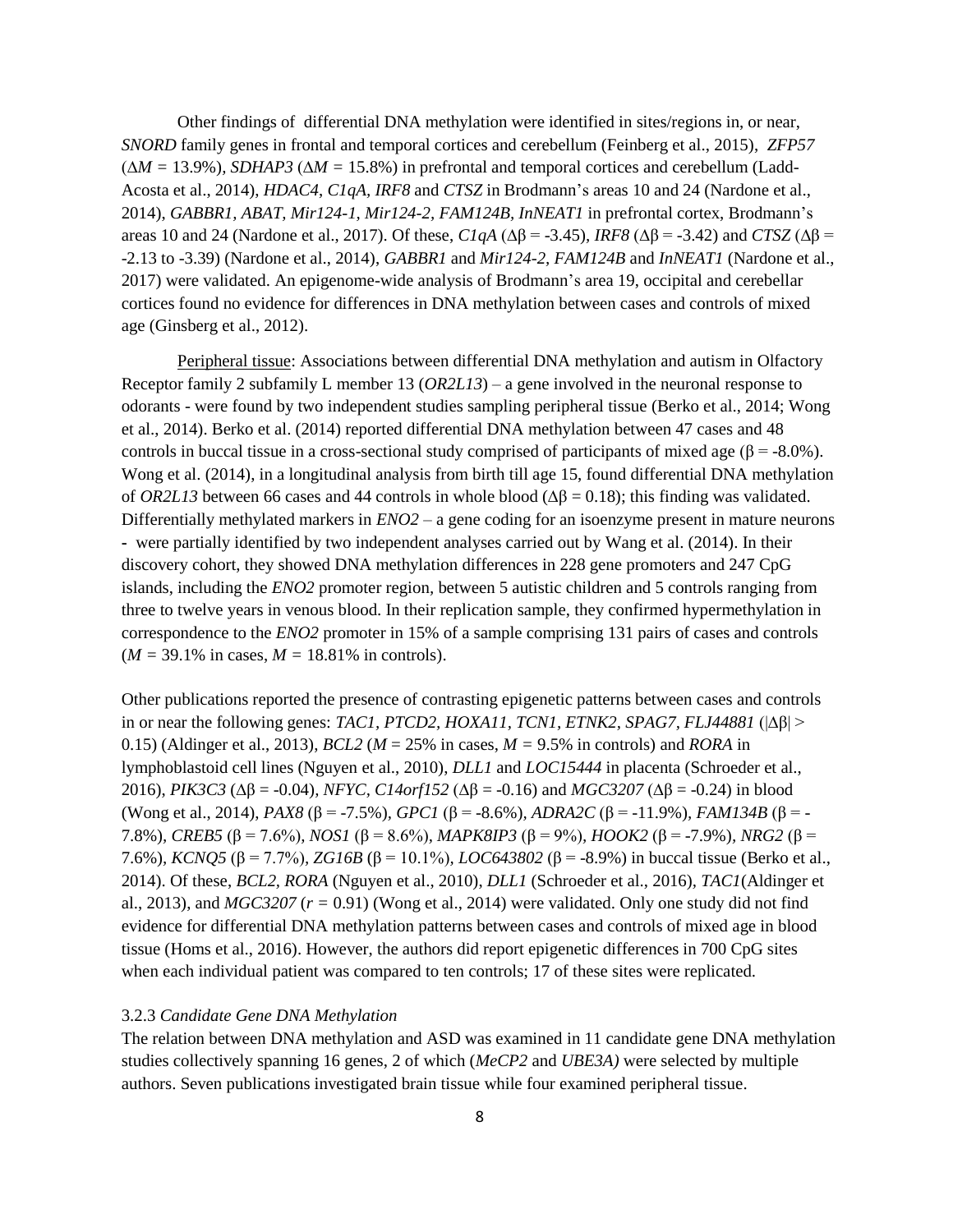Other findings of differential DNA methylation were identified in sites/regions in, or near, *SNORD* family genes in frontal and temporal cortices and cerebellum (Feinberg et al., 2015), *ZFP57* ($\Delta M$ = 13.9%), *SDHAP3* ($\Delta M$ = 15.8%) in prefrontal and temporal cortices and cerebellum (Ladd-Acosta et al., 2014), *HDAC4*, *C1qA*, *IRF8* and *CTSZ* in Brodmann's areas 10 and 24 (Nardone et al., 2014), *GABBR1, ABAT, Mir124-1, Mir124-2, FAM124B, InNEAT1* in prefrontal cortex, Brodmann's areas 10 and 24 (Nardone et al., 2017). Of these, *C1qA* ($\Delta\beta$ = -3.45), *IRF8* ($\Delta\beta$ = -3.42) and *CTSZ* ($\Delta\beta$ = -2.13 to -3.39) (Nardone et al., 2014), *GABBR1* and *Mir124-2, FAM124B* and *InNEAT1* (Nardone et al., 2017) were validated. An epigenome-wide analysis of Brodmann's area 19, occipital and cerebellar cortices found no evidence for differences in DNA methylation between cases and controls of mixed age (Ginsberg et al., 2012).

Peripheral tissue: Associations between differential DNA methylation and autism in Olfactory Receptor family 2 subfamily L member 13 (*OR2L13*) – a gene involved in the neuronal response to odorants - were found by two independent studies sampling peripheral tissue (Berko et al., 2014; Wong et al., 2014). Berko et al. (2014) reported differential DNA methylation between 47 cases and 48 controls in buccal tissue in a cross-sectional study comprised of participants of mixed age ($\beta$ = -8.0%). Wong et al. (2014), in a longitudinal analysis from birth till age 15, found differential DNA methylation of *OR2L13* between 66 cases and 44 controls in whole blood ($\Delta\beta$ = 0.18); this finding was validated. Differentially methylated markers in *ENO2* – a gene coding for an isoenzyme present in mature neurons - were partially identified by two independent analyses carried out by Wang et al. (2014). In their discovery cohort, they showed DNA methylation differences in 228 gene promoters and 247 CpG islands, including the *ENO2* promoter region, between 5 autistic children and 5 controls ranging from three to twelve years in venous blood. In their replication sample, they confirmed hypermethylation in correspondence to the *ENO2* promoter in 15% of a sample comprising 131 pairs of cases and controls ($M$ = 39.1% in cases, $M$ = 18.81% in controls).

Other publications reported the presence of contrasting epigenetic patterns between cases and controls in or near the following genes: *TAC1*, *PTCD2, HOXA11, TCN1, ETNK2, SPAG7, FLJ44881* ($|\Delta\beta| >$ 0.15) (Aldinger et al., 2013), *BCL2* ($M$ = 25% in cases, $M$ = 9.5% in controls) and *RORA* in lymphoblastoid cell lines (Nguyen et al., 2010), *DLL1* and *LOC15444* in placenta (Schroeder et al., 2016), *PIK3C3* ($\Delta\beta$ = -0.04), *NFYC*, *C14orf152* ($\Delta\beta$ = -0.16) and *MGC3207* ($\Delta\beta$ = -0.24) in blood (Wong et al., 2014), *PAX8* ($\beta$ = -7.5%), *GPC1* ($\beta$ = -8.6%), *ADRA2C* ($\beta$ = -11.9%), *FAM134B* ($\beta$ = -7.8%), *CREB5* ($\beta$ = 7.6%), *NOS1* ($\beta$ = 8.6%), *MAPK8IP3* ($\beta$ = 9%), *HOOK2* ($\beta$ = -7.9%), *NRG2* ($\beta$ = 7.6%), *KCNQ5* ($\beta$ = 7.7%), *ZG16B* ($\beta$ = 10.1%), *LOC643802* ($\beta$ = -8.9%) in buccal tissue (Berko et al., 2014). Of these, *BCL2*, *RORA* (Nguyen et al., 2010), *DLL1* (Schroeder et al., 2016), *TAC1*(Aldinger et al., 2013), and *MGC3207* ($r$ = 0.91) (Wong et al., 2014) were validated. Only one study did not find evidence for differential DNA methylation patterns between cases and controls of mixed age in blood tissue (Homs et al., 2016). However, the authors did report epigenetic differences in 700 CpG sites when each individual patient was compared to ten controls; 17 of these sites were replicated.

### 3.2.3 *Candidate Gene DNA Methylation*

The relation between DNA methylation and ASD was examined in 11 candidate gene DNA methylation studies collectively spanning 16 genes, 2 of which (*MeCP2* and *UBE3A)* were selected by multiple authors. Seven publications investigated brain tissue while four examined peripheral tissue.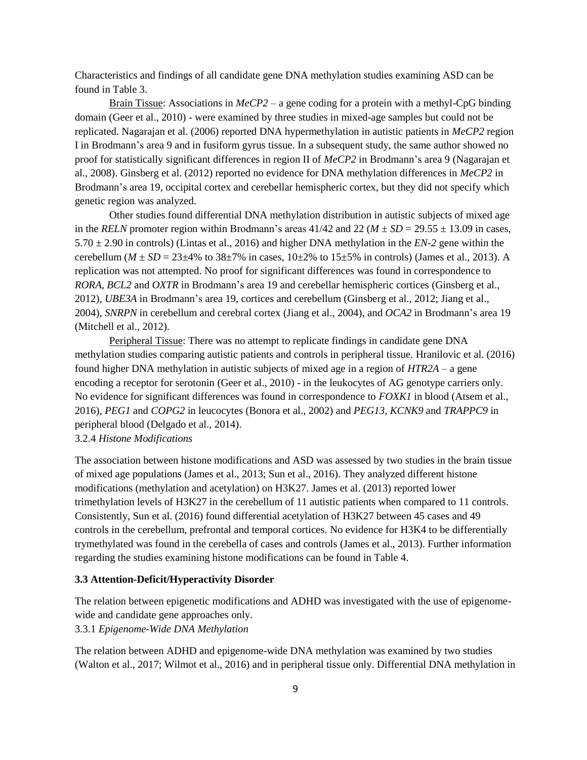Characteristics and findings of all candidate gene DNA methylation studies examining ASD can be found in Table 3.

Brain Tissue: Associations in *MeCP2* – a gene coding for a protein with a methyl-CpG binding domain (Geer et al., 2010) - were examined by three studies in mixed-age samples but could not be replicated. Nagarajan et al. (2006) reported DNA hypermethylation in autistic patients in *MeCP2* region I in Brodmann's area 9 and in fusiform gyrus tissue. In a subsequent study, the same author showed no proof for statistically significant differences in region II of *MeCP2* in Brodmann's area 9 (Nagarajan et al., 2008). Ginsberg et al. (2012) reported no evidence for DNA methylation differences in *MeCP2* in Brodmann's area 19, occipital cortex and cerebellar hemispheric cortex, but they did not specify which genetic region was analyzed.

Other studies found differential DNA methylation distribution in autistic subjects of mixed age in the *RELN* promoter region within Brodmann's areas 41/42 and 22 ($M \pm SD$ = 29.55 ± 13.09 in cases, 5.70 ± 2.90 in controls) (Lintas et al., 2016) and higher DNA methylation in the *EN-2* gene within the cerebellum ($M \pm SD$ = 23±4% to 38±7% in cases, 10±2% to 15±5% in controls) (James et al., 2013). A replication was not attempted. No proof for significant differences was found in correspondence to *RORA*, *BCL2* and *OXTR* in Brodmann's area 19 and cerebellar hemispheric cortices (Ginsberg et al., 2012), *UBE3A* in Brodmann's area 19, cortices and cerebellum (Ginsberg et al., 2012; Jiang et al., 2004), *SNRPN* in cerebellum and cerebral cortex (Jiang et al., 2004), and *OCA2* in Brodmann's area 19 (Mitchell et al., 2012).

Peripheral Tissue: There was no attempt to replicate findings in candidate gene DNA methylation studies comparing autistic patients and controls in peripheral tissue. Hranilovic et al. (2016) found higher DNA methylation in autistic subjects of mixed age in a region of *HTR2A* – a gene encoding a receptor for serotonin (Geer et al., 2010) - in the leukocytes of AG genotype carriers only. No evidence for significant differences was found in correspondence to *FOXK1* in blood (Atsem et al., 2016), *PEG1* and *COPG2* in leucocytes (Bonora et al., 2002) and *PEG13*, *KCNK9* and *TRAPPC9* in peripheral blood (Delgado et al., 2014).

3.2.4 *Histone Modifications*

The association between histone modifications and ASD was assessed by two studies in the brain tissue of mixed age populations (James et al., 2013; Sun et al., 2016). They analyzed different histone modifications (methylation and acetylation) on H3K27. James et al. (2013) reported lower trimethylation levels of H3K27 in the cerebellum of 11 autistic patients when compared to 11 controls. Consistently, Sun et al. (2016) found differential acetylation of H3K27 between 45 cases and 49 controls in the cerebellum, prefrontal and temporal cortices. No evidence for H3K4 to be differentially trymethylated was found in the cerebella of cases and controls (James et al., 2013). Further information regarding the studies examining histone modifications can be found in Table 4.

### 3.3 Attention-Deficit/Hyperactivity Disorder

The relation between epigenetic modifications and ADHD was investigated with the use of epigenome-wide and candidate gene approaches only.

3.3.1 *Epigenome-Wide DNA Methylation*

The relation between ADHD and epigenome-wide DNA methylation was examined by two studies (Walton et al., 2017; Wilmot et al., 2016) and in peripheral tissue only. Differential DNA methylation in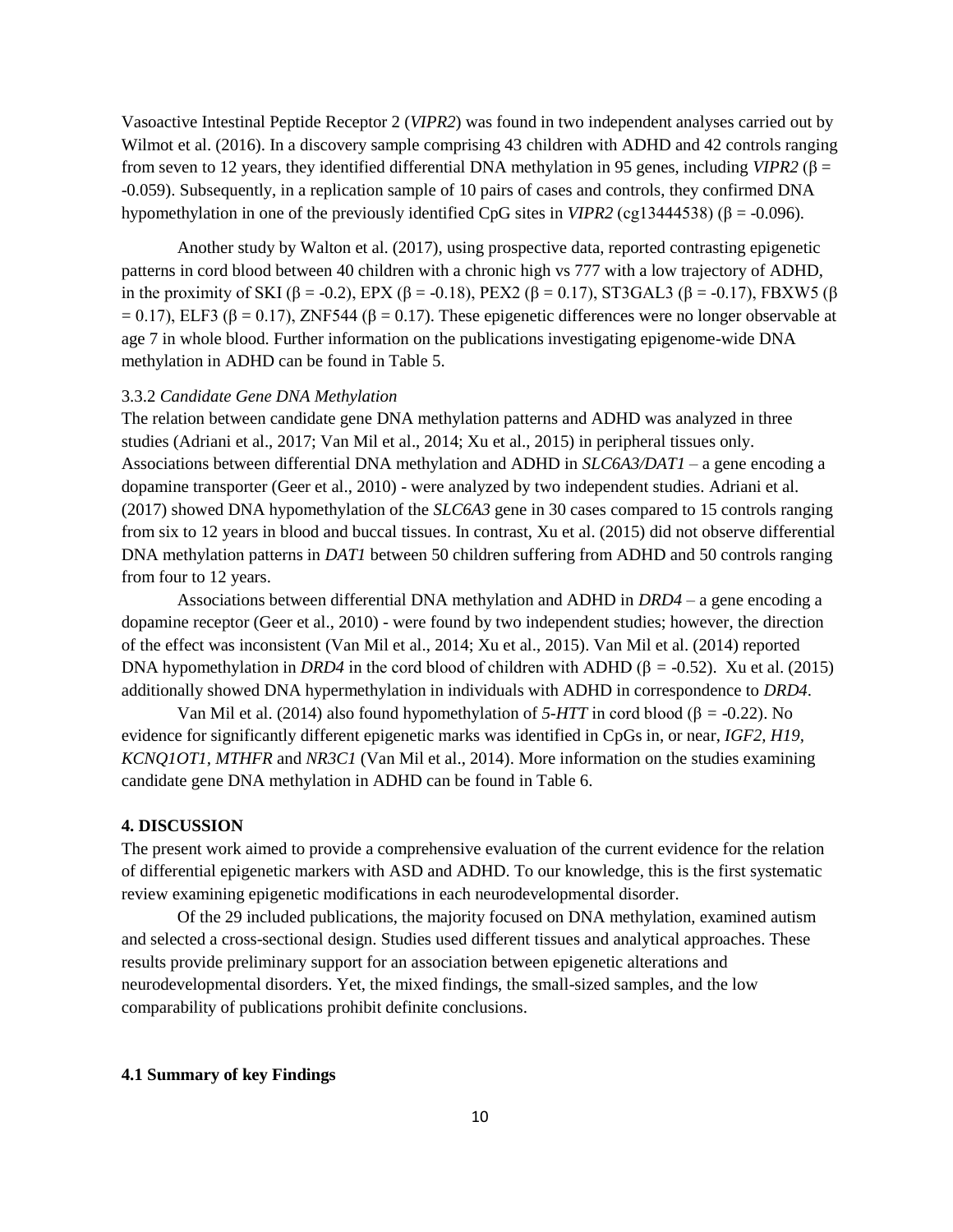Vasoactive Intestinal Peptide Receptor 2 (*VIPR2*) was found in two independent analyses carried out by Wilmot et al. (2016). In a discovery sample comprising 43 children with ADHD and 42 controls ranging from seven to 12 years, they identified differential DNA methylation in 95 genes, including *VIPR2* ($\beta$ = -0.059). Subsequently, in a replication sample of 10 pairs of cases and controls, they confirmed DNA hypomethylation in one of the previously identified CpG sites in *VIPR2* (cg13444538) ($\beta$ = -0.096).

Another study by Walton et al. (2017), using prospective data, reported contrasting epigenetic patterns in cord blood between 40 children with a chronic high vs 777 with a low trajectory of ADHD, in the proximity of SKI ($\beta$ = -0.2), EPX ($\beta$ = -0.18), PEX2 ($\beta$ = 0.17), ST3GAL3 ($\beta$ = -0.17), FBXW5 ($\beta$ = 0.17), ELF3 ($\beta$ = 0.17), ZNF544 ($\beta$ = 0.17). These epigenetic differences were no longer observable at age 7 in whole blood. Further information on the publications investigating epigenome-wide DNA methylation in ADHD can be found in Table 5.

### 3.3.2 *Candidate Gene DNA Methylation*

The relation between candidate gene DNA methylation patterns and ADHD was analyzed in three studies (Adriani et al., 2017; Van Mil et al., 2014; Xu et al., 2015) in peripheral tissues only. Associations between differential DNA methylation and ADHD in *SLC6A3/DAT1* – a gene encoding a dopamine transporter (Geer et al., 2010) - were analyzed by two independent studies. Adriani et al. (2017) showed DNA hypomethylation of the *SLC6A3* gene in 30 cases compared to 15 controls ranging from six to 12 years in blood and buccal tissues. In contrast, Xu et al. (2015) did not observe differential DNA methylation patterns in *DAT1* between 50 children suffering from ADHD and 50 controls ranging from four to 12 years.

Associations between differential DNA methylation and ADHD in *DRD4* – a gene encoding a dopamine receptor (Geer et al., 2010) - were found by two independent studies; however, the direction of the effect was inconsistent (Van Mil et al., 2014; Xu et al., 2015). Van Mil et al. (2014) reported DNA hypomethylation in *DRD4* in the cord blood of children with ADHD ($\beta$ = -0.52). Xu et al. (2015) additionally showed DNA hypermethylation in individuals with ADHD in correspondence to *DRD4*.

Van Mil et al. (2014) also found hypomethylation of *5-HTT* in cord blood ($\beta$ = -0.22). No evidence for significantly different epigenetic marks was identified in CpGs in, or near, *IGF2, H19, KCNQ1OT1, MTHFR* and *NR3C1* (Van Mil et al., 2014). More information on the studies examining candidate gene DNA methylation in ADHD can be found in Table 6.

## 4. DISCUSSION

The present work aimed to provide a comprehensive evaluation of the current evidence for the relation of differential epigenetic markers with ASD and ADHD. To our knowledge, this is the first systematic review examining epigenetic modifications in each neurodevelopmental disorder.

Of the 29 included publications, the majority focused on DNA methylation, examined autism and selected a cross-sectional design. Studies used different tissues and analytical approaches. These results provide preliminary support for an association between epigenetic alterations and neurodevelopmental disorders. Yet, the mixed findings, the small-sized samples, and the low comparability of publications prohibit definite conclusions.

### 4.1 Summary of key Findings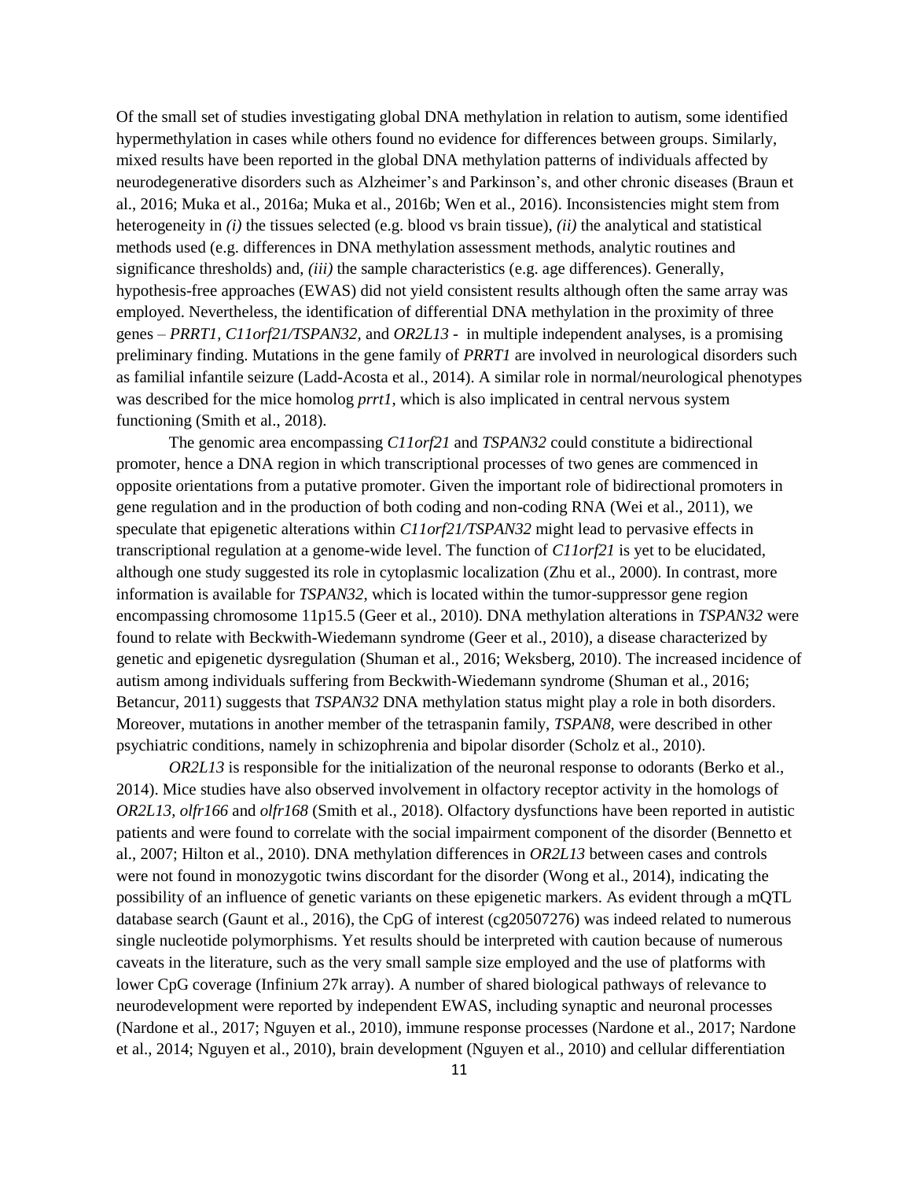Of the small set of studies investigating global DNA methylation in relation to autism, some identified hypermethylation in cases while others found no evidence for differences between groups. Similarly, mixed results have been reported in the global DNA methylation patterns of individuals affected by neurodegenerative disorders such as Alzheimer's and Parkinson's, and other chronic diseases (Braun et al., 2016; Muka et al., 2016a; Muka et al., 2016b; Wen et al., 2016). Inconsistencies might stem from heterogeneity in *(i)* the tissues selected (e.g. blood vs brain tissue), *(ii)* the analytical and statistical methods used (e.g. differences in DNA methylation assessment methods, analytic routines and significance thresholds) and, *(iii)* the sample characteristics (e.g. age differences). Generally, hypothesis-free approaches (EWAS) did not yield consistent results although often the same array was employed. Nevertheless, the identification of differential DNA methylation in the proximity of three genes – *PRRT1*, *C11orf21/TSPAN32*, and *OR2L13* - in multiple independent analyses, is a promising preliminary finding. Mutations in the gene family of *PRRT1* are involved in neurological disorders such as familial infantile seizure (Ladd-Acosta et al., 2014). A similar role in normal/neurological phenotypes was described for the mice homolog *prrt1*, which is also implicated in central nervous system functioning (Smith et al., 2018).

The genomic area encompassing *C11orf21* and *TSPAN32* could constitute a bidirectional promoter, hence a DNA region in which transcriptional processes of two genes are commenced in opposite orientations from a putative promoter. Given the important role of bidirectional promoters in gene regulation and in the production of both coding and non-coding RNA (Wei et al., 2011), we speculate that epigenetic alterations within *C11orf21/TSPAN32* might lead to pervasive effects in transcriptional regulation at a genome-wide level. The function of *C11orf21* is yet to be elucidated, although one study suggested its role in cytoplasmic localization (Zhu et al., 2000). In contrast, more information is available for *TSPAN32*, which is located within the tumor-suppressor gene region encompassing chromosome 11p15.5 (Geer et al., 2010). DNA methylation alterations in *TSPAN32* were found to relate with Beckwith-Wiedemann syndrome (Geer et al., 2010), a disease characterized by genetic and epigenetic dysregulation (Shuman et al., 2016; Weksberg, 2010). The increased incidence of autism among individuals suffering from Beckwith-Wiedemann syndrome (Shuman et al., 2016; Betancur, 2011) suggests that *TSPAN32* DNA methylation status might play a role in both disorders. Moreover, mutations in another member of the tetraspanin family, *TSPAN8*, were described in other psychiatric conditions, namely in schizophrenia and bipolar disorder (Scholz et al., 2010).

*OR2L13* is responsible for the initialization of the neuronal response to odorants (Berko et al., 2014). Mice studies have also observed involvement in olfactory receptor activity in the homologs of *OR2L13*, *olfr166* and *olfr168* (Smith et al., 2018). Olfactory dysfunctions have been reported in autistic patients and were found to correlate with the social impairment component of the disorder (Bennetto et al., 2007; Hilton et al., 2010). DNA methylation differences in *OR2L13* between cases and controls were not found in monozygotic twins discordant for the disorder (Wong et al., 2014), indicating the possibility of an influence of genetic variants on these epigenetic markers. As evident through a mQTL database search (Gaunt et al., 2016), the CpG of interest (cg20507276) was indeed related to numerous single nucleotide polymorphisms. Yet results should be interpreted with caution because of numerous caveats in the literature, such as the very small sample size employed and the use of platforms with lower CpG coverage (Infinium 27k array). A number of shared biological pathways of relevance to neurodevelopment were reported by independent EWAS, including synaptic and neuronal processes (Nardone et al., 2017; Nguyen et al., 2010), immune response processes (Nardone et al., 2017; Nardone et al., 2014; Nguyen et al., 2010), brain development (Nguyen et al., 2010) and cellular differentiation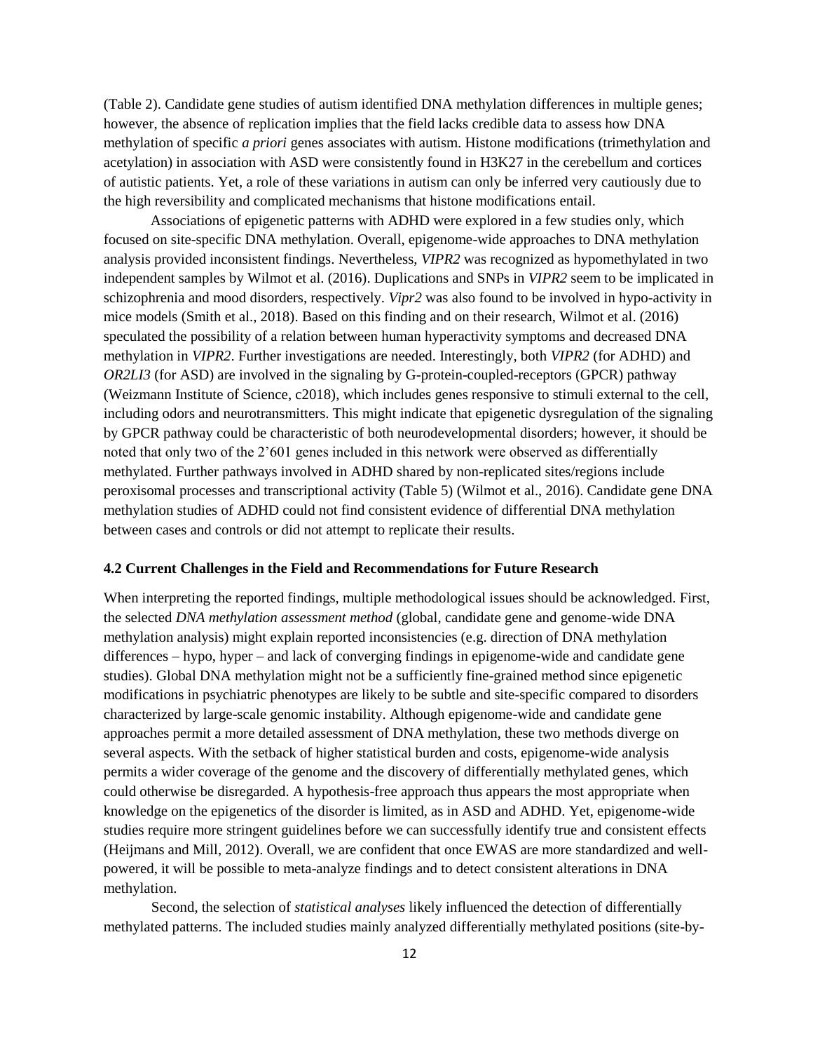(Table 2). Candidate gene studies of autism identified DNA methylation differences in multiple genes; however, the absence of replication implies that the field lacks credible data to assess how DNA methylation of specific *a priori* genes associates with autism. Histone modifications (trimethylation and acetylation) in association with ASD were consistently found in H3K27 in the cerebellum and cortices of autistic patients. Yet, a role of these variations in autism can only be inferred very cautiously due to the high reversibility and complicated mechanisms that histone modifications entail.

Associations of epigenetic patterns with ADHD were explored in a few studies only, which focused on site-specific DNA methylation. Overall, epigenome-wide approaches to DNA methylation analysis provided inconsistent findings. Nevertheless, *VIPR2* was recognized as hypomethylated in two independent samples by Wilmot et al. (2016). Duplications and SNPs in *VIPR2* seem to be implicated in schizophrenia and mood disorders, respectively. *Vipr2* was also found to be involved in hypo-activity in mice models (Smith et al., 2018). Based on this finding and on their research, Wilmot et al. (2016) speculated the possibility of a relation between human hyperactivity symptoms and decreased DNA methylation in *VIPR2*. Further investigations are needed. Interestingly, both *VIPR2* (for ADHD) and *OR2LI3* (for ASD) are involved in the signaling by G-protein-coupled-receptors (GPCR) pathway (Weizmann Institute of Science, c2018), which includes genes responsive to stimuli external to the cell, including odors and neurotransmitters. This might indicate that epigenetic dysregulation of the signaling by GPCR pathway could be characteristic of both neurodevelopmental disorders; however, it should be noted that only two of the 2'601 genes included in this network were observed as differentially methylated. Further pathways involved in ADHD shared by non-replicated sites/regions include peroxisomal processes and transcriptional activity (Table 5) (Wilmot et al., 2016). Candidate gene DNA methylation studies of ADHD could not find consistent evidence of differential DNA methylation between cases and controls or did not attempt to replicate their results.

### 4.2 Current Challenges in the Field and Recommendations for Future Research

When interpreting the reported findings, multiple methodological issues should be acknowledged. First, the selected *DNA methylation assessment method* (global, candidate gene and genome-wide DNA methylation analysis) might explain reported inconsistencies (e.g. direction of DNA methylation differences – hypo, hyper – and lack of converging findings in epigenome-wide and candidate gene studies). Global DNA methylation might not be a sufficiently fine-grained method since epigenetic modifications in psychiatric phenotypes are likely to be subtle and site-specific compared to disorders characterized by large-scale genomic instability. Although epigenome-wide and candidate gene approaches permit a more detailed assessment of DNA methylation, these two methods diverge on several aspects. With the setback of higher statistical burden and costs, epigenome-wide analysis permits a wider coverage of the genome and the discovery of differentially methylated genes, which could otherwise be disregarded. A hypothesis-free approach thus appears the most appropriate when knowledge on the epigenetics of the disorder is limited, as in ASD and ADHD. Yet, epigenome-wide studies require more stringent guidelines before we can successfully identify true and consistent effects (Heijmans and Mill, 2012). Overall, we are confident that once EWAS are more standardized and well-powered, it will be possible to meta-analyze findings and to detect consistent alterations in DNA methylation.

Second, the selection of *statistical analyses* likely influenced the detection of differentially methylated patterns. The included studies mainly analyzed differentially methylated positions (site-by-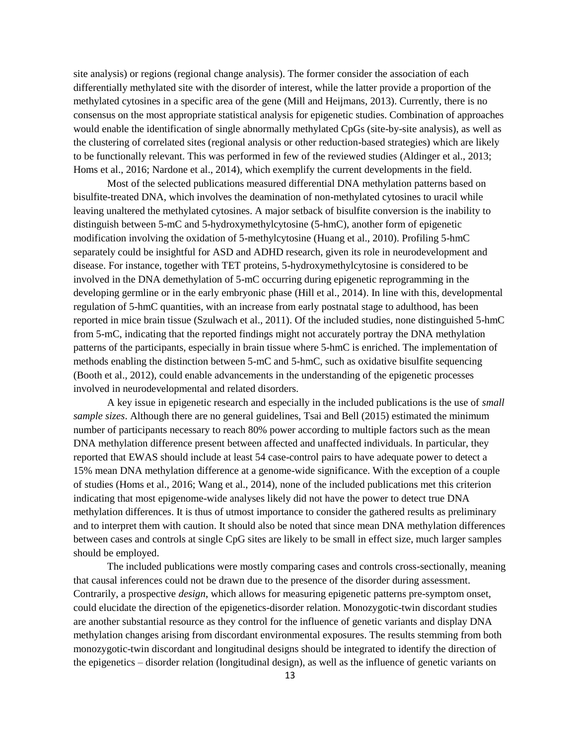site analysis) or regions (regional change analysis). The former consider the association of each differentially methylated site with the disorder of interest, while the latter provide a proportion of the methylated cytosines in a specific area of the gene (Mill and Heijmans, 2013). Currently, there is no consensus on the most appropriate statistical analysis for epigenetic studies. Combination of approaches would enable the identification of single abnormally methylated CpGs (site-by-site analysis), as well as the clustering of correlated sites (regional analysis or other reduction-based strategies) which are likely to be functionally relevant. This was performed in few of the reviewed studies (Aldinger et al., 2013; Homs et al., 2016; Nardone et al., 2014), which exemplify the current developments in the field.

Most of the selected publications measured differential DNA methylation patterns based on bisulfite-treated DNA, which involves the deamination of non-methylated cytosines to uracil while leaving unaltered the methylated cytosines. A major setback of bisulfite conversion is the inability to distinguish between 5-mC and 5-hydroxymethylcytosine (5-hmC), another form of epigenetic modification involving the oxidation of 5-methylcytosine (Huang et al., 2010). Profiling 5-hmC separately could be insightful for ASD and ADHD research, given its role in neurodevelopment and disease. For instance, together with TET proteins, 5-hydroxymethylcytosine is considered to be involved in the DNA demethylation of 5-mC occurring during epigenetic reprogramming in the developing germline or in the early embryonic phase (Hill et al., 2014). In line with this, developmental regulation of 5-hmC quantities, with an increase from early postnatal stage to adulthood, has been reported in mice brain tissue (Szulwach et al., 2011). Of the included studies, none distinguished 5-hmC from 5-mC, indicating that the reported findings might not accurately portray the DNA methylation patterns of the participants, especially in brain tissue where 5-hmC is enriched. The implementation of methods enabling the distinction between 5-mC and 5-hmC, such as oxidative bisulfite sequencing (Booth et al., 2012), could enable advancements in the understanding of the epigenetic processes involved in neurodevelopmental and related disorders.

A key issue in epigenetic research and especially in the included publications is the use of *small sample sizes*. Although there are no general guidelines, Tsai and Bell (2015) estimated the minimum number of participants necessary to reach 80% power according to multiple factors such as the mean DNA methylation difference present between affected and unaffected individuals. In particular, they reported that EWAS should include at least 54 case-control pairs to have adequate power to detect a 15% mean DNA methylation difference at a genome-wide significance. With the exception of a couple of studies (Homs et al., 2016; Wang et al., 2014), none of the included publications met this criterion indicating that most epigenome-wide analyses likely did not have the power to detect true DNA methylation differences. It is thus of utmost importance to consider the gathered results as preliminary and to interpret them with caution. It should also be noted that since mean DNA methylation differences between cases and controls at single CpG sites are likely to be small in effect size, much larger samples should be employed.

The included publications were mostly comparing cases and controls cross-sectionally, meaning that causal inferences could not be drawn due to the presence of the disorder during assessment. Contrarily, a prospective *design*, which allows for measuring epigenetic patterns pre-symptom onset, could elucidate the direction of the epigenetics-disorder relation. Monozygotic-twin discordant studies are another substantial resource as they control for the influence of genetic variants and display DNA methylation changes arising from discordant environmental exposures. The results stemming from both monozygotic-twin discordant and longitudinal designs should be integrated to identify the direction of the epigenetics – disorder relation (longitudinal design), as well as the influence of genetic variants on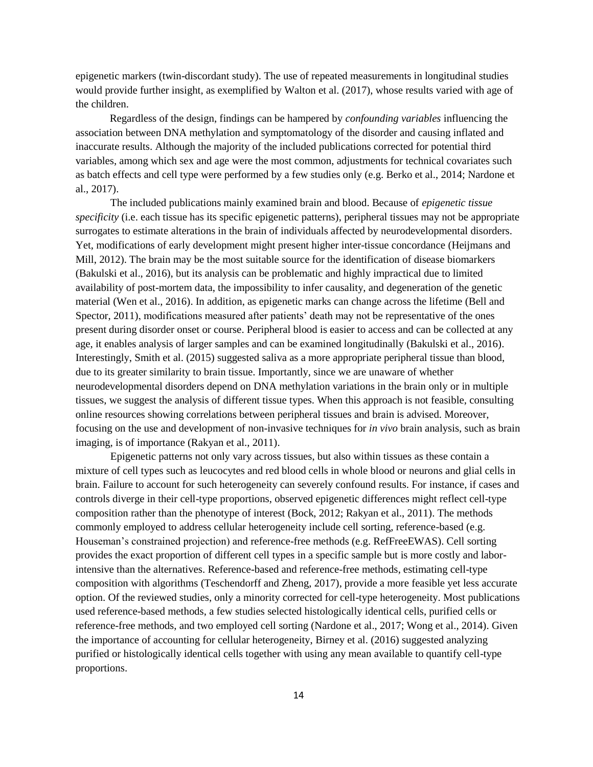epigenetic markers (twin-discordant study). The use of repeated measurements in longitudinal studies would provide further insight, as exemplified by Walton et al. (2017), whose results varied with age of the children.

Regardless of the design, findings can be hampered by *confounding variables* influencing the association between DNA methylation and symptomatology of the disorder and causing inflated and inaccurate results. Although the majority of the included publications corrected for potential third variables, among which sex and age were the most common, adjustments for technical covariates such as batch effects and cell type were performed by a few studies only (e.g. Berko et al., 2014; Nardone et al., 2017).

The included publications mainly examined brain and blood. Because of *epigenetic tissue specificity* (i.e. each tissue has its specific epigenetic patterns), peripheral tissues may not be appropriate surrogates to estimate alterations in the brain of individuals affected by neurodevelopmental disorders. Yet, modifications of early development might present higher inter-tissue concordance (Heijmans and Mill, 2012). The brain may be the most suitable source for the identification of disease biomarkers (Bakulski et al., 2016), but its analysis can be problematic and highly impractical due to limited availability of post-mortem data, the impossibility to infer causality, and degeneration of the genetic material (Wen et al., 2016). In addition, as epigenetic marks can change across the lifetime (Bell and Spector, 2011), modifications measured after patients' death may not be representative of the ones present during disorder onset or course. Peripheral blood is easier to access and can be collected at any age, it enables analysis of larger samples and can be examined longitudinally (Bakulski et al., 2016). Interestingly, Smith et al. (2015) suggested saliva as a more appropriate peripheral tissue than blood, due to its greater similarity to brain tissue. Importantly, since we are unaware of whether neurodevelopmental disorders depend on DNA methylation variations in the brain only or in multiple tissues, we suggest the analysis of different tissue types. When this approach is not feasible, consulting online resources showing correlations between peripheral tissues and brain is advised. Moreover, focusing on the use and development of non-invasive techniques for *in vivo* brain analysis, such as brain imaging, is of importance (Rakyan et al., 2011).

Epigenetic patterns not only vary across tissues, but also within tissues as these contain a mixture of cell types such as leucocytes and red blood cells in whole blood or neurons and glial cells in brain. Failure to account for such heterogeneity can severely confound results. For instance, if cases and controls diverge in their cell-type proportions, observed epigenetic differences might reflect cell-type composition rather than the phenotype of interest (Bock, 2012; Rakyan et al., 2011). The methods commonly employed to address cellular heterogeneity include cell sorting, reference-based (e.g. Houseman's constrained projection) and reference-free methods (e.g. RefFreeEWAS). Cell sorting provides the exact proportion of different cell types in a specific sample but is more costly and labor-intensive than the alternatives. Reference-based and reference-free methods, estimating cell-type composition with algorithms (Teschendorff and Zheng, 2017), provide a more feasible yet less accurate option. Of the reviewed studies, only a minority corrected for cell-type heterogeneity. Most publications used reference-based methods, a few studies selected histologically identical cells, purified cells or reference-free methods, and two employed cell sorting (Nardone et al., 2017; Wong et al., 2014). Given the importance of accounting for cellular heterogeneity, Birney et al. (2016) suggested analyzing purified or histologically identical cells together with using any mean available to quantify cell-type proportions.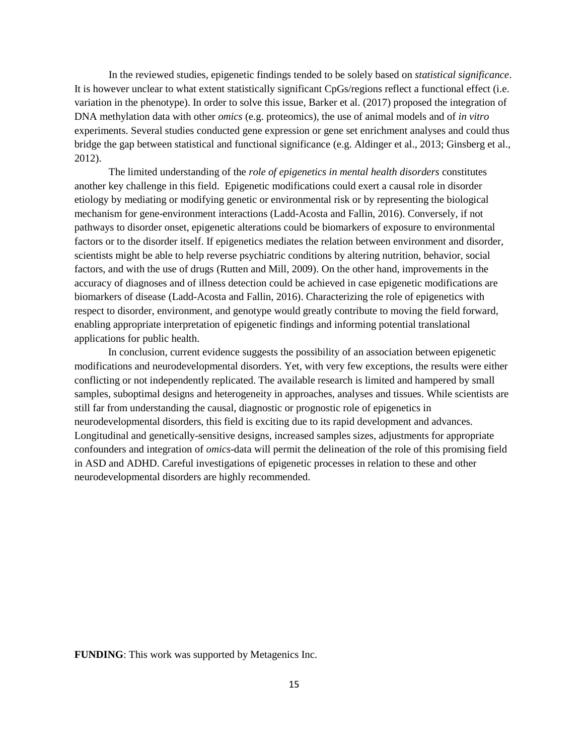In the reviewed studies, epigenetic findings tended to be solely based on *statistical significance*. It is however unclear to what extent statistically significant CpGs/regions reflect a functional effect (i.e. variation in the phenotype). In order to solve this issue, Barker et al. (2017) proposed the integration of DNA methylation data with other *omics* (e.g. proteomics), the use of animal models and of *in vitro* experiments. Several studies conducted gene expression or gene set enrichment analyses and could thus bridge the gap between statistical and functional significance (e.g. Aldinger et al., 2013; Ginsberg et al., 2012).

The limited understanding of the *role of epigenetics in mental health disorders* constitutes another key challenge in this field. Epigenetic modifications could exert a causal role in disorder etiology by mediating or modifying genetic or environmental risk or by representing the biological mechanism for gene-environment interactions (Ladd-Acosta and Fallin, 2016). Conversely, if not pathways to disorder onset, epigenetic alterations could be biomarkers of exposure to environmental factors or to the disorder itself. If epigenetics mediates the relation between environment and disorder, scientists might be able to help reverse psychiatric conditions by altering nutrition, behavior, social factors, and with the use of drugs (Rutten and Mill, 2009). On the other hand, improvements in the accuracy of diagnoses and of illness detection could be achieved in case epigenetic modifications are biomarkers of disease (Ladd-Acosta and Fallin, 2016). Characterizing the role of epigenetics with respect to disorder, environment, and genotype would greatly contribute to moving the field forward, enabling appropriate interpretation of epigenetic findings and informing potential translational applications for public health.

In conclusion, current evidence suggests the possibility of an association between epigenetic modifications and neurodevelopmental disorders. Yet, with very few exceptions, the results were either conflicting or not independently replicated. The available research is limited and hampered by small samples, suboptimal designs and heterogeneity in approaches, analyses and tissues. While scientists are still far from understanding the causal, diagnostic or prognostic role of epigenetics in neurodevelopmental disorders, this field is exciting due to its rapid development and advances. Longitudinal and genetically-sensitive designs, increased samples sizes, adjustments for appropriate confounders and integration of *omics*-data will permit the delineation of the role of this promising field in ASD and ADHD. Careful investigations of epigenetic processes in relation to these and other neurodevelopmental disorders are highly recommended.

**FUNDING**: This work was supported by Metagenics Inc.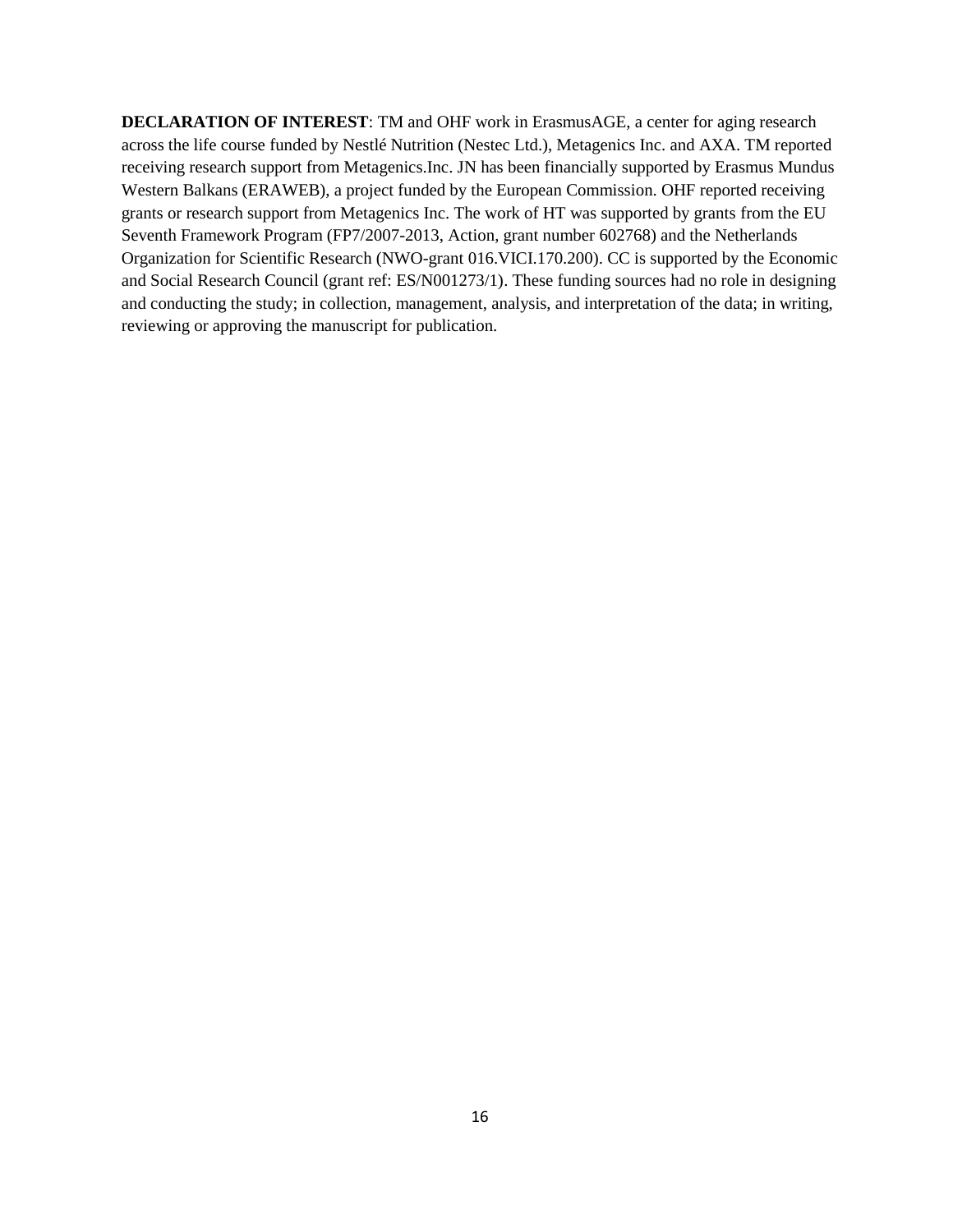**DECLARATION OF INTEREST**: TM and OHF work in ErasmusAGE, a center for aging research across the life course funded by Nestlé Nutrition (Nestec Ltd.), Metagenics Inc. and AXA. TM reported receiving research support from Metagenics.Inc. JN has been financially supported by Erasmus Mundus Western Balkans (ERAWEB), a project funded by the European Commission. OHF reported receiving grants or research support from Metagenics Inc. The work of HT was supported by grants from the EU Seventh Framework Program (FP7/2007-2013, Action, grant number 602768) and the Netherlands Organization for Scientific Research (NWO-grant 016.VICI.170.200). CC is supported by the Economic and Social Research Council (grant ref: ES/N001273/1). These funding sources had no role in designing and conducting the study; in collection, management, analysis, and interpretation of the data; in writing, reviewing or approving the manuscript for publication.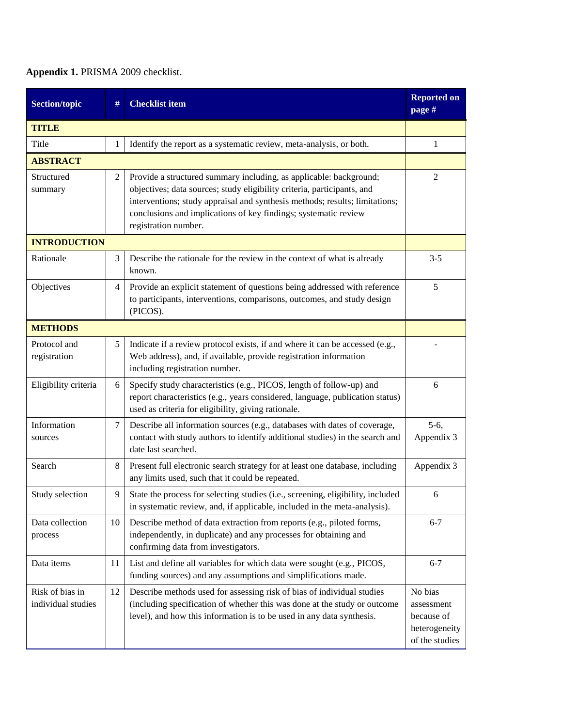**Appendix 1.** PRISMA 2009 checklist.

| Section/topic | # | Checklist item | Reported on page # |
|---|---|---|---|
| **TITLE** | | | |
| Title | 1 | Identify the report as a systematic review, meta-analysis, or both. | 1 |
| **ABSTRACT** | | | |
| Structured summary | 2 | Provide a structured summary including, as applicable: background; objectives; data sources; study eligibility criteria, participants, and interventions; study appraisal and synthesis methods; results; limitations; conclusions and implications of key findings; systematic review registration number. | 2 |
| **INTRODUCTION** | | | |
| Rationale | 3 | Describe the rationale for the review in the context of what is already known. | 3-5 |
| Objectives | 4 | Provide an explicit statement of questions being addressed with reference to participants, interventions, comparisons, outcomes, and study design (PICOS). | 5 |
| **METHODS** | | | |
| Protocol and registration | 5 | Indicate if a review protocol exists, if and where it can be accessed (e.g., Web address), and, if available, provide registration information including registration number. | - |
| Eligibility criteria | 6 | Specify study characteristics (e.g., PICOS, length of follow-up) and report characteristics (e.g., years considered, language, publication status) used as criteria for eligibility, giving rationale. | 6 |
| Information sources | 7 | Describe all information sources (e.g., databases with dates of coverage, contact with study authors to identify additional studies) in the search and date last searched. | 5-6, Appendix 3 |
| Search | 8 | Present full electronic search strategy for at least one database, including any limits used, such that it could be repeated. | Appendix 3 |
| Study selection | 9 | State the process for selecting studies (i.e., screening, eligibility, included in systematic review, and, if applicable, included in the meta-analysis). | 6 |
| Data collection process | 10 | Describe method of data extraction from reports (e.g., piloted forms, independently, in duplicate) and any processes for obtaining and confirming data from investigators. | 6-7 |
| Data items | 11 | List and define all variables for which data were sought (e.g., PICOS, funding sources) and any assumptions and simplifications made. | 6-7 |
| Risk of bias in individual studies | 12 | Describe methods used for assessing risk of bias of individual studies (including specification of whether this was done at the study or outcome level), and how this information is to be used in any data synthesis. | No bias assessment because of heterogeneity of the studies |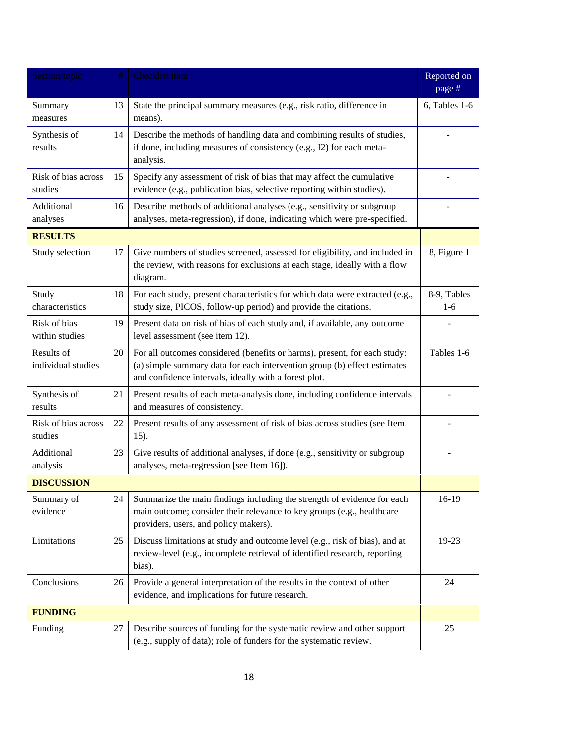| Section/topic | # | Checklist item | Reported on page # |
|---|---|---|---|
| Summary measures | 13 | State the principal summary measures (e.g., risk ratio, difference in means). | 6, Tables 1-6 |
| Synthesis of results | 14 | Describe the methods of handling data and combining results of studies, if done, including measures of consistency (e.g., I2) for each meta-analysis. | - |
| Risk of bias across studies | 15 | Specify any assessment of risk of bias that may affect the cumulative evidence (e.g., publication bias, selective reporting within studies). | - |
| Additional analyses | 16 | Describe methods of additional analyses (e.g., sensitivity or subgroup analyses, meta-regression), if done, indicating which were pre-specified. | - |
| **RESULTS** | | | |
| Study selection | 17 | Give numbers of studies screened, assessed for eligibility, and included in the review, with reasons for exclusions at each stage, ideally with a flow diagram. | 8, Figure 1 |
| Study characteristics | 18 | For each study, present characteristics for which data were extracted (e.g., study size, PICOS, follow-up period) and provide the citations. | 8-9, Tables 1-6 |
| Risk of bias within studies | 19 | Present data on risk of bias of each study and, if available, any outcome level assessment (see item 12). | - |
| Results of individual studies | 20 | For all outcomes considered (benefits or harms), present, for each study: (a) simple summary data for each intervention group (b) effect estimates and confidence intervals, ideally with a forest plot. | Tables 1-6 |
| Synthesis of results | 21 | Present results of each meta-analysis done, including confidence intervals and measures of consistency. | - |
| Risk of bias across studies | 22 | Present results of any assessment of risk of bias across studies (see Item 15). | - |
| Additional analysis | 23 | Give results of additional analyses, if done (e.g., sensitivity or subgroup analyses, meta-regression [see Item 16]). | - |
| **DISCUSSION** | | | |
| Summary of evidence | 24 | Summarize the main findings including the strength of evidence for each main outcome; consider their relevance to key groups (e.g., healthcare providers, users, and policy makers). | 16-19 |
| Limitations | 25 | Discuss limitations at study and outcome level (e.g., risk of bias), and at review-level (e.g., incomplete retrieval of identified research, reporting bias). | 19-23 |
| Conclusions | 26 | Provide a general interpretation of the results in the context of other evidence, and implications for future research. | 24 |
| **FUNDING** | | | |
| Funding | 27 | Describe sources of funding for the systematic review and other support (e.g., supply of data); role of funders for the systematic review. | 25 |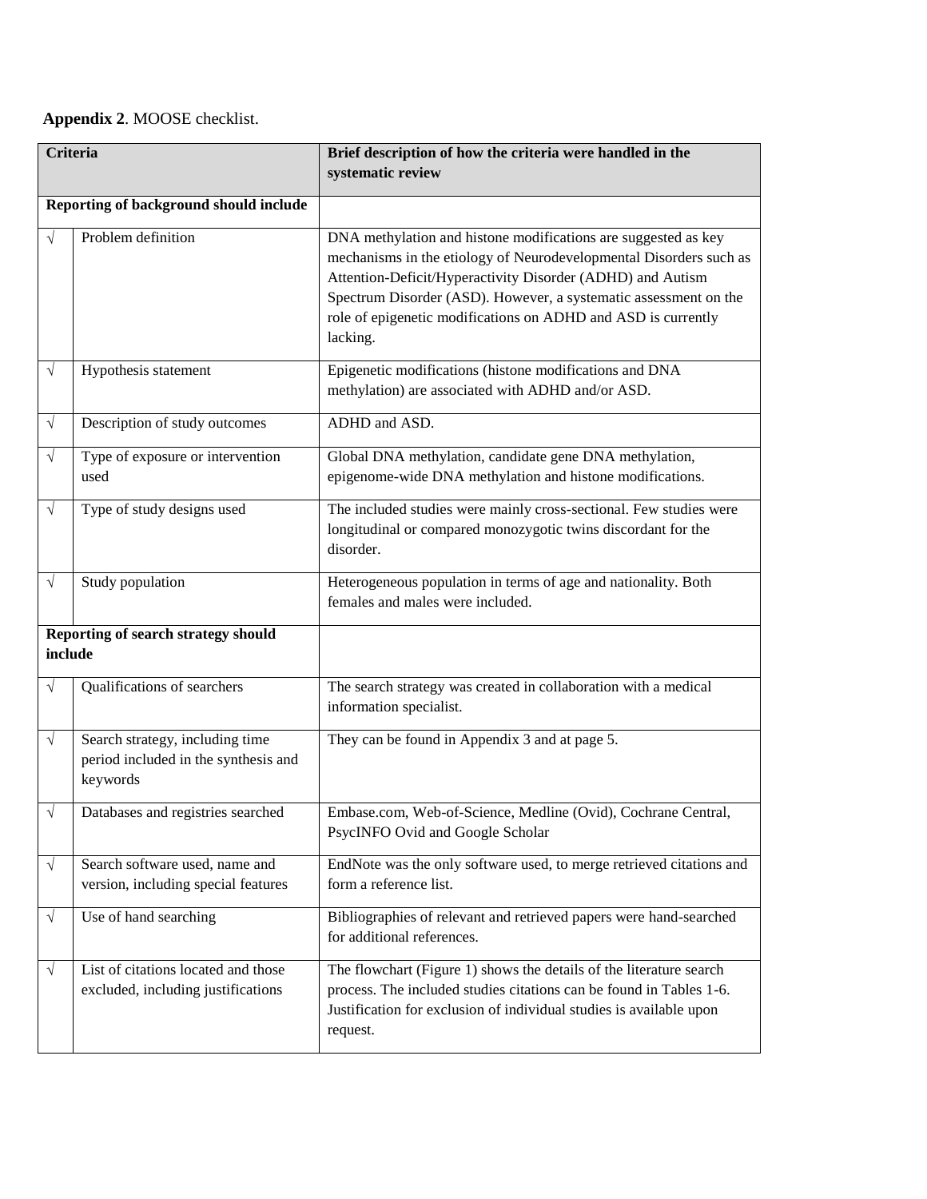**Appendix 2**. MOOSE checklist.

| Criteria | | Brief description of how the criteria were handled in the systematic review |
|---|---|---|
| **Reporting of background should include** | | |
| √ | Problem definition | DNA methylation and histone modifications are suggested as key mechanisms in the etiology of Neurodevelopmental Disorders such as Attention-Deficit/Hyperactivity Disorder (ADHD) and Autism Spectrum Disorder (ASD). However, a systematic assessment on the role of epigenetic modifications on ADHD and ASD is currently lacking. |
| √ | Hypothesis statement | Epigenetic modifications (histone modifications and DNA methylation) are associated with ADHD and/or ASD. |
| √ | Description of study outcomes | ADHD and ASD. |
| √ | Type of exposure or intervention used | Global DNA methylation, candidate gene DNA methylation, epigenome-wide DNA methylation and histone modifications. |
| √ | Type of study designs used | The included studies were mainly cross-sectional. Few studies were longitudinal or compared monozygotic twins discordant for the disorder. |
| √ | Study population | Heterogeneous population in terms of age and nationality. Both females and males were included. |
| **Reporting of search strategy should include** | | |
| √ | Qualifications of searchers | The search strategy was created in collaboration with a medical information specialist. |
| √ | Search strategy, including time period included in the synthesis and keywords | They can be found in Appendix 3 and at page 5. |
| √ | Databases and registries searched | Embase.com, Web-of-Science, Medline (Ovid), Cochrane Central, PsycINFO Ovid and Google Scholar |
| √ | Search software used, name and version, including special features | EndNote was the only software used, to merge retrieved citations and form a reference list. |
| √ | Use of hand searching | Bibliographies of relevant and retrieved papers were hand-searched for additional references. |
| √ | List of citations located and those excluded, including justifications | The flowchart (Figure 1) shows the details of the literature search process. The included studies citations can be found in Tables 1-6. Justification for exclusion of individual studies is available upon request. |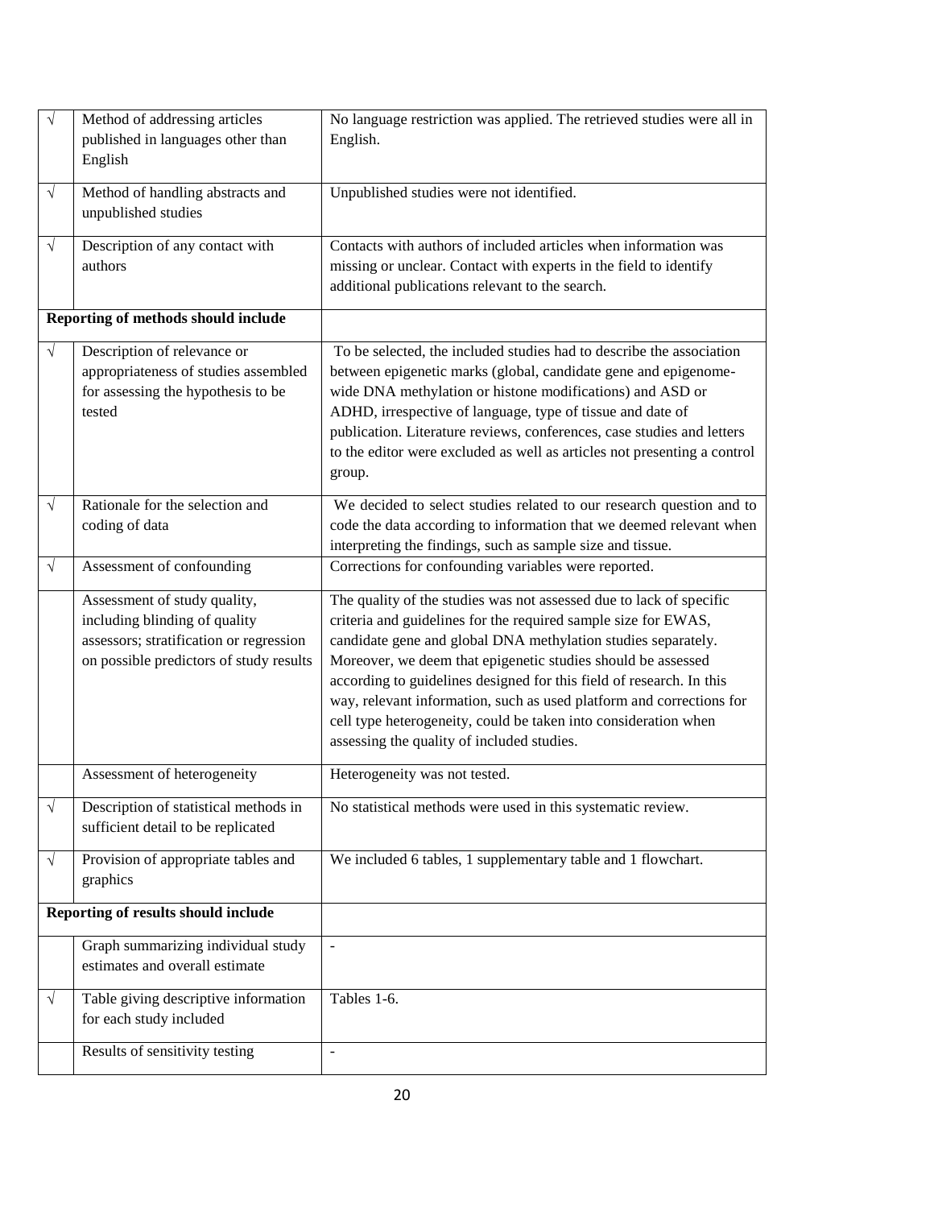| | | |
|---|---|---|
| √ | Method of addressing articles published in languages other than English | No language restriction was applied. The retrieved studies were all in English. |
| √ | Method of handling abstracts and unpublished studies | Unpublished studies were not identified. |
| √ | Description of any contact with authors | Contacts with authors of included articles when information was missing or unclear. Contact with experts in the field to identify additional publications relevant to the search. |
| **Reporting of methods should include** | | |
| √ | Description of relevance or appropriateness of studies assembled for assessing the hypothesis to be tested | To be selected, the included studies had to describe the association between epigenetic marks (global, candidate gene and epigenome-wide DNA methylation or histone modifications) and ASD or ADHD, irrespective of language, type of tissue and date of publication. Literature reviews, conferences, case studies and letters to the editor were excluded as well as articles not presenting a control group. |
| √ | Rationale for the selection and coding of data | We decided to select studies related to our research question and to code the data according to information that we deemed relevant when interpreting the findings, such as sample size and tissue. |
| √ | Assessment of confounding | Corrections for confounding variables were reported. |
| | Assessment of study quality, including blinding of quality assessors; stratification or regression on possible predictors of study results | The quality of the studies was not assessed due to lack of specific criteria and guidelines for the required sample size for EWAS, candidate gene and global DNA methylation studies separately. Moreover, we deem that epigenetic studies should be assessed according to guidelines designed for this field of research. In this way, relevant information, such as used platform and corrections for cell type heterogeneity, could be taken into consideration when assessing the quality of included studies. |
| | Assessment of heterogeneity | Heterogeneity was not tested. |
| √ | Description of statistical methods in sufficient detail to be replicated | No statistical methods were used in this systematic review. |
| √ | Provision of appropriate tables and graphics | We included 6 tables, 1 supplementary table and 1 flowchart. |
| **Reporting of results should include** | | |
| | Graph summarizing individual study estimates and overall estimate | - |
| √ | Table giving descriptive information for each study included | Tables 1-6. |
| | Results of sensitivity testing | - |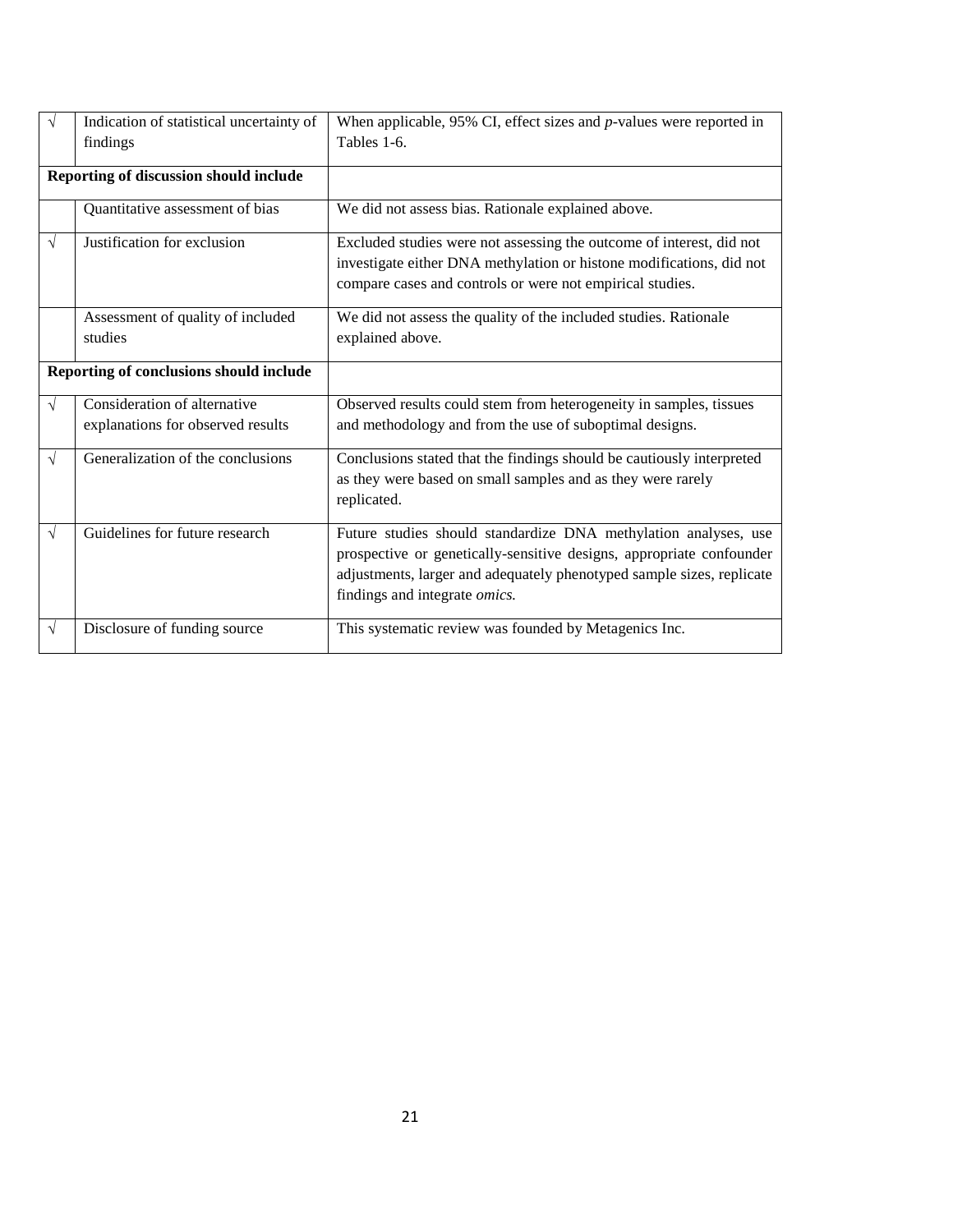| √ | Indication of statistical uncertainty of findings | When applicable, 95% CI, effect sizes and *p*-values were reported in Tables 1-6. |
|---|---|---|
| **Reporting of discussion should include** | | |
| | Quantitative assessment of bias | We did not assess bias. Rationale explained above. |
| √ | Justification for exclusion | Excluded studies were not assessing the outcome of interest, did not investigate either DNA methylation or histone modifications, did not compare cases and controls or were not empirical studies. |
| | Assessment of quality of included studies | We did not assess the quality of the included studies. Rationale explained above. |
| **Reporting of conclusions should include** | | |
| √ | Consideration of alternative explanations for observed results | Observed results could stem from heterogeneity in samples, tissues and methodology and from the use of suboptimal designs. |
| √ | Generalization of the conclusions | Conclusions stated that the findings should be cautiously interpreted as they were based on small samples and as they were rarely replicated. |
| √ | Guidelines for future research | Future studies should standardize DNA methylation analyses, use prospective or genetically-sensitive designs, appropriate confounder adjustments, larger and adequately phenotyped sample sizes, replicate findings and integrate *omics.* |
| √ | Disclosure of funding source | This systematic review was founded by Metagenics Inc. |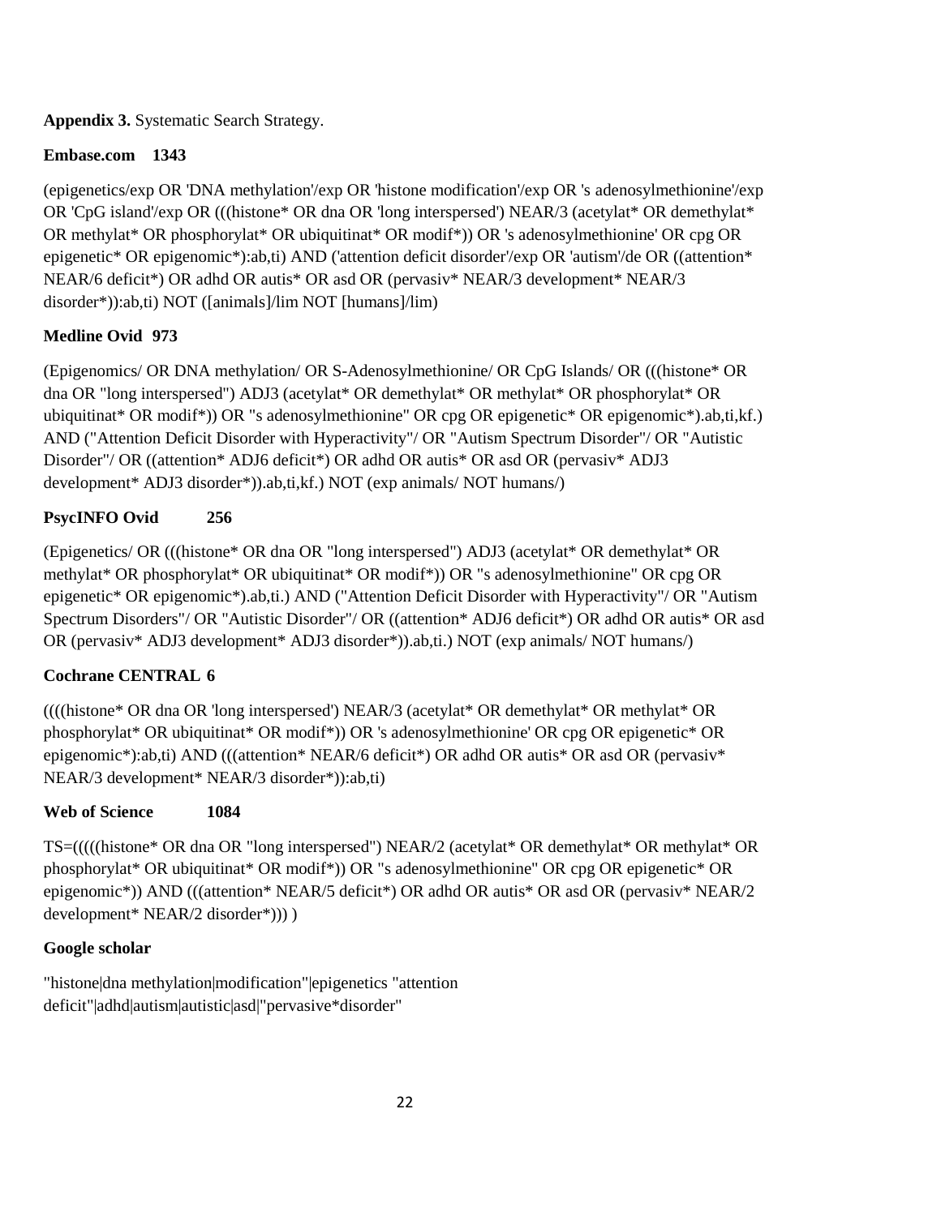**Appendix 3.** Systematic Search Strategy.

**Embase.com 1343**

(epigenetics/exp OR 'DNA methylation'/exp OR 'histone modification'/exp OR 's adenosylmethionine'/exp OR 'CpG island'/exp OR (((histone* OR dna OR 'long interspersed') NEAR/3 (acetylat* OR demethylat* OR methylat* OR phosphorylat* OR ubiquitinat* OR modif*)) OR 's adenosylmethionine' OR cpg OR epigenetic* OR epigenomic*):ab,ti) AND ('attention deficit disorder'/exp OR 'autism'/de OR ((attention* NEAR/6 deficit*) OR adhd OR autis* OR asd OR (pervasiv* NEAR/3 development* NEAR/3 disorder*)):ab,ti) NOT ([animals]/lim NOT [humans]/lim)

**Medline Ovid 973**

(Epigenomics/ OR DNA methylation/ OR S-Adenosylmethionine/ OR CpG Islands/ OR (((histone* OR dna OR "long interspersed") ADJ3 (acetylat* OR demethylat* OR methylat* OR phosphorylat* OR ubiquitinat* OR modif*)) OR "s adenosylmethionine" OR cpg OR epigenetic* OR epigenomic*).ab,ti,kf.) AND ("Attention Deficit Disorder with Hyperactivity"/ OR "Autism Spectrum Disorder"/ OR "Autistic Disorder"/ OR ((attention* ADJ6 deficit*) OR adhd OR autis* OR asd OR (pervasiv* ADJ3 development* ADJ3 disorder*)).ab,ti,kf.) NOT (exp animals/ NOT humans/)

**PsycINFO Ovid 256**

(Epigenetics/ OR (((histone* OR dna OR "long interspersed") ADJ3 (acetylat* OR demethylat* OR methylat* OR phosphorylat* OR ubiquitinat* OR modif*)) OR "s adenosylmethionine" OR cpg OR epigenetic* OR epigenomic*).ab,ti.) AND ("Attention Deficit Disorder with Hyperactivity"/ OR "Autism Spectrum Disorders"/ OR "Autistic Disorder"/ OR ((attention* ADJ6 deficit*) OR adhd OR autis* OR asd OR (pervasiv* ADJ3 development* ADJ3 disorder*)).ab,ti.) NOT (exp animals/ NOT humans/)

**Cochrane CENTRAL 6**

((((histone* OR dna OR 'long interspersed') NEAR/3 (acetylat* OR demethylat* OR methylat* OR phosphorylat* OR ubiquitinat* OR modif*)) OR 's adenosylmethionine' OR cpg OR epigenetic* OR epigenomic*):ab,ti) AND (((attention* NEAR/6 deficit*) OR adhd OR autis* OR asd OR (pervasiv* NEAR/3 development* NEAR/3 disorder*)):ab,ti)

**Web of Science 1084**

TS=(((((histone* OR dna OR "long interspersed") NEAR/2 (acetylat* OR demethylat* OR methylat* OR phosphorylat* OR ubiquitinat* OR modif*)) OR "s adenosylmethionine" OR cpg OR epigenetic* OR epigenomic*)) AND (((attention* NEAR/5 deficit*) OR adhd OR autis* OR asd OR (pervasiv* NEAR/2 development* NEAR/2 disorder*))) )

**Google scholar**

"histone|dna methylation|modification"|epigenetics "attention deficit"|adhd|autism|autistic|asd|"pervasive*disorder"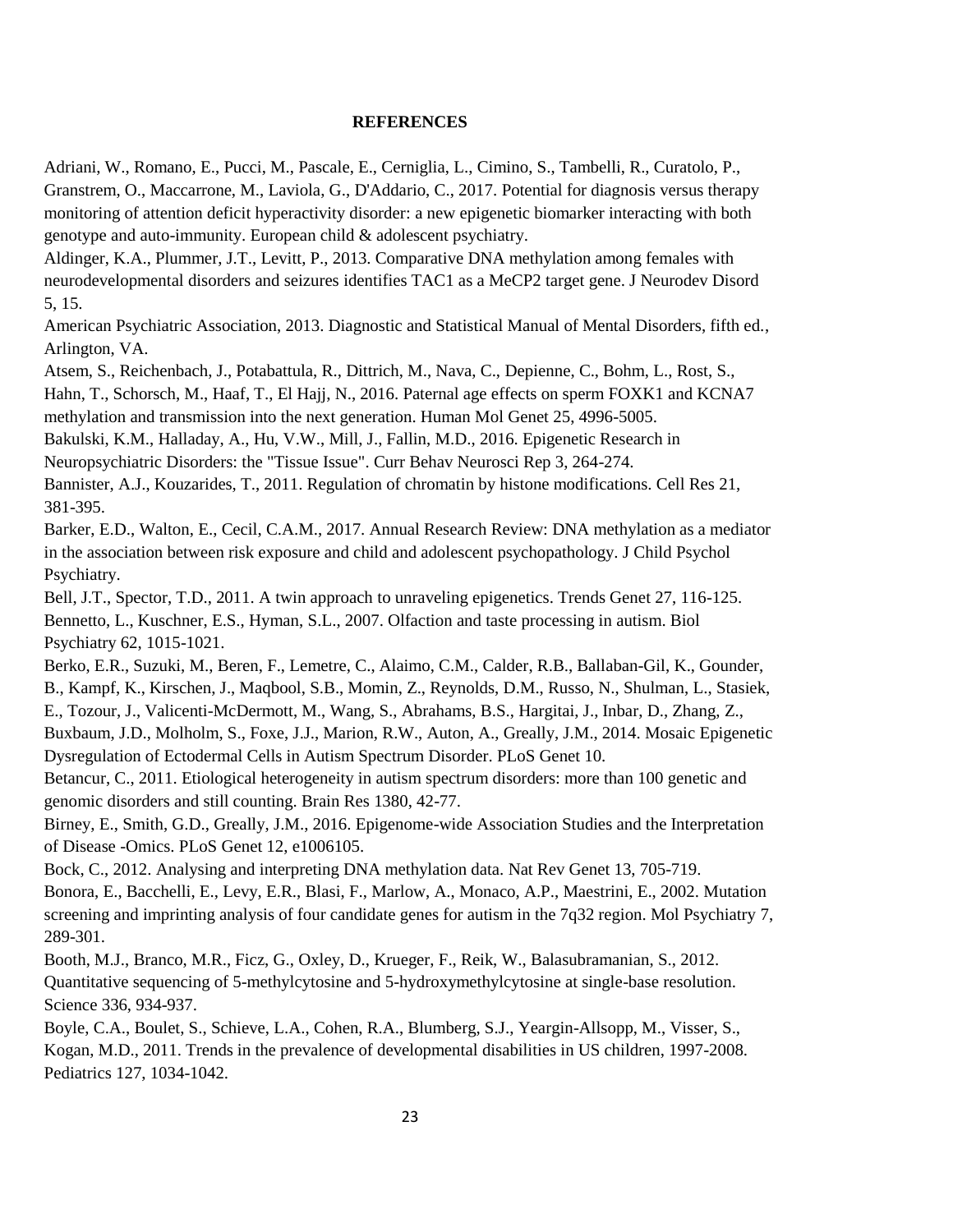## REFERENCES

Adriani, W., Romano, E., Pucci, M., Pascale, E., Cerniglia, L., Cimino, S., Tambelli, R., Curatolo, P., Granstrem, O., Maccarrone, M., Laviola, G., D'Addario, C., 2017. Potential for diagnosis versus therapy monitoring of attention deficit hyperactivity disorder: a new epigenetic biomarker interacting with both genotype and auto-immunity. European child & adolescent psychiatry.

Aldinger, K.A., Plummer, J.T., Levitt, P., 2013. Comparative DNA methylation among females with neurodevelopmental disorders and seizures identifies TAC1 as a MeCP2 target gene. J Neurodev Disord 5, 15.

American Psychiatric Association, 2013. Diagnostic and Statistical Manual of Mental Disorders, fifth ed., Arlington, VA.

Atsem, S., Reichenbach, J., Potabattula, R., Dittrich, M., Nava, C., Depienne, C., Bohm, L., Rost, S., Hahn, T., Schorsch, M., Haaf, T., El Hajj, N., 2016. Paternal age effects on sperm FOXK1 and KCNA7 methylation and transmission into the next generation. Human Mol Genet 25, 4996-5005.

Bakulski, K.M., Halladay, A., Hu, V.W., Mill, J., Fallin, M.D., 2016. Epigenetic Research in Neuropsychiatric Disorders: the "Tissue Issue". Curr Behav Neurosci Rep 3, 264-274.

Bannister, A.J., Kouzarides, T., 2011. Regulation of chromatin by histone modifications. Cell Res 21, 381-395.

Barker, E.D., Walton, E., Cecil, C.A.M., 2017. Annual Research Review: DNA methylation as a mediator in the association between risk exposure and child and adolescent psychopathology. J Child Psychol Psychiatry.

Bell, J.T., Spector, T.D., 2011. A twin approach to unraveling epigenetics. Trends Genet 27, 116-125.

Bennetto, L., Kuschner, E.S., Hyman, S.L., 2007. Olfaction and taste processing in autism. Biol Psychiatry 62, 1015-1021.

Berko, E.R., Suzuki, M., Beren, F., Lemetre, C., Alaimo, C.M., Calder, R.B., Ballaban-Gil, K., Gounder, B., Kampf, K., Kirschen, J., Maqbool, S.B., Momin, Z., Reynolds, D.M., Russo, N., Shulman, L., Stasiek, E., Tozour, J., Valicenti-McDermott, M., Wang, S., Abrahams, B.S., Hargitai, J., Inbar, D., Zhang, Z., Buxbaum, J.D., Molholm, S., Foxe, J.J., Marion, R.W., Auton, A., Greally, J.M., 2014. Mosaic Epigenetic Dysregulation of Ectodermal Cells in Autism Spectrum Disorder. PLoS Genet 10.

Betancur, C., 2011. Etiological heterogeneity in autism spectrum disorders: more than 100 genetic and genomic disorders and still counting. Brain Res 1380, 42-77.

Birney, E., Smith, G.D., Greally, J.M., 2016. Epigenome-wide Association Studies and the Interpretation of Disease -Omics. PLoS Genet 12, e1006105.

Bock, C., 2012. Analysing and interpreting DNA methylation data. Nat Rev Genet 13, 705-719.

Bonora, E., Bacchelli, E., Levy, E.R., Blasi, F., Marlow, A., Monaco, A.P., Maestrini, E., 2002. Mutation screening and imprinting analysis of four candidate genes for autism in the 7q32 region. Mol Psychiatry 7, 289-301.

Booth, M.J., Branco, M.R., Ficz, G., Oxley, D., Krueger, F., Reik, W., Balasubramanian, S., 2012. Quantitative sequencing of 5-methylcytosine and 5-hydroxymethylcytosine at single-base resolution. Science 336, 934-937.

Boyle, C.A., Boulet, S., Schieve, L.A., Cohen, R.A., Blumberg, S.J., Yeargin-Allsopp, M., Visser, S., Kogan, M.D., 2011. Trends in the prevalence of developmental disabilities in US children, 1997-2008. Pediatrics 127, 1034-1042.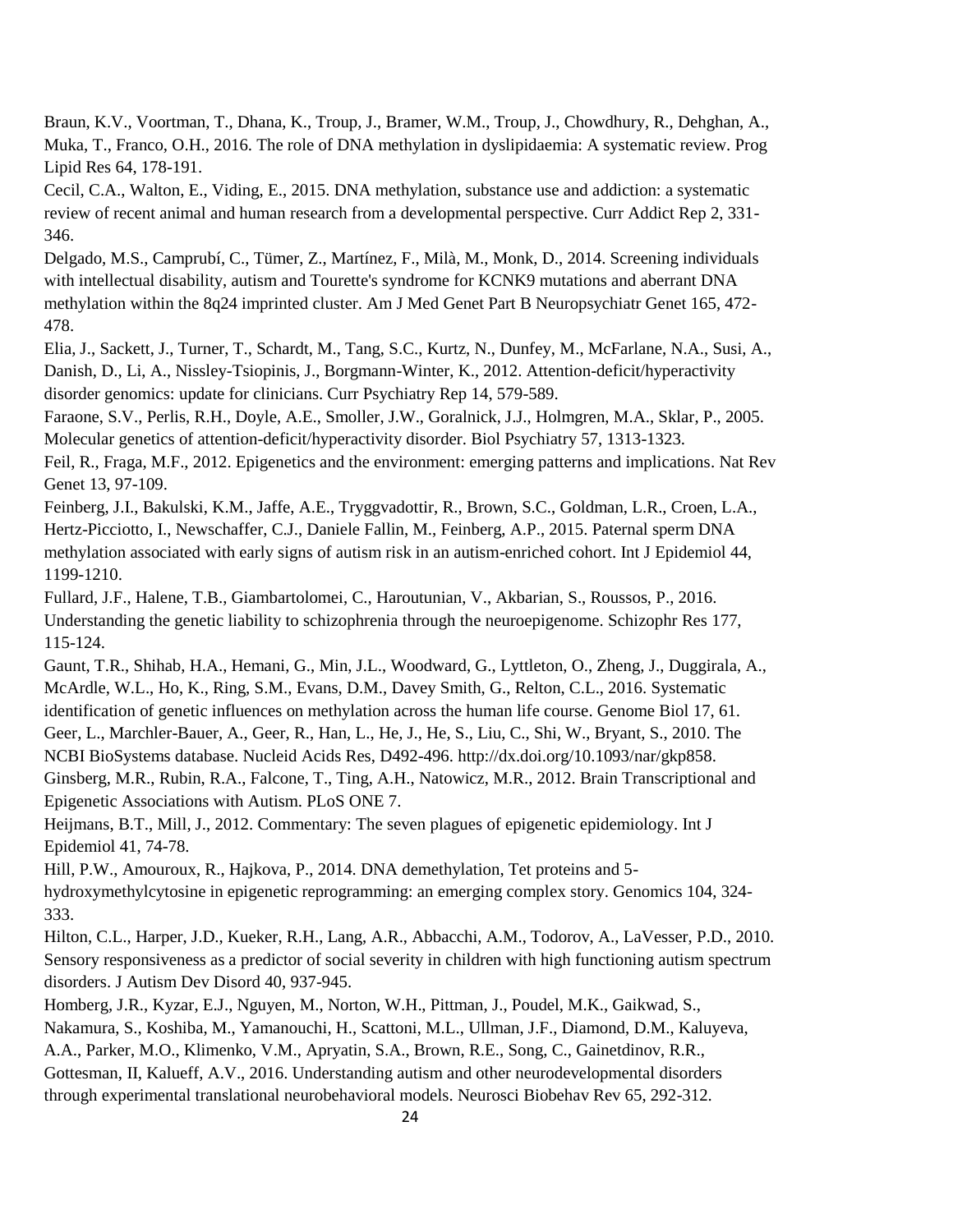Braun, K.V., Voortman, T., Dhana, K., Troup, J., Bramer, W.M., Troup, J., Chowdhury, R., Dehghan, A., Muka, T., Franco, O.H., 2016. The role of DNA methylation in dyslipidaemia: A systematic review. Prog Lipid Res 64, 178-191.

Cecil, C.A., Walton, E., Viding, E., 2015. DNA methylation, substance use and addiction: a systematic review of recent animal and human research from a developmental perspective. Curr Addict Rep 2, 331-346.

Delgado, M.S., Camprubí, C., Tümer, Z., Martínez, F., Milà, M., Monk, D., 2014. Screening individuals with intellectual disability, autism and Tourette's syndrome for KCNK9 mutations and aberrant DNA methylation within the 8q24 imprinted cluster. Am J Med Genet Part B Neuropsychiatr Genet 165, 472-478.

Elia, J., Sackett, J., Turner, T., Schardt, M., Tang, S.C., Kurtz, N., Dunfey, M., McFarlane, N.A., Susi, A., Danish, D., Li, A., Nissley-Tsiopinis, J., Borgmann-Winter, K., 2012. Attention-deficit/hyperactivity disorder genomics: update for clinicians. Curr Psychiatry Rep 14, 579-589.

Faraone, S.V., Perlis, R.H., Doyle, A.E., Smoller, J.W., Goralnick, J.J., Holmgren, M.A., Sklar, P., 2005. Molecular genetics of attention-deficit/hyperactivity disorder. Biol Psychiatry 57, 1313-1323.

Feil, R., Fraga, M.F., 2012. Epigenetics and the environment: emerging patterns and implications. Nat Rev Genet 13, 97-109.

Feinberg, J.I., Bakulski, K.M., Jaffe, A.E., Tryggvadottir, R., Brown, S.C., Goldman, L.R., Croen, L.A., Hertz-Picciotto, I., Newschaffer, C.J., Daniele Fallin, M., Feinberg, A.P., 2015. Paternal sperm DNA methylation associated with early signs of autism risk in an autism-enriched cohort. Int J Epidemiol 44, 1199-1210.

Fullard, J.F., Halene, T.B., Giambartolomei, C., Haroutunian, V., Akbarian, S., Roussos, P., 2016. Understanding the genetic liability to schizophrenia through the neuroepigenome. Schizophr Res 177, 115-124.

Gaunt, T.R., Shihab, H.A., Hemani, G., Min, J.L., Woodward, G., Lyttleton, O., Zheng, J., Duggirala, A., McArdle, W.L., Ho, K., Ring, S.M., Evans, D.M., Davey Smith, G., Relton, C.L., 2016. Systematic identification of genetic influences on methylation across the human life course. Genome Biol 17, 61.

Geer, L., Marchler-Bauer, A., Geer, R., Han, L., He, J., He, S., Liu, C., Shi, W., Bryant, S., 2010. The NCBI BioSystems database. Nucleid Acids Res, D492-496. http://dx.doi.org/10.1093/nar/gkp858.

Ginsberg, M.R., Rubin, R.A., Falcone, T., Ting, A.H., Natowicz, M.R., 2012. Brain Transcriptional and Epigenetic Associations with Autism. PLoS ONE 7.

Heijmans, B.T., Mill, J., 2012. Commentary: The seven plagues of epigenetic epidemiology. Int J Epidemiol 41, 74-78.

Hill, P.W., Amouroux, R., Hajkova, P., 2014. DNA demethylation, Tet proteins and 5-hydroxymethylcytosine in epigenetic reprogramming: an emerging complex story. Genomics 104, 324-333.

Hilton, C.L., Harper, J.D., Kueker, R.H., Lang, A.R., Abbacchi, A.M., Todorov, A., LaVesser, P.D., 2010. Sensory responsiveness as a predictor of social severity in children with high functioning autism spectrum disorders. J Autism Dev Disord 40, 937-945.

Homberg, J.R., Kyzar, E.J., Nguyen, M., Norton, W.H., Pittman, J., Poudel, M.K., Gaikwad, S., Nakamura, S., Koshiba, M., Yamanouchi, H., Scattoni, M.L., Ullman, J.F., Diamond, D.M., Kaluyeva, A.A., Parker, M.O., Klimenko, V.M., Apryatin, S.A., Brown, R.E., Song, C., Gainetdinov, R.R., Gottesman, II, Kalueff, A.V., 2016. Understanding autism and other neurodevelopmental disorders through experimental translational neurobehavioral models. Neurosci Biobehav Rev 65, 292-312.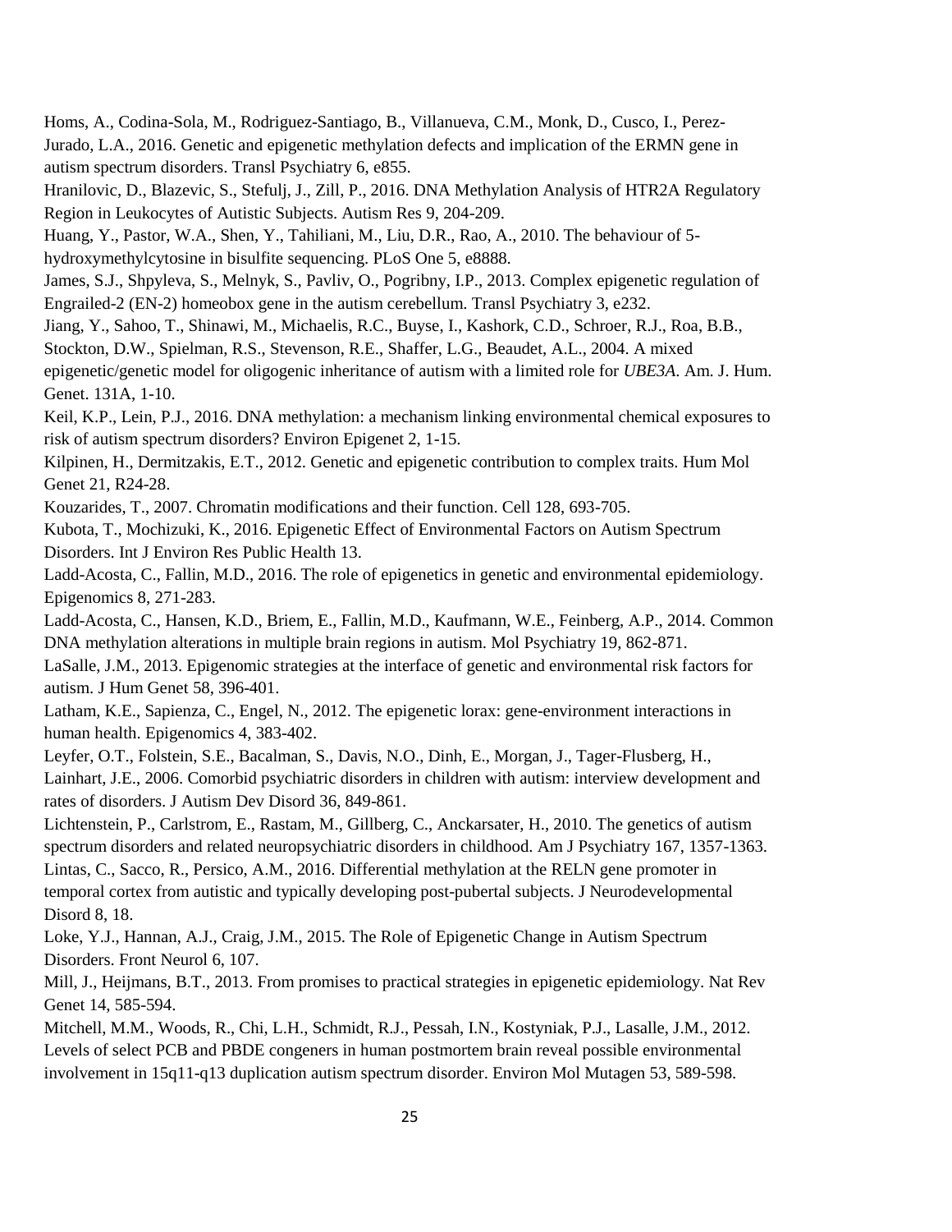Homs, A., Codina-Sola, M., Rodriguez-Santiago, B., Villanueva, C.M., Monk, D., Cusco, I., Perez-Jurado, L.A., 2016. Genetic and epigenetic methylation defects and implication of the ERMN gene in autism spectrum disorders. Transl Psychiatry 6, e855.

Hranilovic, D., Blazevic, S., Stefulj, J., Zill, P., 2016. DNA Methylation Analysis of HTR2A Regulatory Region in Leukocytes of Autistic Subjects. Autism Res 9, 204-209.

Huang, Y., Pastor, W.A., Shen, Y., Tahiliani, M., Liu, D.R., Rao, A., 2010. The behaviour of 5-hydroxymethylcytosine in bisulfite sequencing. PLoS One 5, e8888.

James, S.J., Shpyleva, S., Melnyk, S., Pavliv, O., Pogribny, I.P., 2013. Complex epigenetic regulation of Engrailed-2 (EN-2) homeobox gene in the autism cerebellum. Transl Psychiatry 3, e232.

Jiang, Y., Sahoo, T., Shinawi, M., Michaelis, R.C., Buyse, I., Kashork, C.D., Schroer, R.J., Roa, B.B., Stockton, D.W., Spielman, R.S., Stevenson, R.E., Shaffer, L.G., Beaudet, A.L., 2004. A mixed epigenetic/genetic model for oligogenic inheritance of autism with a limited role for *UBE3A*. Am. J. Hum. Genet. 131A, 1-10.

Keil, K.P., Lein, P.J., 2016. DNA methylation: a mechanism linking environmental chemical exposures to risk of autism spectrum disorders? Environ Epigenet 2, 1-15.

Kilpinen, H., Dermitzakis, E.T., 2012. Genetic and epigenetic contribution to complex traits. Hum Mol Genet 21, R24-28.

Kouzarides, T., 2007. Chromatin modifications and their function. Cell 128, 693-705.

Kubota, T., Mochizuki, K., 2016. Epigenetic Effect of Environmental Factors on Autism Spectrum Disorders. Int J Environ Res Public Health 13.

Ladd-Acosta, C., Fallin, M.D., 2016. The role of epigenetics in genetic and environmental epidemiology. Epigenomics 8, 271-283.

Ladd-Acosta, C., Hansen, K.D., Briem, E., Fallin, M.D., Kaufmann, W.E., Feinberg, A.P., 2014. Common DNA methylation alterations in multiple brain regions in autism. Mol Psychiatry 19, 862-871.

LaSalle, J.M., 2013. Epigenomic strategies at the interface of genetic and environmental risk factors for autism. J Hum Genet 58, 396-401.

Latham, K.E., Sapienza, C., Engel, N., 2012. The epigenetic lorax: gene-environment interactions in human health. Epigenomics 4, 383-402.

Leyfer, O.T., Folstein, S.E., Bacalman, S., Davis, N.O., Dinh, E., Morgan, J., Tager-Flusberg, H., Lainhart, J.E., 2006. Comorbid psychiatric disorders in children with autism: interview development and rates of disorders. J Autism Dev Disord 36, 849-861.

Lichtenstein, P., Carlstrom, E., Rastam, M., Gillberg, C., Anckarsater, H., 2010. The genetics of autism spectrum disorders and related neuropsychiatric disorders in childhood. Am J Psychiatry 167, 1357-1363.

Lintas, C., Sacco, R., Persico, A.M., 2016. Differential methylation at the RELN gene promoter in temporal cortex from autistic and typically developing post-pubertal subjects. J Neurodevelopmental Disord 8, 18.

Loke, Y.J., Hannan, A.J., Craig, J.M., 2015. The Role of Epigenetic Change in Autism Spectrum Disorders. Front Neurol 6, 107.

Mill, J., Heijmans, B.T., 2013. From promises to practical strategies in epigenetic epidemiology. Nat Rev Genet 14, 585-594.

Mitchell, M.M., Woods, R., Chi, L.H., Schmidt, R.J., Pessah, I.N., Kostyniak, P.J., Lasalle, J.M., 2012. Levels of select PCB and PBDE congeners in human postmortem brain reveal possible environmental involvement in 15q11-q13 duplication autism spectrum disorder. Environ Mol Mutagen 53, 589-598.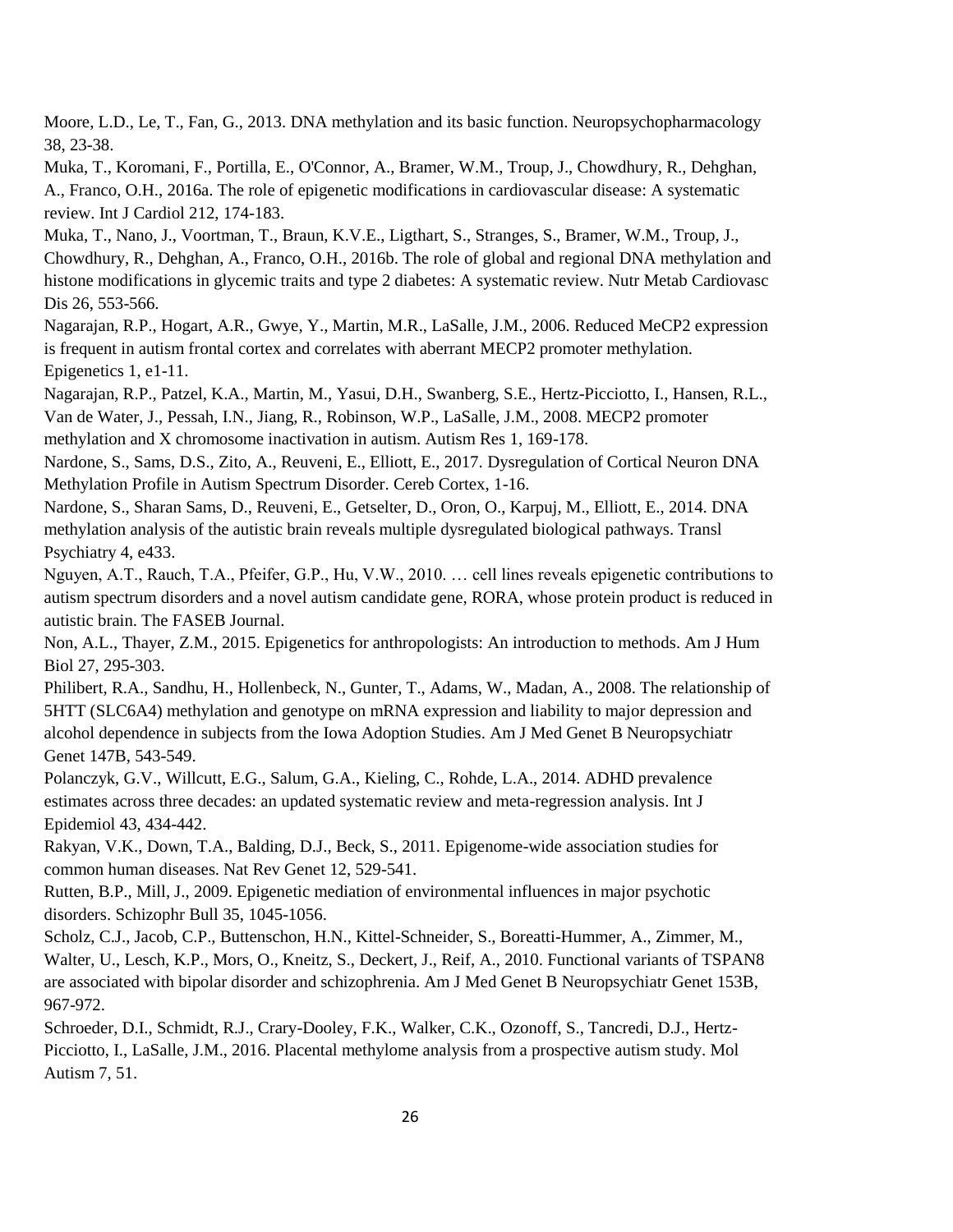Moore, L.D., Le, T., Fan, G., 2013. DNA methylation and its basic function. Neuropsychopharmacology 38, 23-38.

Muka, T., Koromani, F., Portilla, E., O'Connor, A., Bramer, W.M., Troup, J., Chowdhury, R., Dehghan, A., Franco, O.H., 2016a. The role of epigenetic modifications in cardiovascular disease: A systematic review. Int J Cardiol 212, 174-183.

Muka, T., Nano, J., Voortman, T., Braun, K.V.E., Ligthart, S., Stranges, S., Bramer, W.M., Troup, J., Chowdhury, R., Dehghan, A., Franco, O.H., 2016b. The role of global and regional DNA methylation and histone modifications in glycemic traits and type 2 diabetes: A systematic review. Nutr Metab Cardiovasc Dis 26, 553-566.

Nagarajan, R.P., Hogart, A.R., Gwye, Y., Martin, M.R., LaSalle, J.M., 2006. Reduced MeCP2 expression is frequent in autism frontal cortex and correlates with aberrant MECP2 promoter methylation. Epigenetics 1, e1-11.

Nagarajan, R.P., Patzel, K.A., Martin, M., Yasui, D.H., Swanberg, S.E., Hertz-Picciotto, I., Hansen, R.L., Van de Water, J., Pessah, I.N., Jiang, R., Robinson, W.P., LaSalle, J.M., 2008. MECP2 promoter methylation and X chromosome inactivation in autism. Autism Res 1, 169-178.

Nardone, S., Sams, D.S., Zito, A., Reuveni, E., Elliott, E., 2017. Dysregulation of Cortical Neuron DNA Methylation Profile in Autism Spectrum Disorder. Cereb Cortex, 1-16.

Nardone, S., Sharan Sams, D., Reuveni, E., Getselter, D., Oron, O., Karpuj, M., Elliott, E., 2014. DNA methylation analysis of the autistic brain reveals multiple dysregulated biological pathways. Transl Psychiatry 4, e433.

Nguyen, A.T., Rauch, T.A., Pfeifer, G.P., Hu, V.W., 2010. … cell lines reveals epigenetic contributions to autism spectrum disorders and a novel autism candidate gene, RORA, whose protein product is reduced in autistic brain. The FASEB Journal.

Non, A.L., Thayer, Z.M., 2015. Epigenetics for anthropologists: An introduction to methods. Am J Hum Biol 27, 295-303.

Philibert, R.A., Sandhu, H., Hollenbeck, N., Gunter, T., Adams, W., Madan, A., 2008. The relationship of 5HTT (SLC6A4) methylation and genotype on mRNA expression and liability to major depression and alcohol dependence in subjects from the Iowa Adoption Studies. Am J Med Genet B Neuropsychiatr Genet 147B, 543-549.

Polanczyk, G.V., Willcutt, E.G., Salum, G.A., Kieling, C., Rohde, L.A., 2014. ADHD prevalence estimates across three decades: an updated systematic review and meta-regression analysis. Int J Epidemiol 43, 434-442.

Rakyan, V.K., Down, T.A., Balding, D.J., Beck, S., 2011. Epigenome-wide association studies for common human diseases. Nat Rev Genet 12, 529-541.

Rutten, B.P., Mill, J., 2009. Epigenetic mediation of environmental influences in major psychotic disorders. Schizophr Bull 35, 1045-1056.

Scholz, C.J., Jacob, C.P., Buttenschon, H.N., Kittel-Schneider, S., Boreatti-Hummer, A., Zimmer, M., Walter, U., Lesch, K.P., Mors, O., Kneitz, S., Deckert, J., Reif, A., 2010. Functional variants of TSPAN8 are associated with bipolar disorder and schizophrenia. Am J Med Genet B Neuropsychiatr Genet 153B, 967-972.

Schroeder, D.I., Schmidt, R.J., Crary-Dooley, F.K., Walker, C.K., Ozonoff, S., Tancredi, D.J., Hertz-Picciotto, I., LaSalle, J.M., 2016. Placental methylome analysis from a prospective autism study. Mol Autism 7, 51.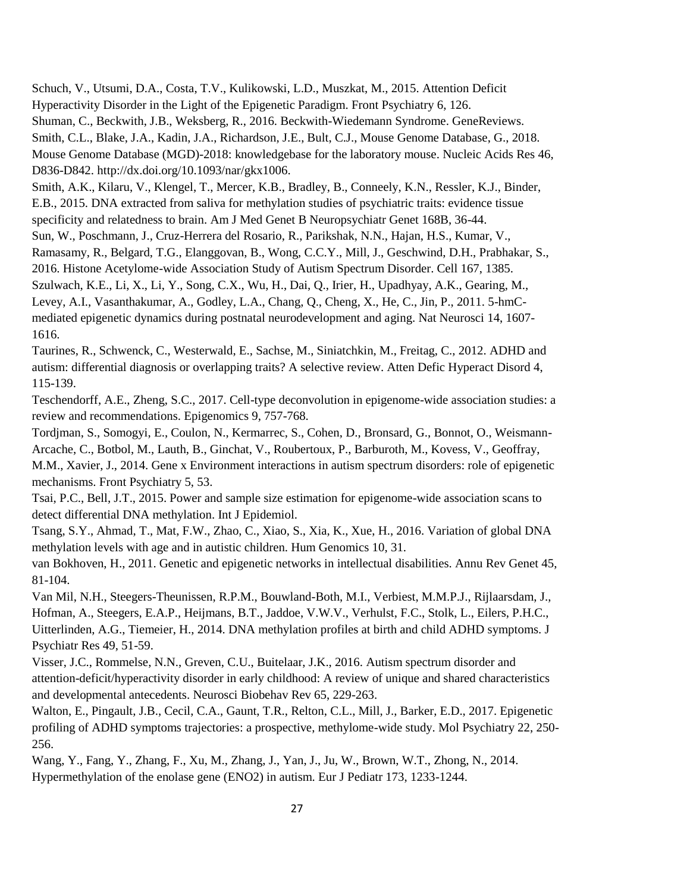Schuch, V., Utsumi, D.A., Costa, T.V., Kulikowski, L.D., Muszkat, M., 2015. Attention Deficit Hyperactivity Disorder in the Light of the Epigenetic Paradigm. Front Psychiatry 6, 126.

Shuman, C., Beckwith, J.B., Weksberg, R., 2016. Beckwith-Wiedemann Syndrome. GeneReviews.

Smith, C.L., Blake, J.A., Kadin, J.A., Richardson, J.E., Bult, C.J., Mouse Genome Database, G., 2018. Mouse Genome Database (MGD)-2018: knowledgebase for the laboratory mouse. Nucleic Acids Res 46, D836-D842. http://dx.doi.org/10.1093/nar/gkx1006.

Smith, A.K., Kilaru, V., Klengel, T., Mercer, K.B., Bradley, B., Conneely, K.N., Ressler, K.J., Binder, E.B., 2015. DNA extracted from saliva for methylation studies of psychiatric traits: evidence tissue specificity and relatedness to brain. Am J Med Genet B Neuropsychiatr Genet 168B, 36-44.

Sun, W., Poschmann, J., Cruz-Herrera del Rosario, R., Parikshak, N.N., Hajan, H.S., Kumar, V., Ramasamy, R., Belgard, T.G., Elanggovan, B., Wong, C.C.Y., Mill, J., Geschwind, D.H., Prabhakar, S., 2016. Histone Acetylome-wide Association Study of Autism Spectrum Disorder. Cell 167, 1385.

Szulwach, K.E., Li, X., Li, Y., Song, C.X., Wu, H., Dai, Q., Irier, H., Upadhyay, A.K., Gearing, M., Levey, A.I., Vasanthakumar, A., Godley, L.A., Chang, Q., Cheng, X., He, C., Jin, P., 2011. 5-hmC-mediated epigenetic dynamics during postnatal neurodevelopment and aging. Nat Neurosci 14, 1607-1616.

Taurines, R., Schwenck, C., Westerwald, E., Sachse, M., Siniatchkin, M., Freitag, C., 2012. ADHD and autism: differential diagnosis or overlapping traits? A selective review. Atten Defic Hyperact Disord 4, 115-139.

Teschendorff, A.E., Zheng, S.C., 2017. Cell-type deconvolution in epigenome-wide association studies: a review and recommendations. Epigenomics 9, 757-768.

Tordjman, S., Somogyi, E., Coulon, N., Kermarrec, S., Cohen, D., Bronsard, G., Bonnot, O., Weismann-Arcache, C., Botbol, M., Lauth, B., Ginchat, V., Roubertoux, P., Barburoth, M., Kovess, V., Geoffray, M.M., Xavier, J., 2014. Gene x Environment interactions in autism spectrum disorders: role of epigenetic mechanisms. Front Psychiatry 5, 53.

Tsai, P.C., Bell, J.T., 2015. Power and sample size estimation for epigenome-wide association scans to detect differential DNA methylation. Int J Epidemiol.

Tsang, S.Y., Ahmad, T., Mat, F.W., Zhao, C., Xiao, S., Xia, K., Xue, H., 2016. Variation of global DNA methylation levels with age and in autistic children. Hum Genomics 10, 31.

van Bokhoven, H., 2011. Genetic and epigenetic networks in intellectual disabilities. Annu Rev Genet 45, 81-104.

Van Mil, N.H., Steegers-Theunissen, R.P.M., Bouwland-Both, M.I., Verbiest, M.M.P.J., Rijlaarsdam, J., Hofman, A., Steegers, E.A.P., Heijmans, B.T., Jaddoe, V.W.V., Verhulst, F.C., Stolk, L., Eilers, P.H.C., Uitterlinden, A.G., Tiemeier, H., 2014. DNA methylation profiles at birth and child ADHD symptoms. J Psychiatr Res 49, 51-59.

Visser, J.C., Rommelse, N.N., Greven, C.U., Buitelaar, J.K., 2016. Autism spectrum disorder and attention-deficit/hyperactivity disorder in early childhood: A review of unique and shared characteristics and developmental antecedents. Neurosci Biobehav Rev 65, 229-263.

Walton, E., Pingault, J.B., Cecil, C.A., Gaunt, T.R., Relton, C.L., Mill, J., Barker, E.D., 2017. Epigenetic profiling of ADHD symptoms trajectories: a prospective, methylome-wide study. Mol Psychiatry 22, 250-256.

Wang, Y., Fang, Y., Zhang, F., Xu, M., Zhang, J., Yan, J., Ju, W., Brown, W.T., Zhong, N., 2014. Hypermethylation of the enolase gene (ENO2) in autism. Eur J Pediatr 173, 1233-1244.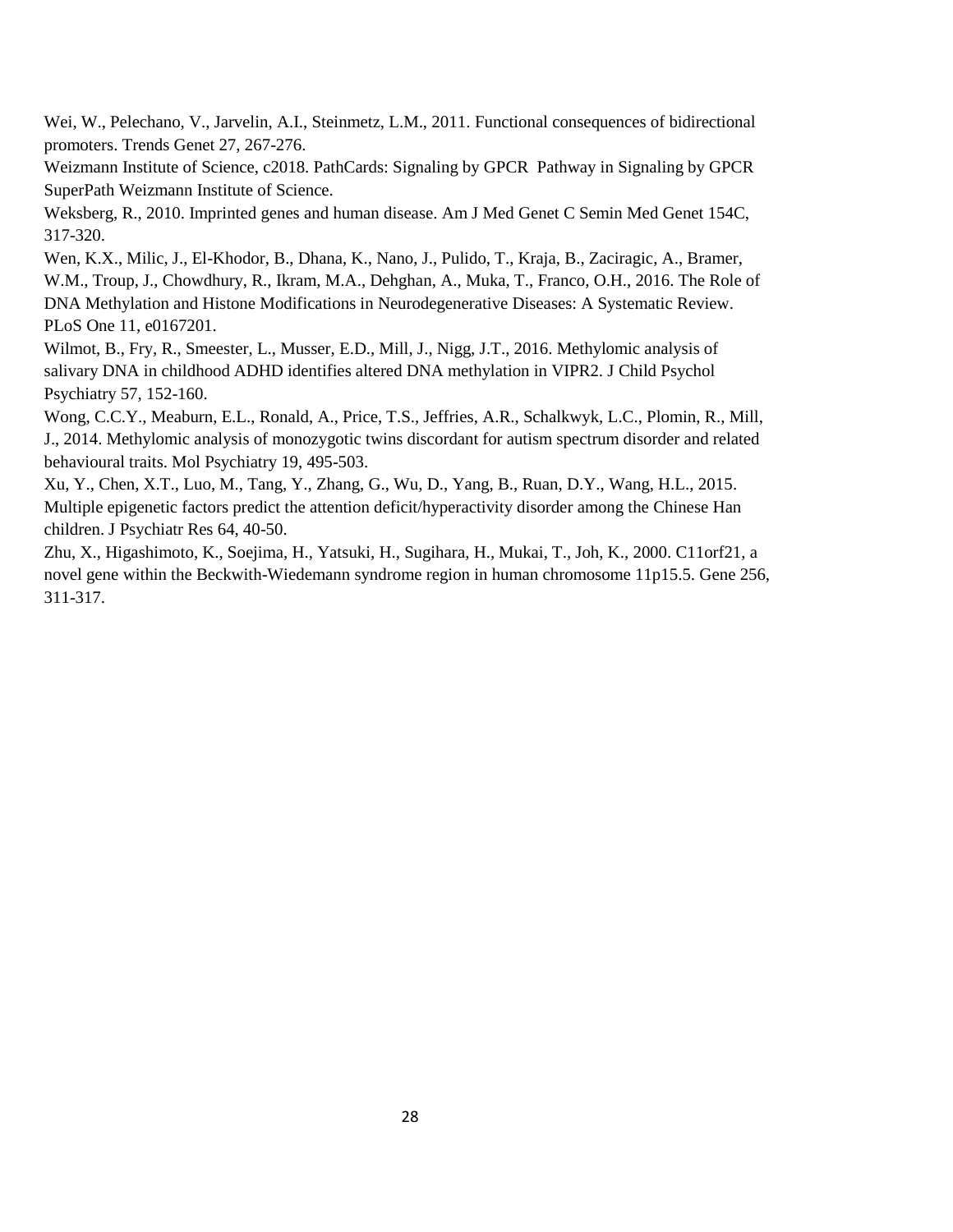Wei, W., Pelechano, V., Jarvelin, A.I., Steinmetz, L.M., 2011. Functional consequences of bidirectional promoters. Trends Genet 27, 267-276.

Weizmann Institute of Science, c2018. PathCards: Signaling by GPCR Pathway in Signaling by GPCR SuperPath Weizmann Institute of Science.

Weksberg, R., 2010. Imprinted genes and human disease. Am J Med Genet C Semin Med Genet 154C, 317-320.

Wen, K.X., Milic, J., El-Khodor, B., Dhana, K., Nano, J., Pulido, T., Kraja, B., Zaciragic, A., Bramer, W.M., Troup, J., Chowdhury, R., Ikram, M.A., Dehghan, A., Muka, T., Franco, O.H., 2016. The Role of DNA Methylation and Histone Modifications in Neurodegenerative Diseases: A Systematic Review. PLoS One 11, e0167201.

Wilmot, B., Fry, R., Smeester, L., Musser, E.D., Mill, J., Nigg, J.T., 2016. Methylomic analysis of salivary DNA in childhood ADHD identifies altered DNA methylation in VIPR2. J Child Psychol Psychiatry 57, 152-160.

Wong, C.C.Y., Meaburn, E.L., Ronald, A., Price, T.S., Jeffries, A.R., Schalkwyk, L.C., Plomin, R., Mill, J., 2014. Methylomic analysis of monozygotic twins discordant for autism spectrum disorder and related behavioural traits. Mol Psychiatry 19, 495-503.

Xu, Y., Chen, X.T., Luo, M., Tang, Y., Zhang, G., Wu, D., Yang, B., Ruan, D.Y., Wang, H.L., 2015. Multiple epigenetic factors predict the attention deficit/hyperactivity disorder among the Chinese Han children. J Psychiatr Res 64, 40-50.

Zhu, X., Higashimoto, K., Soejima, H., Yatsuki, H., Sugihara, H., Mukai, T., Joh, K., 2000. C11orf21, a novel gene within the Beckwith-Wiedemann syndrome region in human chromosome 11p15.5. Gene 256, 311-317.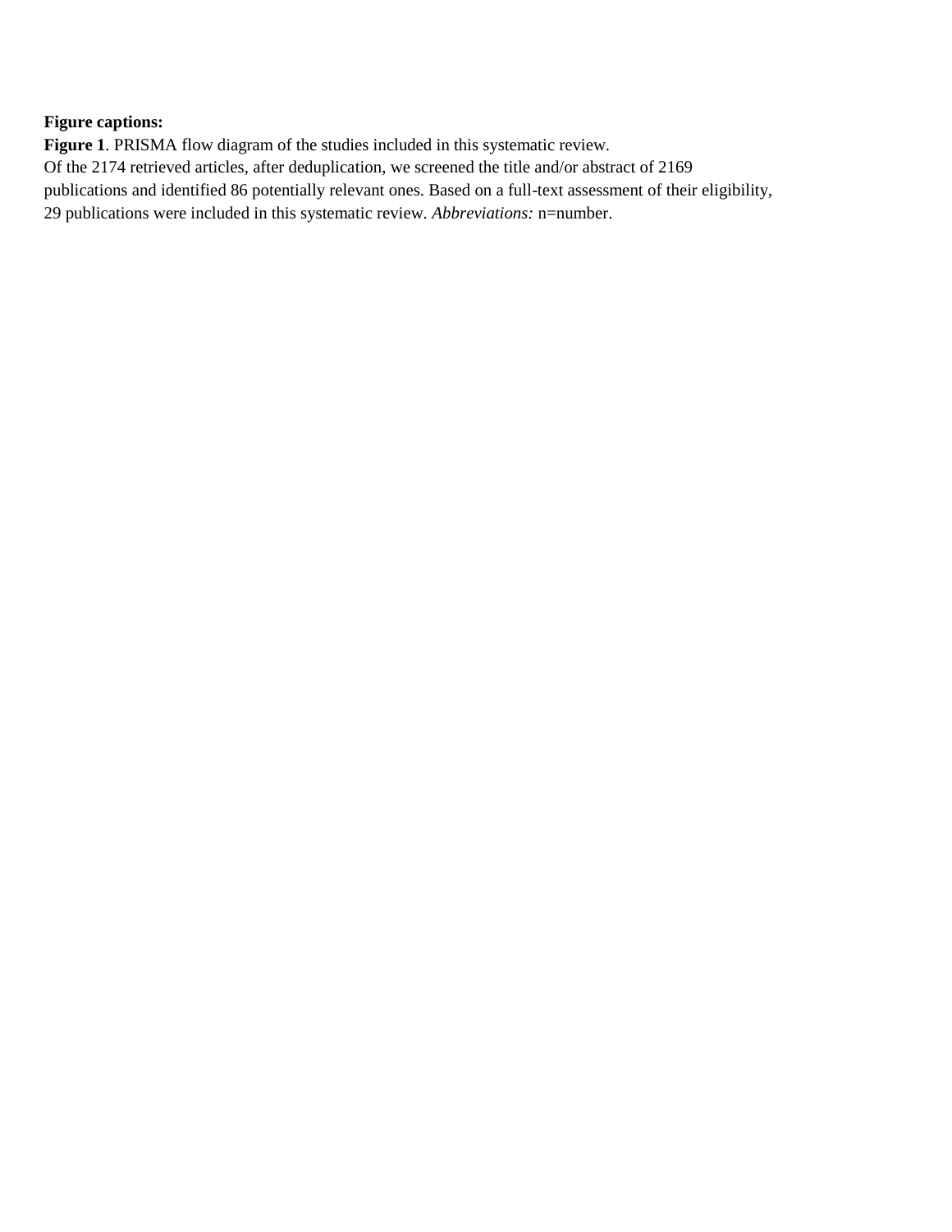**Figure captions:**

**Figure 1**. PRISMA flow diagram of the studies included in this systematic review.
Of the 2174 retrieved articles, after deduplication, we screened the title and/or abstract of 2169 publications and identified 86 potentially relevant ones. Based on a full-text assessment of their eligibility, 29 publications were included in this systematic review. *Abbreviations:* n=number.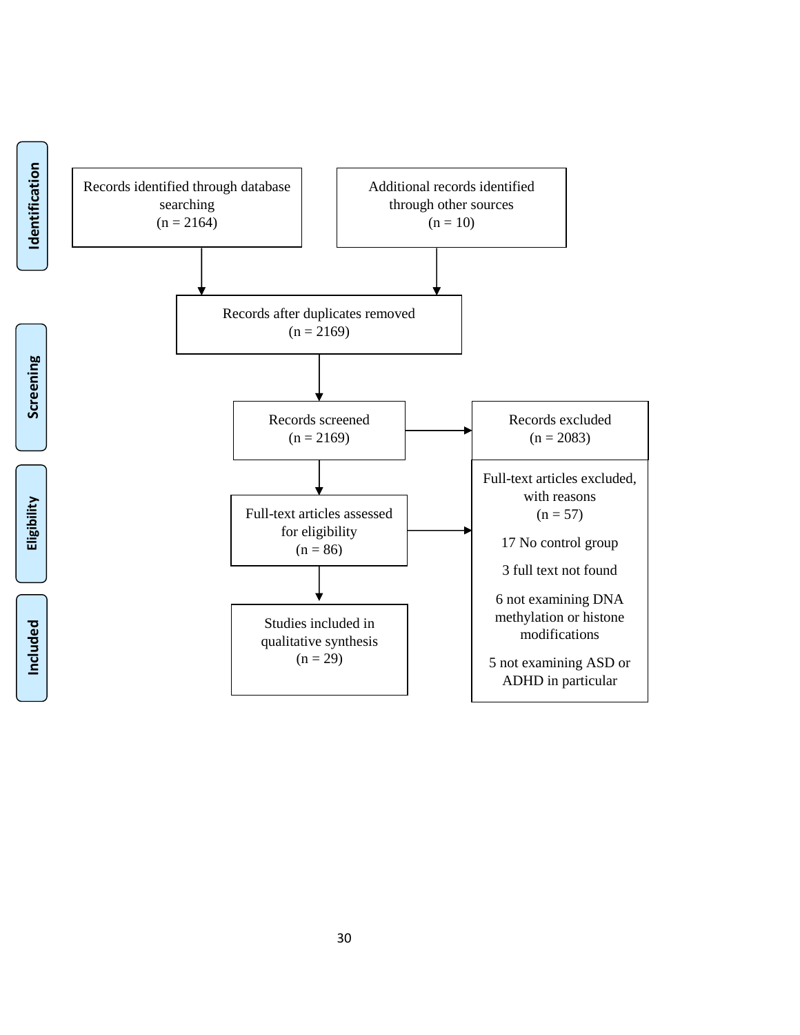**Identification**

Records identified through database searching
(n = 2164)

Additional records identified through other sources
(n = 10)

Records after duplicates removed
(n = 2169)

**Screening**

Records screened
(n = 2169)

Records excluded
(n = 2083)

**Eligibility**

Full-text articles assessed for eligibility
(n = 86)

Full-text articles excluded, with reasons
(n = 57)

17 No control group

3 full text not found

6 not examining DNA methylation or histone modifications

5 not examining ASD or ADHD in particular

**Included**

Studies included in qualitative synthesis
(n = 29)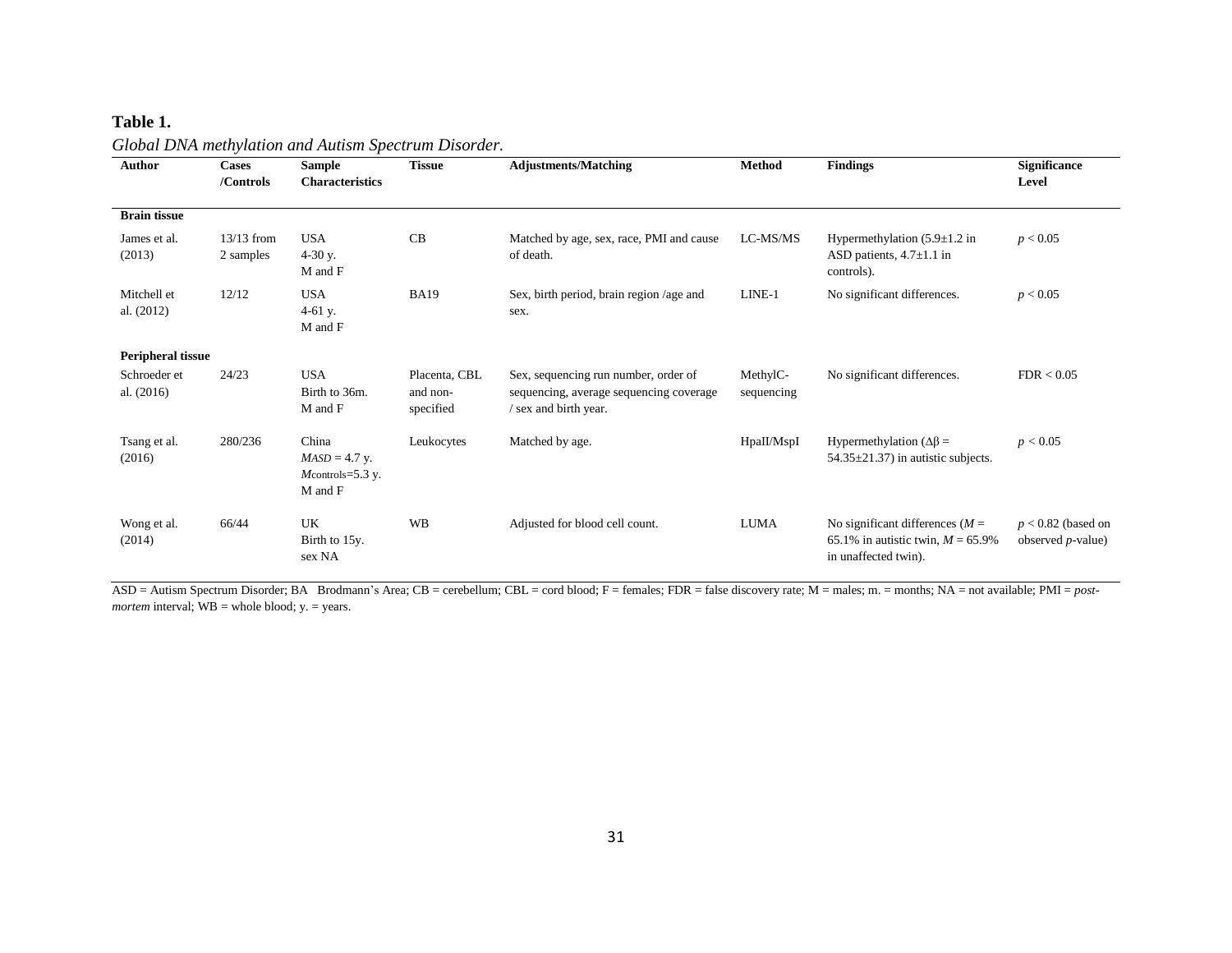**Table 1.**

*Global DNA methylation and Autism Spectrum Disorder.*

| Author | Cases /Controls | Sample Characteristics | Tissue | Adjustments/Matching | Method | Findings | Significance Level |
|---|---|---|---|---|---|---|---|
| **Brain tissue** | | | | | | | |
| James et al. (2013) | 13/13 from 2 samples | USA 4-30 y. M and F | CB | Matched by age, sex, race, PMI and cause of death. | LC-MS/MS | Hypermethylation (5.9±1.2 in ASD patients, 4.7±1.1 in controls). | $p < 0.05$ |
| Mitchell et al. (2012) | 12/12 | USA 4-61 y. M and F | BA19 | Sex, birth period, brain region /age and sex. | LINE-1 | No significant differences. | $p < 0.05$ |
| **Peripheral tissue** | | | | | | | |
| Schroeder et al. (2016) | 24/23 | USA Birth to 36m. M and F | Placenta, CBL and non-specified | Sex, sequencing run number, order of sequencing, average sequencing coverage / sex and birth year. | MethylC-sequencing | No significant differences. | FDR < 0.05 |
| Tsang et al. (2016) | 280/236 | China $M_{ASD}$ = 4.7 y. $M_{controls}$=5.3 y. M and F | Leukocytes | Matched by age. | HpaII/MspI | Hypermethylation ($\Delta\beta$ = 54.35±21.37) in autistic subjects. | $p < 0.05$ |
| Wong et al. (2014) | 66/44 | UK Birth to 15y. sex NA | WB | Adjusted for blood cell count. | LUMA | No significant differences (*M* = 65.1% in autistic twin, *M* = 65.9% in unaffected twin). | $p < 0.82$ (based on observed *p*-value) |

ASD = Autism Spectrum Disorder; BA Brodmann's Area; CB = cerebellum; CBL = cord blood; F = females; FDR = false discovery rate; M = males; m. = months; NA = not available; PMI = *post-mortem* interval; WB = whole blood; y. = years.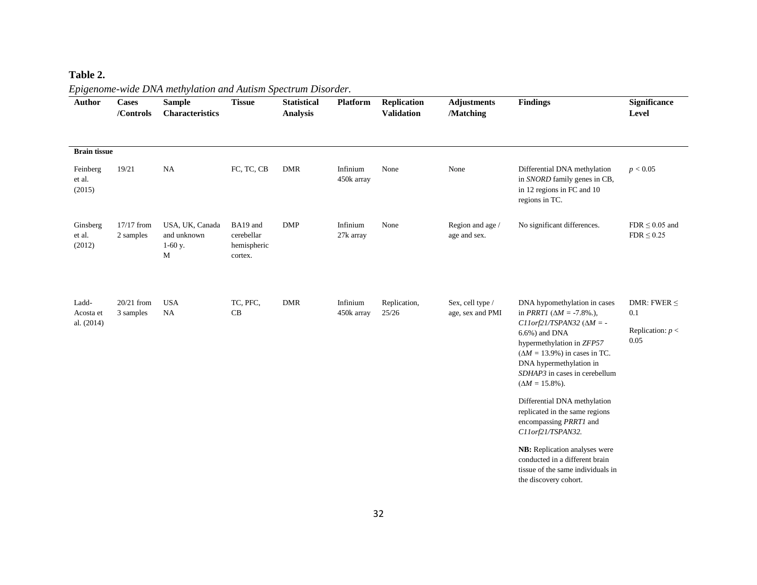**Table 2.**

*Epigenome-wide DNA methylation and Autism Spectrum Disorder.*

| Author | Cases /Controls | Sample Characteristics | Tissue | Statistical Analysis | Platform | Replication Validation | Adjustments /Matching | Findings | Significance Level |
|---|---|---|---|---|---|---|---|---|---|
| **Brain tissue** | | | | | | | | | |
| Feinberg et al. (2015) | 19/21 | NA | FC, TC, CB | DMR | Infinium 450k array | None | None | Differential DNA methylation in *SNORD* family genes in CB, in 12 regions in FC and 10 regions in TC. | $p < 0.05$ |
| Ginsberg et al. (2012) | 17/17 from 2 samples | USA, UK, Canada and unknown 1-60 y. M | BA19 and cerebellar hemispheric cortex. | DMP | Infinium 27k array | None | Region and age / age and sex. | No significant differences. | FDR $\leq 0.05$ and FDR $\leq 0.25$ |
| Ladd-Acosta et al. (2014) | 20/21 from 3 samples | USA NA | TC, PFC, CB | DMR | Infinium 450k array | Replication, 25/26 | Sex, cell type / age, sex and PMI | DNA hypomethylation in cases in *PRRT1* ($\Delta M$ = -7.8%.), *C11orf21/TSPAN32* ($\Delta M$ = -6.6%) and DNA hypermethylation in *ZFP57* ($\Delta M$ = 13.9%) in cases in TC. DNA hypermethylation in *SDHAP3* in cases in cerebellum ($\Delta M$ = 15.8%).<br><br>Differential DNA methylation replicated in the same regions encompassing *PRRT1* and *C11orf21/TSPAN32.*<br><br>**NB:** Replication analyses were conducted in a different brain tissue of the same individuals in the discovery cohort. | DMR: FWER $\leq$ 0.1<br><br>Replication: $p <$ 0.05 |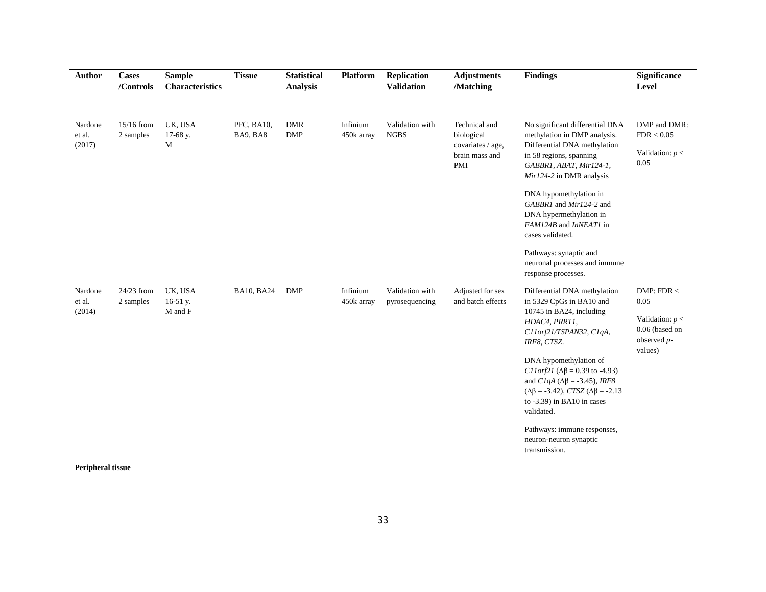| Author | Cases /Controls | Sample Characteristics | Tissue | Statistical Analysis | Platform | Replication Validation | Adjustments /Matching | Findings | Significance Level |
|---|---|---|---|---|---|---|---|---|---|
| Nardone et al. (2017) | 15/16 from 2 samples | UK, USA 17-68 y. M | PFC, BA10, BA9, BA8 | DMR DMP | Infinium 450k array | Validation with NGBS | Technical and biological covariates / age, brain mass and PMI | No significant differential DNA methylation in DMP analysis. Differential DNA methylation in 58 regions, spanning *GABBR1, ABAT, Mir124-1, Mir124-2* in DMR analysis<br><br>DNA hypomethylation in *GABBR1* and *Mir124-2* and DNA hypermethylation in *FAM124B* and *lnNEAT1* in cases validated.<br><br>Pathways: synaptic and neuronal processes and immune response processes. | DMP and DMR: FDR < 0.05<br><br>Validation: $p < 0.05$ |
| Nardone et al. (2014) | 24/23 from 2 samples | UK, USA 16-51 y. M and F | BA10, BA24 | DMP | Infinium 450k array | Validation with pyrosequencing | Adjusted for sex and batch effects | Differential DNA methylation in 5329 CpGs in BA10 and 10745 in BA24, including *HDAC4, PRRT1, C11orf21/TSPAN32, C1qA, IRF8, CTSZ*.<br><br>DNA hypomethylation of *C11orf21* ($\Delta\beta$ = 0.39 to -4.93) and *C1qA* ($\Delta\beta$ = -3.45), *IRF8* ($\Delta\beta$ = -3.42), *CTSZ* ($\Delta\beta$ = -2.13 to -3.39) in BA10 in cases validated.<br><br>Pathways: immune responses, neuron-neuron synaptic transmission. | DMP: FDR < 0.05<br><br>Validation: $p <$ 0.06 (based on observed *p*-values) |

**Peripheral tissue**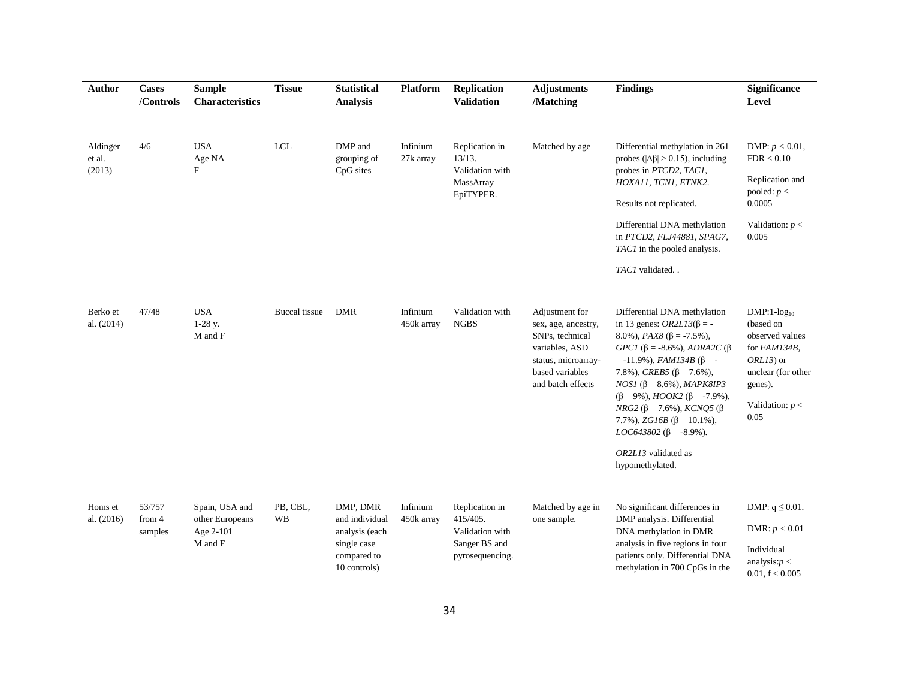| Author | Cases /Controls | Sample Characteristics | Tissue | Statistical Analysis | Platform | Replication Validation | Adjustments /Matching | Findings | Significance Level |
|---|---|---|---|---|---|---|---|---|---|
| Aldinger et al. (2013) | 4/6 | USA<br>Age NA<br>F | LCL | DMP and grouping of CpG sites | Infinium 27k array | Replication in 13/13. Validation with MassArray EpiTYPER. | Matched by age | Differential methylation in 261 probes ($\|\Delta\beta\| > 0.15$), including probes in *PTCD2, TAC1, HOXA11, TCN1, ETNK2*.<br><br>Results not replicated.<br><br>Differential DNA methylation in *PTCD2, FLJ44881, SPAG7, TAC1* in the pooled analysis.<br><br>*TAC1* validated. . | DMP: $p < 0.01$, FDR < 0.10<br><br>Replication and pooled: $p < 0.0005$<br><br>Validation: $p < 0.005$ |
| Berko et al. (2014) | 47/48 | USA<br>1-28 y.<br>M and F | Buccal tissue | DMR | Infinium 450k array | Validation with NGBS | Adjustment for sex, age, ancestry, SNPs, technical variables, ASD status, microarray-based variables and batch effects | Differential DNA methylation in 13 genes: *OR2L13*($\beta$ = -8.0%), *PAX8* ($\beta$ = -7.5%), *GPC1* ($\beta$ = -8.6%), *ADRA2C* ($\beta$ = -11.9%), *FAM134B* ($\beta$ = -7.8%), *CREB5* ($\beta$ = 7.6%), *NOS1* ($\beta$ = 8.6%), *MAPK8IP3* ($\beta$ = 9%), *HOOK2* ($\beta$ = -7.9%), *NRG2* ($\beta$ = 7.6%), *KCNQ5* ($\beta$ = 7.7%), *ZG16B* ($\beta$ = 10.1%), *LOC643802* ($\beta$ = -8.9%).<br><br>*OR2L13* validated as hypomethylated. | DMP:1-$\log_{10}$ (based on observed values for *FAM134B, ORL13*) or unclear (for other genes).<br><br>Validation: $p < 0.05$ |
| Homs et al. (2016) | 53/757 from 4 samples | Spain, USA and other Europeans<br>Age 2-101<br>M and F | PB, CBL, WB | DMP, DMR and individual analysis (each single case compared to 10 controls) | Infinium 450k array | Replication in 415/405. Validation with Sanger BS and pyrosequencing. | Matched by age in one sample. | No significant differences in DMP analysis. Differential DNA methylation in DMR analysis in five regions in four patients only. Differential DNA methylation in 700 CpGs in the | DMP: $q \leq 0.01$.<br><br>DMR: $p < 0.01$<br><br>Individual analysis: $p < 0.01$, $f < 0.005$ |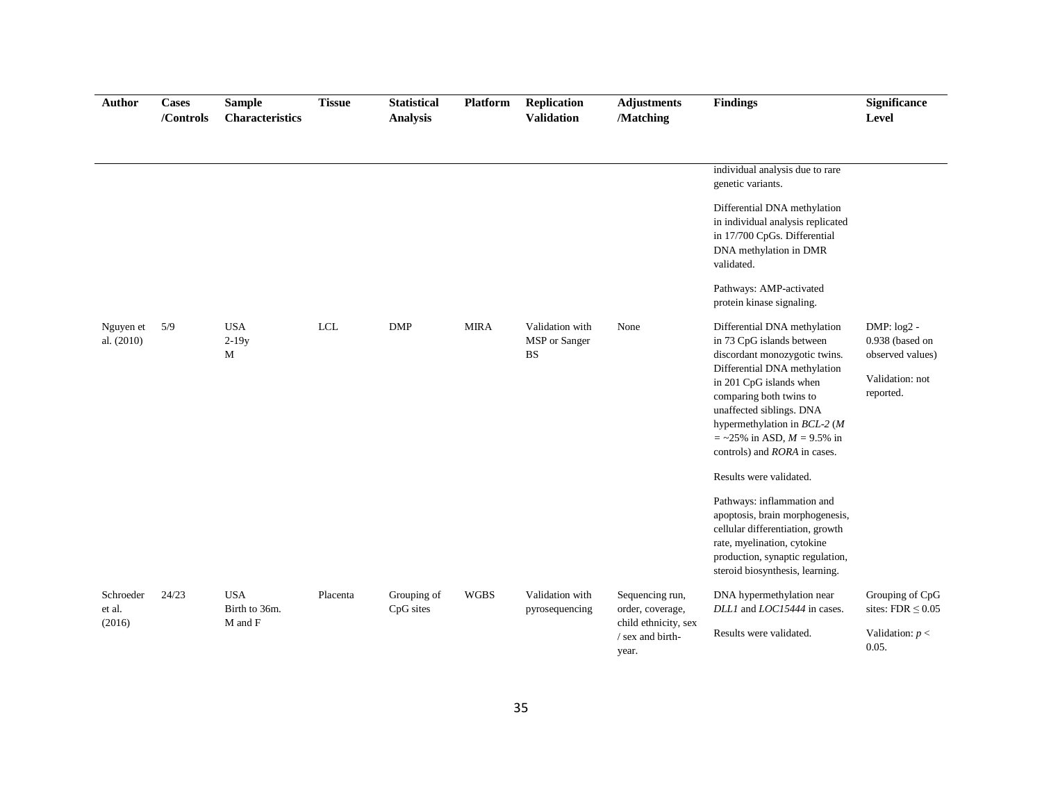| Author | Cases /Controls | Sample Characteristics | Tissue | Statistical Analysis | Platform | Replication Validation | Adjustments /Matching | Findings | Significance Level |
|---|---|---|---|---|---|---|---|---|---|
| | | | | | | | | individual analysis due to rare genetic variants.<br><br>Differential DNA methylation in individual analysis replicated in 17/700 CpGs. Differential DNA methylation in DMR validated.<br><br>Pathways: AMP-activated protein kinase signaling. | |
| Nguyen et al. (2010) | 5/9 | USA<br>2-19y<br>M | LCL | DMP | MIRA | Validation with MSP or Sanger BS | None | Differential DNA methylation in 73 CpG islands between discordant monozygotic twins. Differential DNA methylation in 201 CpG islands when comparing both twins to unaffected siblings. DNA hypermethylation in *BCL-2* ($M$ = ~25% in ASD, $M$ = 9.5% in controls) and *RORA* in cases.<br><br>Results were validated.<br><br>Pathways: inflammation and apoptosis, brain morphogenesis, cellular differentiation, growth rate, myelination, cytokine production, synaptic regulation, steroid biosynthesis, learning. | DMP: log2 - 0.938 (based on observed values)<br><br>Validation: not reported. |
| Schroeder et al. (2016) | 24/23 | USA<br>Birth to 36m.<br>M and F | Placenta | Grouping of CpG sites | WGBS | Validation with pyrosequencing | Sequencing run, order, coverage, child ethnicity, sex / sex and birth-year. | DNA hypermethylation near *DLL1* and *LOC15444* in cases.<br><br>Results were validated. | Grouping of CpG sites: FDR ≤ 0.05<br><br>Validation: $p <$ 0.05. |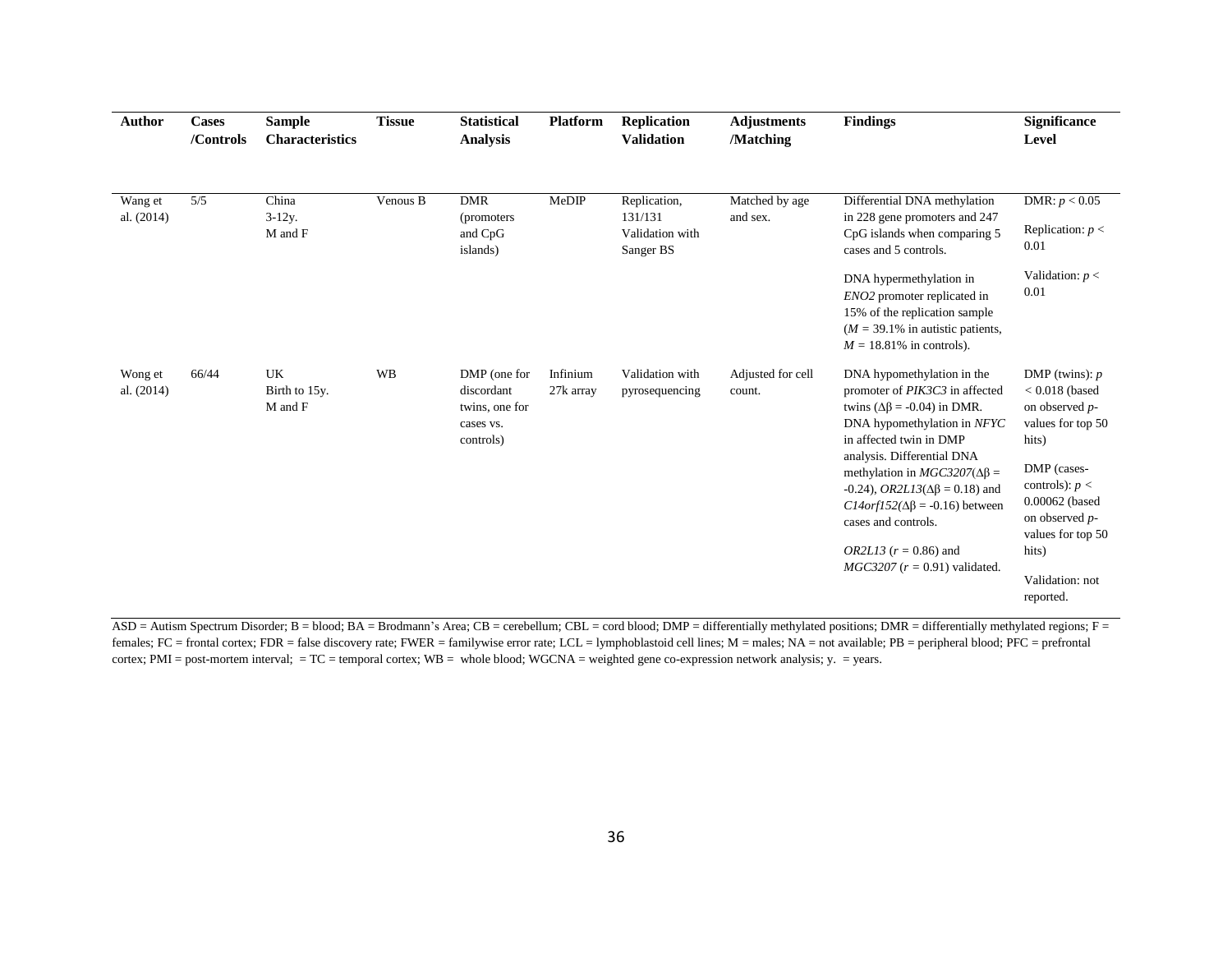| Author | Cases /Controls | Sample Characteristics | Tissue | Statistical Analysis | Platform | Replication Validation | Adjustments /Matching | Findings | Significance Level |
|---|---|---|---|---|---|---|---|---|---|
| Wang et al. (2014) | 5/5 | China 3-12y. M and F | Venous B | DMR (promoters and CpG islands) | MeDIP | Replication, 131/131 Validation with Sanger BS | Matched by age and sex. | Differential DNA methylation in 228 gene promoters and 247 CpG islands when comparing 5 cases and 5 controls. DNA hypermethylation in *ENO2* promoter replicated in 15% of the replication sample ($M$ = 39.1% in autistic patients, $M$ = 18.81% in controls). | DMR: $p < 0.05$ Replication: $p < 0.01$ Validation: $p < 0.01$ |
| Wong et al. (2014) | 66/44 | UK Birth to 15y. M and F | WB | DMP (one for discordant twins, one for cases vs. controls) | Infinium 27k array | Validation with pyrosequencing | Adjusted for cell count. | DNA hypomethylation in the promoter of *PIK3C3* in affected twins ($\Delta\beta$ = -0.04) in DMR. DNA hypomethylation in *NFYC* in affected twin in DMP analysis. Differential DNA methylation in *MGC3207*($\Delta\beta$ = -0.24), *OR2L13*($\Delta\beta$ = 0.18) and *C14orf152*($\Delta\beta$ = -0.16) between cases and controls. *OR2L13* ($r$ = 0.86) and *MGC3207* ($r$ = 0.91) validated. | DMP (twins): $p < 0.018$ (based on observed $p$-values for top 50 hits) DMP (cases-controls): $p < 0.00062$ (based on observed $p$-values for top 50 hits) Validation: not reported. |

ASD = Autism Spectrum Disorder; B = blood; BA = Brodmann's Area; CB = cerebellum; CBL = cord blood; DMP = differentially methylated positions; DMR = differentially methylated regions; F = females; FC = frontal cortex; FDR = false discovery rate; FWER = familywise error rate; LCL = lymphoblastoid cell lines; M = males; NA = not available; PB = peripheral blood; PFC = prefrontal cortex; PMI = post-mortem interval; = TC = temporal cortex; WB = whole blood; WGCNA = weighted gene co-expression network analysis; y. = years.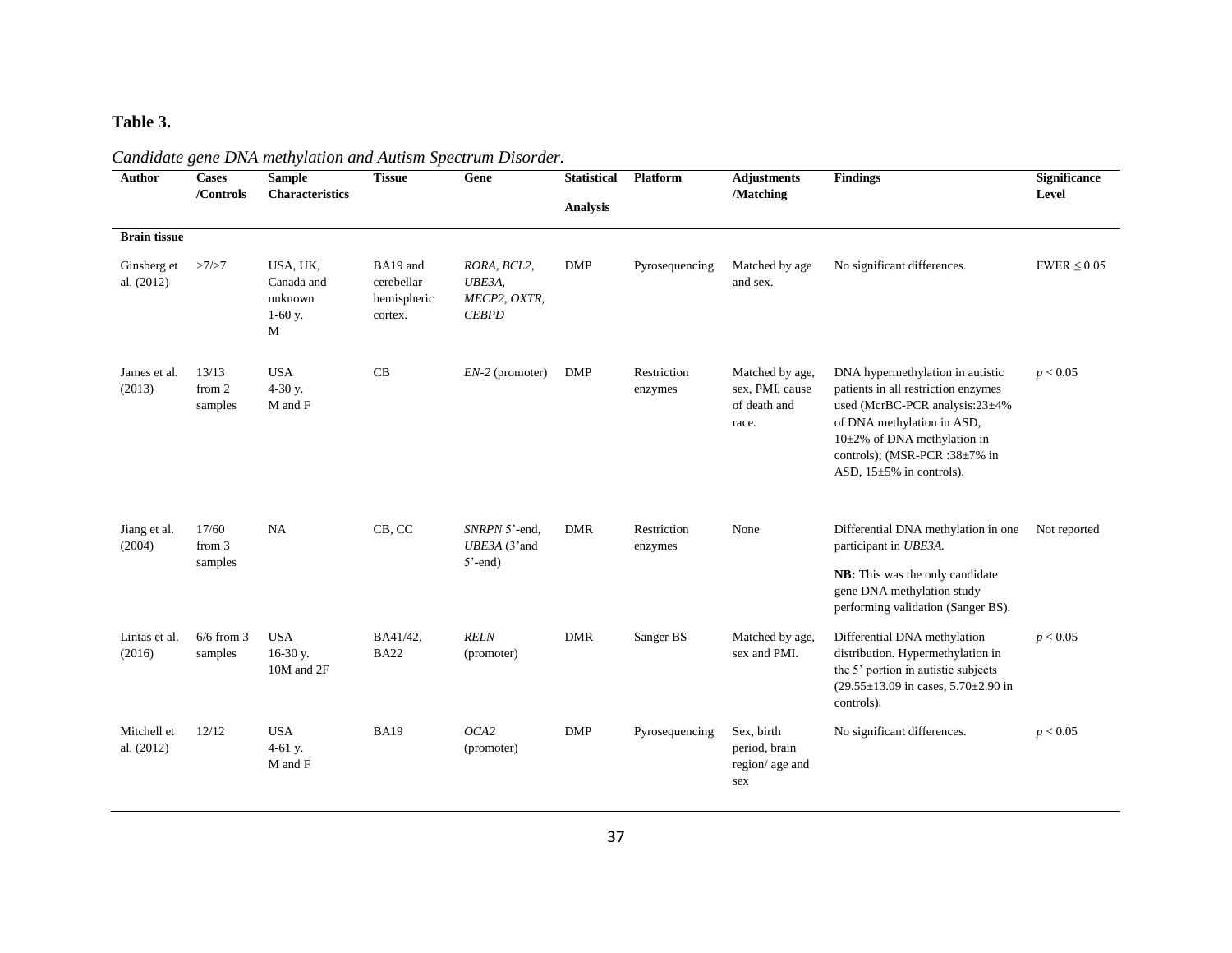**Table 3.**

*Candidate gene DNA methylation and Autism Spectrum Disorder.*

| Author | Cases /Controls | Sample Characteristics | Tissue | Gene | Statistical Analysis | Platform | Adjustments /Matching | Findings | Significance Level |
|---|---|---|---|---|---|---|---|---|---|
| **Brain tissue** | | | | | | | | | |
| Ginsberg et al. (2012) | >7/>7 | USA, UK, Canada and unknown 1-60 y. M | BA19 and cerebellar hemispheric cortex. | *RORA, BCL2, UBE3A, MECP2, OXTR, CEBPD* | DMP | Pyrosequencing | Matched by age and sex. | No significant differences. | FWER ≤ 0.05 |
| James et al. (2013) | 13/13 from 2 samples | USA 4-30 y. M and F | CB | *EN-2* (promoter) | DMP | Restriction enzymes | Matched by age, sex, PMI, cause of death and race. | DNA hypermethylation in autistic patients in all restriction enzymes used (McrBC-PCR analysis:23±4% of DNA methylation in ASD, 10±2% of DNA methylation in controls); (MSR-PCR :38±7% in ASD, 15±5% in controls). | $p < 0.05$ |
| Jiang et al. (2004) | 17/60 from 3 samples | NA | CB, CC | *SNRPN* 5'-end, *UBE3A* (3'and 5'-end) | DMR | Restriction enzymes | None | Differential DNA methylation in one participant in *UBE3A*. **NB:** This was the only candidate gene DNA methylation study performing validation (Sanger BS). | Not reported |
| Lintas et al. (2016) | 6/6 from 3 samples | USA 16-30 y. 10M and 2F | BA41/42, BA22 | *RELN* (promoter) | DMR | Sanger BS | Matched by age, sex and PMI. | Differential DNA methylation distribution. Hypermethylation in the 5' portion in autistic subjects (29.55±13.09 in cases, 5.70±2.90 in controls). | $p < 0.05$ |
| Mitchell et al. (2012) | 12/12 | USA 4-61 y. M and F | BA19 | *OCA2* (promoter) | DMP | Pyrosequencing | Sex, birth period, brain region/ age and sex | No significant differences. | $p < 0.05$ |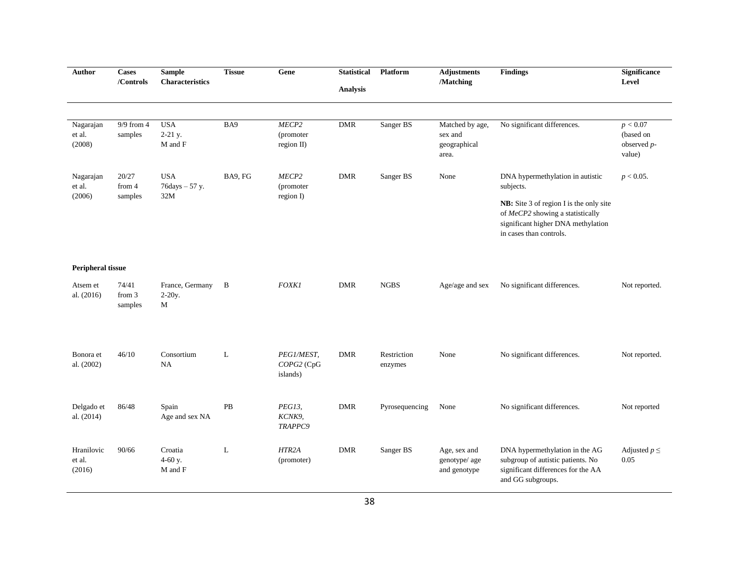| Author | Cases /Controls | Sample Characteristics | Tissue | Gene | Statistical Analysis | Platform | Adjustments /Matching | Findings | Significance Level |
|---|---|---|---|---|---|---|---|---|---|
| Nagarajan et al. (2008) | 9/9 from 4 samples | USA<br>2-21 y.<br>M and F | BA9 | *MECP2* (promoter region II) | DMR | Sanger BS | Matched by age, sex and geographical area. | No significant differences. | $p < 0.07$ (based on observed $p$-value) |
| Nagarajan et al. (2006) | 20/27 from 4 samples | USA<br>76days – 57 y.<br>32M | BA9, FG | *MECP2* (promoter region I) | DMR | Sanger BS | None | DNA hypermethylation in autistic subjects.<br>**NB:** Site 3 of region I is the only site of *MeCP2* showing a statistically significant higher DNA methylation in cases than controls. | $p < 0.05$. |
| **Peripheral tissue** | | | | | | | | | |
| Atsem et al. (2016) | 74/41 from 3 samples | France, Germany<br>2-20y.<br>M | B | *FOXK1* | DMR | NGBS | Age/age and sex | No significant differences. | Not reported. |
| Bonora et al. (2002) | 46/10 | Consortium<br>NA | L | *PEG1/MEST, COPG2* (CpG islands) | DMR | Restriction enzymes | None | No significant differences. | Not reported. |
| Delgado et al. (2014) | 86/48 | Spain<br>Age and sex NA | PB | *PEG13, KCNK9, TRAPPC9* | DMR | Pyrosequencing | None | No significant differences. | Not reported |
| Hranilovic et al. (2016) | 90/66 | Croatia<br>4-60 y.<br>M and F | L | *HTR2A* (promoter) | DMR | Sanger BS | Age, sex and genotype/ age and genotype | DNA hypermethylation in the AG subgroup of autistic patients. No significant differences for the AA and GG subgroups. | Adjusted $p \leq 0.05$ |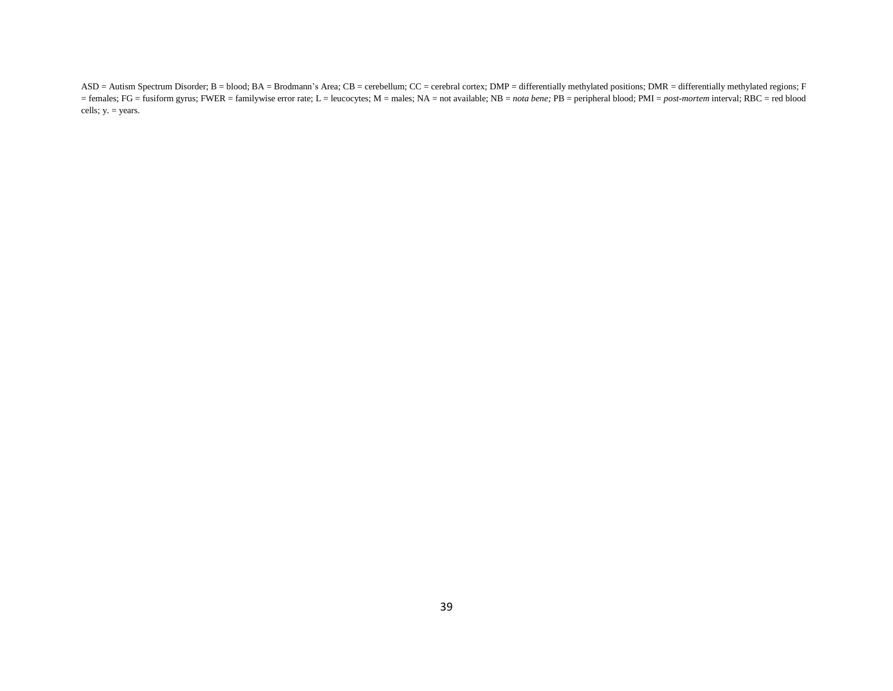ASD = Autism Spectrum Disorder; B = blood; BA = Brodmann's Area; CB = cerebellum; CC = cerebral cortex; DMP = differentially methylated positions; DMR = differentially methylated regions; F = females; FG = fusiform gyrus; FWER = familywise error rate; L = leucocytes; M = males; NA = not available; NB = *nota bene;* PB = peripheral blood; PMI = *post-mortem* interval; RBC = red blood cells; y. = years.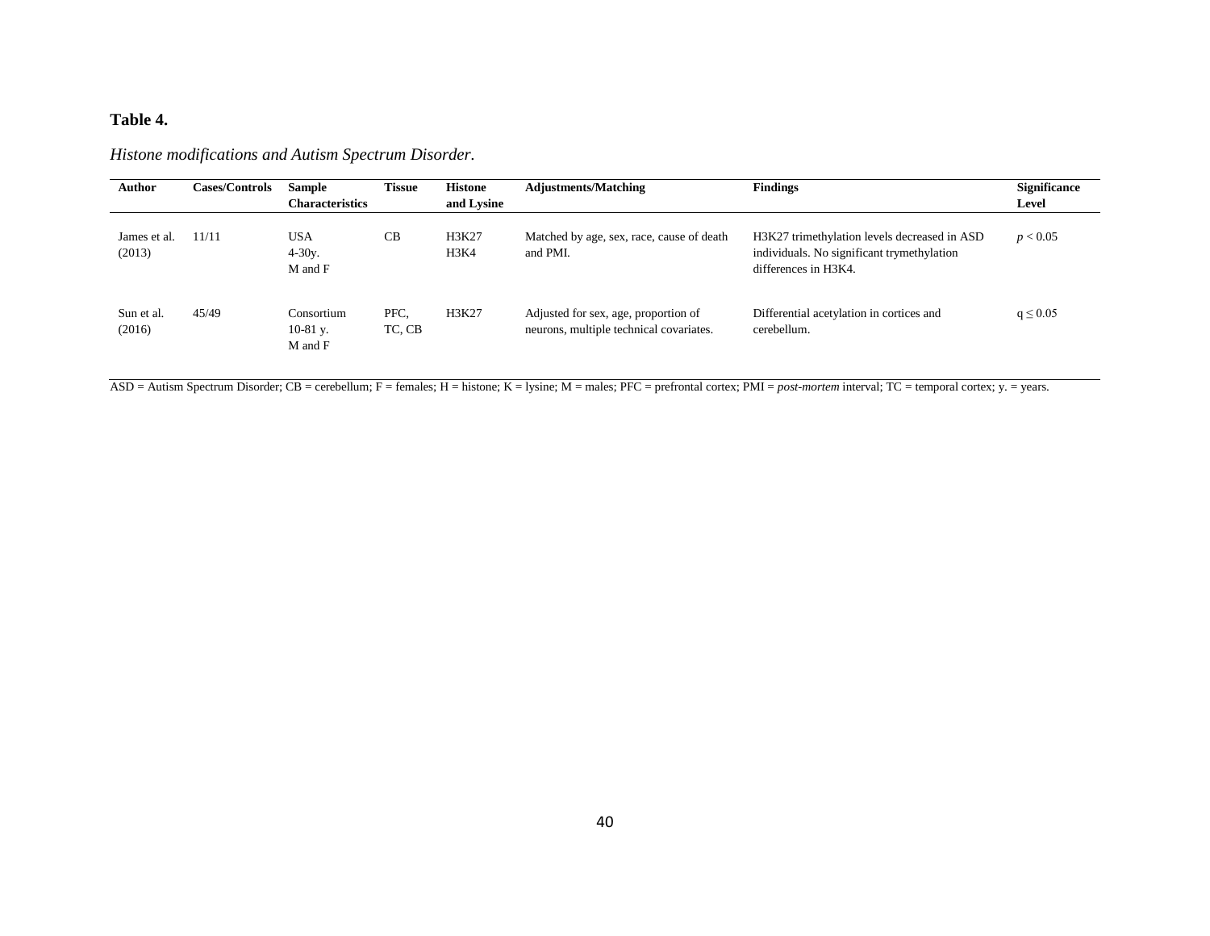**Table 4.**

*Histone modifications and Autism Spectrum Disorder.*

| Author | Cases/Controls | Sample Characteristics | Tissue | Histone and Lysine | Adjustments/Matching | Findings | Significance Level |
|---|---|---|---|---|---|---|---|
| James et al. (2013) | 11/11 | USA<br>4-30y.<br>M and F | CB | H3K27<br>H3K4 | Matched by age, sex, race, cause of death and PMI. | H3K27 trimethylation levels decreased in ASD individuals. No significant trymethylation differences in H3K4. | $p < 0.05$ |
| Sun et al. (2016) | 45/49 | Consortium<br>10-81 y.<br>M and F | PFC, TC, CB | H3K27 | Adjusted for sex, age, proportion of neurons, multiple technical covariates. | Differential acetylation in cortices and cerebellum. | $q \leq 0.05$ |

ASD = Autism Spectrum Disorder; CB = cerebellum; F = females; H = histone; K = lysine; M = males; PFC = prefrontal cortex; PMI = *post-mortem* interval; TC = temporal cortex; y. = years.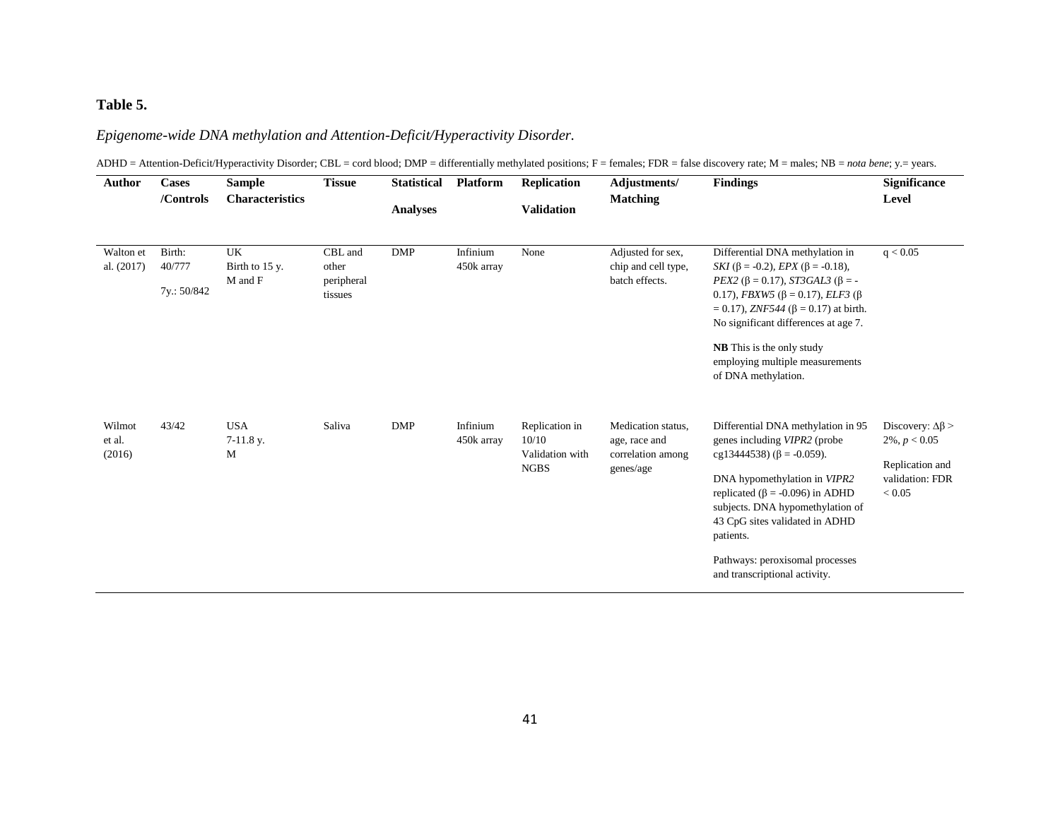**Table 5.**

*Epigenome-wide DNA methylation and Attention-Deficit/Hyperactivity Disorder.*

ADHD = Attention-Deficit/Hyperactivity Disorder; CBL = cord blood; DMP = differentially methylated positions; F = females; FDR = false discovery rate; M = males; NB = *nota bene*; y.= years.

| Author | Cases /Controls | Sample Characteristics | Tissue | Statistical Analyses | Platform | Replication Validation | Adjustments/ Matching | Findings | Significance Level |
|---|---|---|---|---|---|---|---|---|---|
| Walton et al. (2017) | Birth: 40/777<br><br>7y.: 50/842 | UK<br>Birth to 15 y.<br>M and F | CBL and other peripheral tissues | DMP | Infinium 450k array | None | Adjusted for sex, chip and cell type, batch effects. | Differential DNA methylation in *SKI* ($\beta$ = -0.2), *EPX* ($\beta$ = -0.18), *PEX2* ($\beta$ = 0.17), *ST3GAL3* ($\beta$ = -0.17), *FBXW5* ($\beta$ = 0.17), *ELF3* ($\beta$ = 0.17), *ZNF544* ($\beta$ = 0.17) at birth. No significant differences at age 7.<br><br>**NB** This is the only study employing multiple measurements of DNA methylation. | $q < 0.05$ |
| Wilmot et al. (2016) | 43/42 | USA<br>7-11.8 y.<br>M | Saliva | DMP | Infinium 450k array | Replication in 10/10<br>Validation with NGBS | Medication status, age, race and correlation among genes/age | Differential DNA methylation in 95 genes including *VIPR2* (probe cg13444538) ($\beta$ = -0.059).<br><br>DNA hypomethylation in *VIPR2* replicated ($\beta$ = -0.096) in ADHD subjects. DNA hypomethylation of 43 CpG sites validated in ADHD patients.<br><br>Pathways: peroxisomal processes and transcriptional activity. | Discovery: $\Delta\beta >$ 2%, $p < 0.05$<br><br>Replication and validation: FDR $< 0.05$ |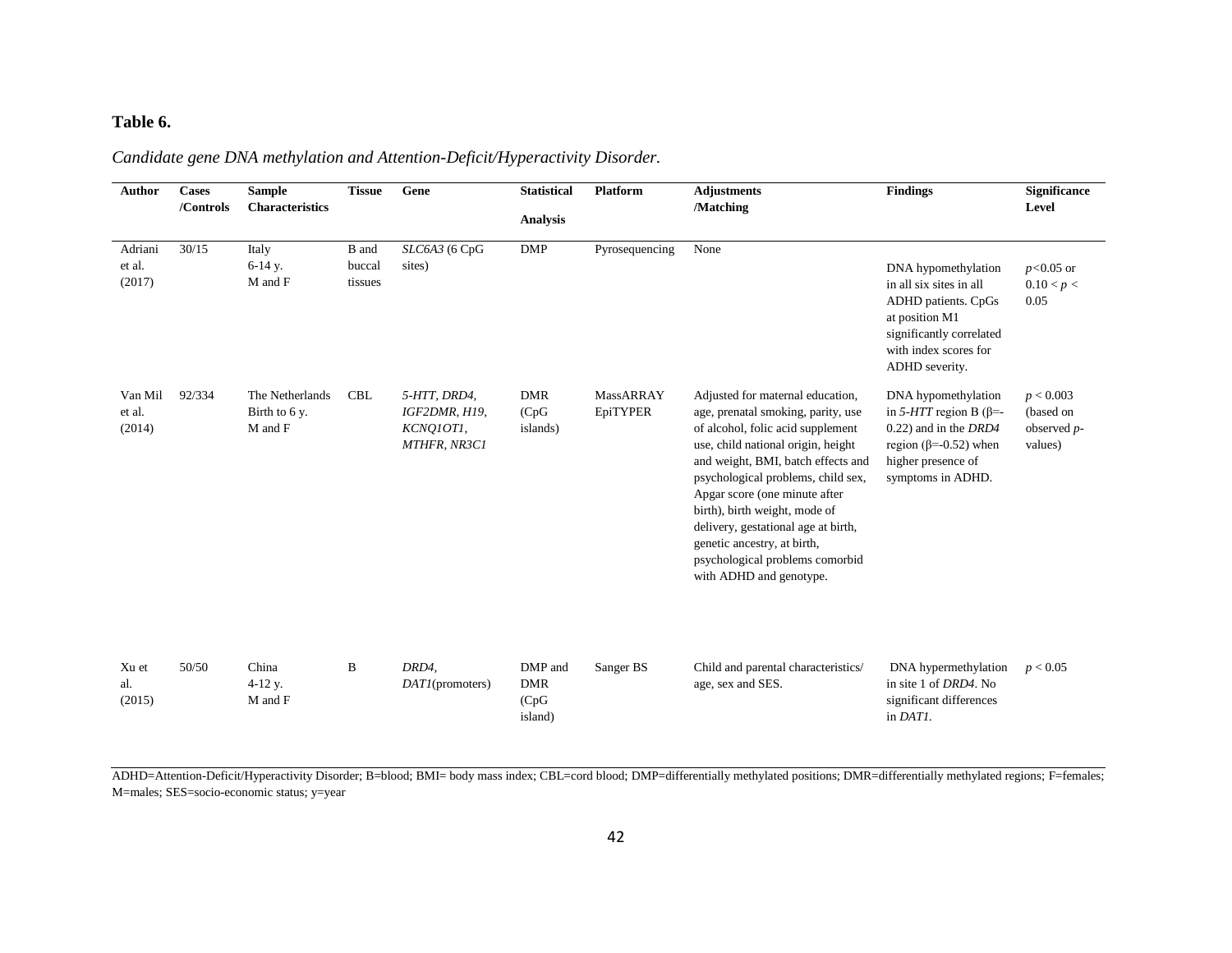**Table 6.**

*Candidate gene DNA methylation and Attention-Deficit/Hyperactivity Disorder.*

| Author | Cases /Controls | Sample Characteristics | Tissue | Gene | Statistical Analysis | Platform | Adjustments /Matching | Findings | Significance Level |
|---|---|---|---|---|---|---|---|---|---|
| Adriani et al. (2017) | 30/15 | Italy 6-14 y. M and F | B and buccal tissues | *SLC6A3* (6 CpG sites) | DMP | Pyrosequencing | None | DNA hypomethylation in all six sites in all ADHD patients. CpGs at position M1 significantly correlated with index scores for ADHD severity. | $p<0.05$ or $0.10 < p < 0.05$ |
| Van Mil et al. (2014) | 92/334 | The Netherlands Birth to 6 y. M and F | CBL | *5-HTT, DRD4, IGF2DMR, H19, KCNQ1OT1, MTHFR, NR3C1* | DMR (CpG islands) | MassARRAY EpiTYPER | Adjusted for maternal education, age, prenatal smoking, parity, use of alcohol, folic acid supplement use, child national origin, height and weight, BMI, batch effects and psychological problems, child sex, Apgar score (one minute after birth), birth weight, mode of delivery, gestational age at birth, genetic ancestry, at birth, psychological problems comorbid with ADHD and genotype. | DNA hypomethylation in *5-HTT* region B ($\beta$=-0.22) and in the *DRD4* region ($\beta$=-0.52) when higher presence of symptoms in ADHD. | $p < 0.003$ (based on observed *p*-values) |
| Xu et al. (2015) | 50/50 | China 4-12 y. M and F | B | *DRD4, DAT1*(promoters) | DMP and DMR (CpG island) | Sanger BS | Child and parental characteristics/ age, sex and SES. | DNA hypermethylation in site 1 of *DRD4*. No significant differences in *DAT1*. | $p < 0.05$ |

ADHD=Attention-Deficit/Hyperactivity Disorder; B=blood; BMI= body mass index; CBL=cord blood; DMP=differentially methylated positions; DMR=differentially methylated regions; F=females; M=males; SES=socio-economic status; y=year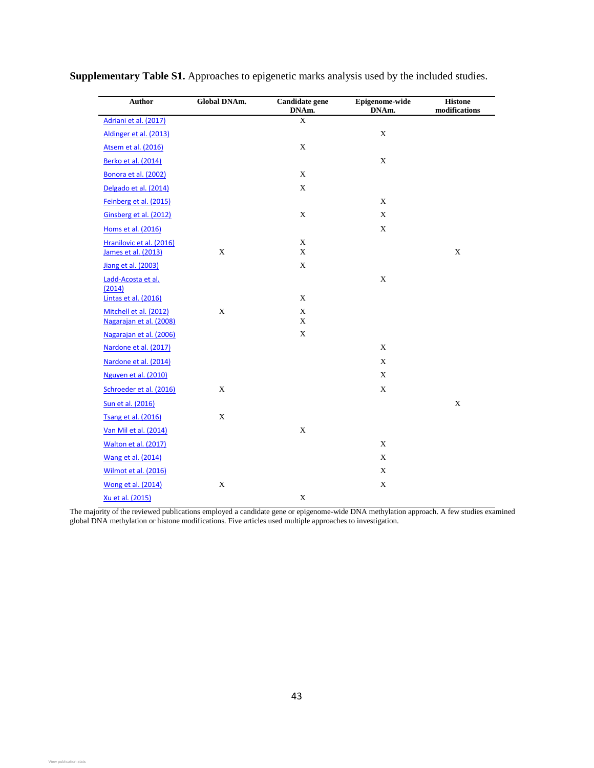**Supplementary Table S1.** Approaches to epigenetic marks analysis used by the included studies.

| Author | Global DNAm. | Candidate gene DNAm. | Epigenome-wide DNAm. | Histone modifications |
|---|---|---|---|---|
| Adriani et al. (2017) | | X | | |
| Aldinger et al. (2013) | | | X | |
| Atsem et al. (2016) | | X | | |
| Berko et al. (2014) | | | X | |
| Bonora et al. (2002) | | X | | |
| Delgado et al. (2014) | | X | | |
| Feinberg et al. (2015) | | | X | |
| Ginsberg et al. (2012) | | X | X | |
| Homs et al. (2016) | | | X | |
| Hranilovic et al. (2016) | | X | | |
| James et al. (2013) | X | X | | X |
| Jiang et al. (2003) | | X | | |
| Ladd-Acosta et al. (2014) | | | X | |
| Lintas et al. (2016) | | X | | |
| Mitchell et al. (2012) | X | X | | |
| Nagarajan et al. (2008) | | X | | |
| Nagarajan et al. (2006) | | X | | |
| Nardone et al. (2017) | | | X | |
| Nardone et al. (2014) | | | X | |
| Nguyen et al. (2010) | | | X | |
| Schroeder et al. (2016) | X | | X | |
| Sun et al. (2016) | | | | X |
| Tsang et al. (2016) | X | | | |
| Van Mil et al. (2014) | | X | | |
| Walton et al. (2017) | | | X | |
| Wang et al. (2014) | | | X | |
| Wilmot et al. (2016) | | | X | |
| Wong et al. (2014) | X | | X | |
| Xu et al. (2015) | | X | | |

The majority of the reviewed publications employed a candidate gene or epigenome-wide DNA methylation approach. A few studies examined global DNA methylation or histone modifications. Five articles used multiple approaches to investigation.